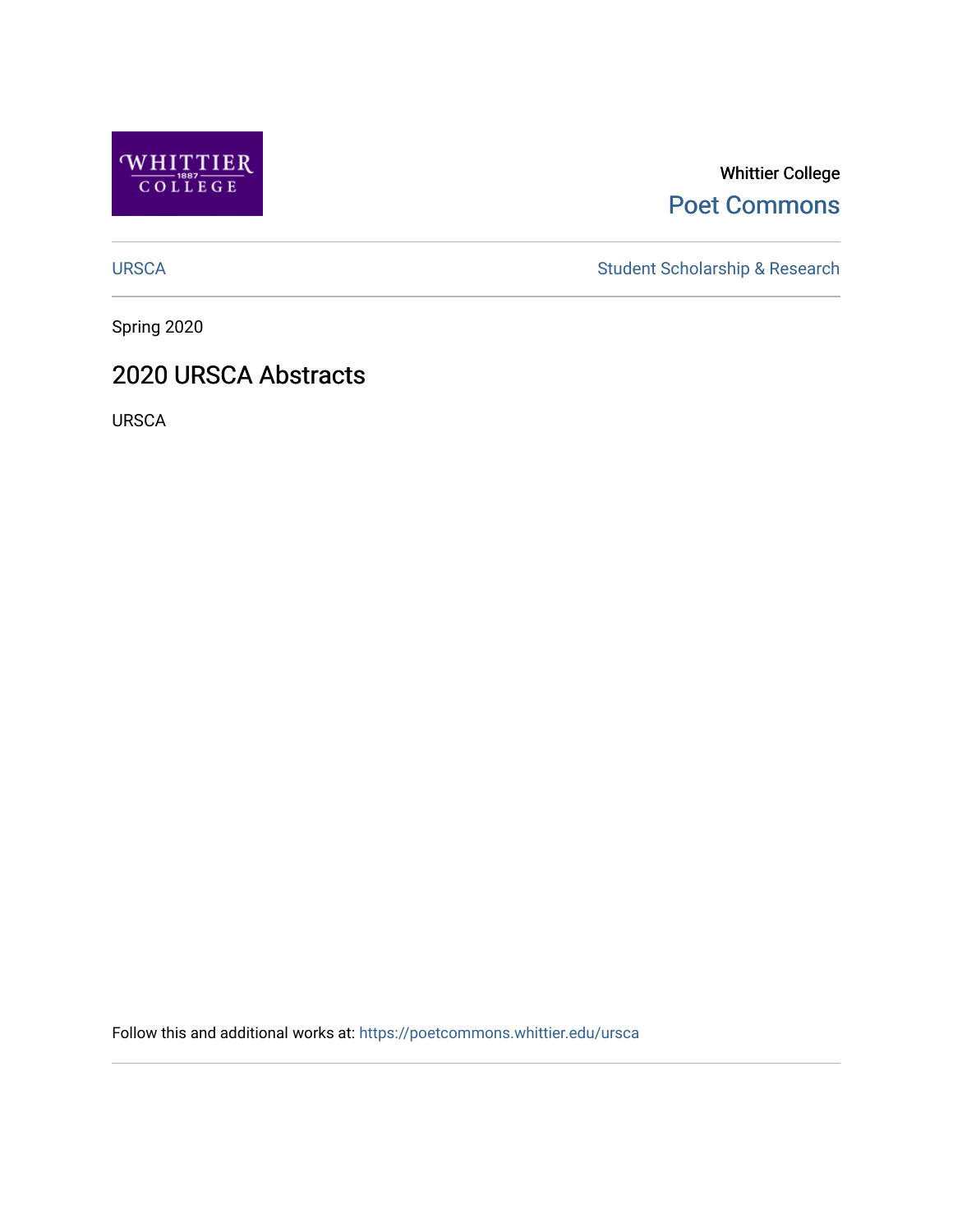Whittier College

Poet Commons

URSCA | Student Scholarship & Research

Spring 2020

# 2020 URSCA Abstracts

URSCA

Follow this and additional works at: https://poetcommons.whittier.edu/ursca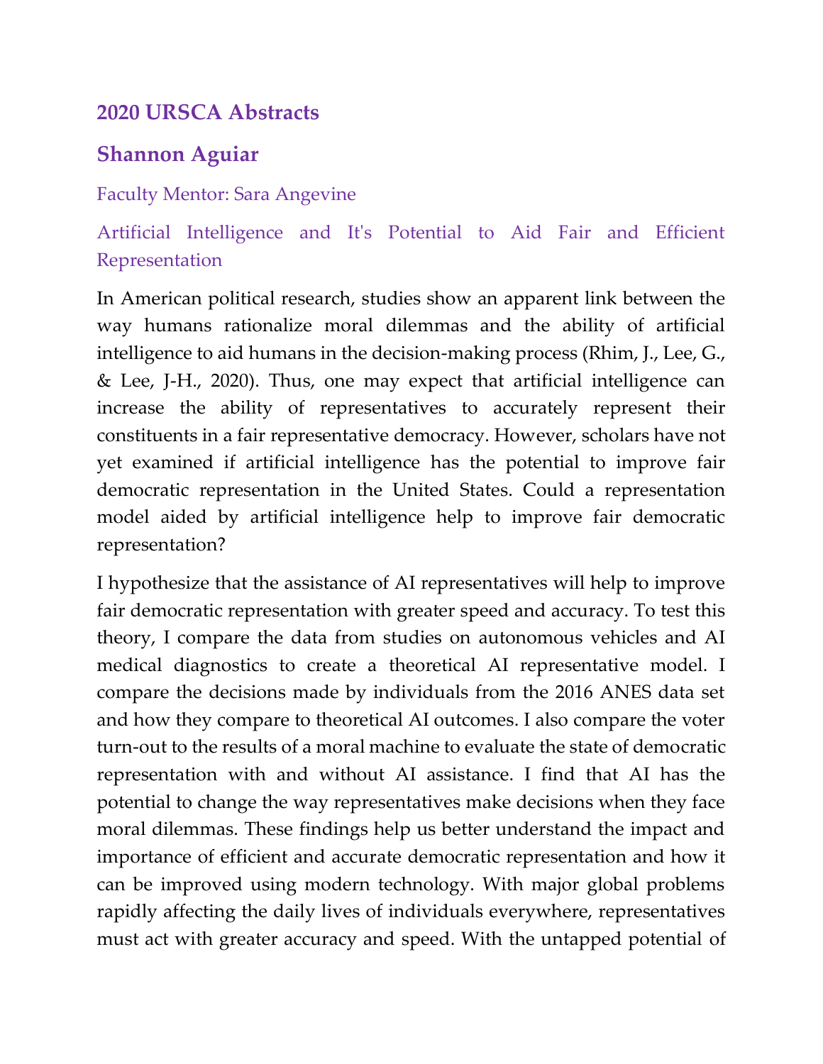# 2020 URSCA Abstracts

## Shannon Aguiar

Faculty Mentor: Sara Angevine

### Artificial Intelligence and It's Potential to Aid Fair and Efficient Representation

In American political research, studies show an apparent link between the way humans rationalize moral dilemmas and the ability of artificial intelligence to aid humans in the decision-making process (Rhim, J., Lee, G., & Lee, J-H., 2020). Thus, one may expect that artificial intelligence can increase the ability of representatives to accurately represent their constituents in a fair representative democracy. However, scholars have not yet examined if artificial intelligence has the potential to improve fair democratic representation in the United States. Could a representation model aided by artificial intelligence help to improve fair democratic representation?

I hypothesize that the assistance of AI representatives will help to improve fair democratic representation with greater speed and accuracy. To test this theory, I compare the data from studies on autonomous vehicles and AI medical diagnostics to create a theoretical AI representative model. I compare the decisions made by individuals from the 2016 ANES data set and how they compare to theoretical AI outcomes. I also compare the voter turn-out to the results of a moral machine to evaluate the state of democratic representation with and without AI assistance. I find that AI has the potential to change the way representatives make decisions when they face moral dilemmas. These findings help us better understand the impact and importance of efficient and accurate democratic representation and how it can be improved using modern technology. With major global problems rapidly affecting the daily lives of individuals everywhere, representatives must act with greater accuracy and speed. With the untapped potential of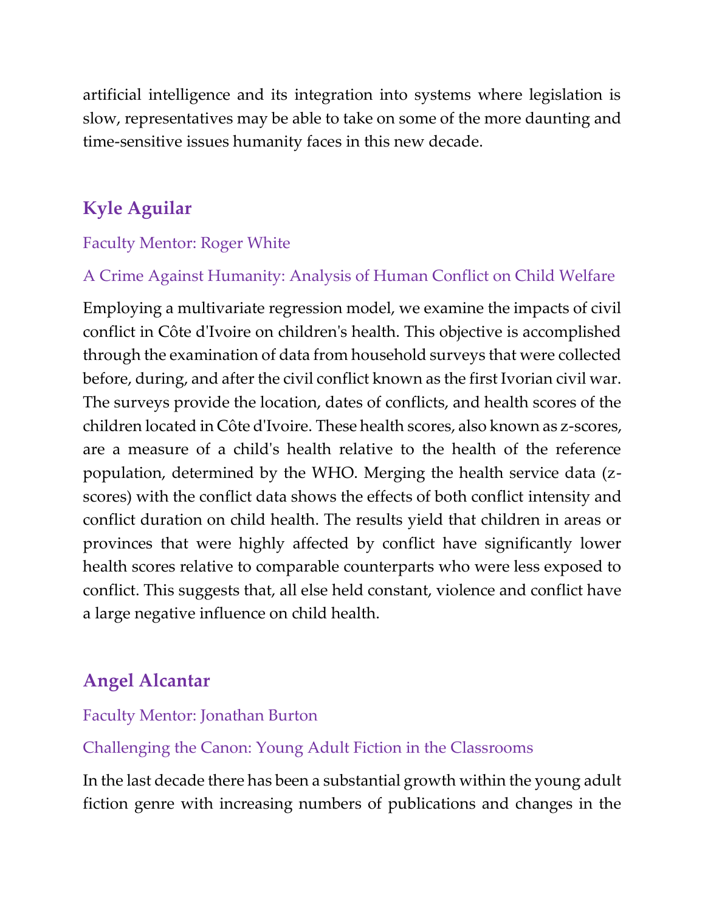artificial intelligence and its integration into systems where legislation is slow, representatives may be able to take on some of the more daunting and time-sensitive issues humanity faces in this new decade.

## Kyle Aguilar

Faculty Mentor: Roger White

A Crime Against Humanity: Analysis of Human Conflict on Child Welfare

Employing a multivariate regression model, we examine the impacts of civil conflict in Côte d'Ivoire on children's health. This objective is accomplished through the examination of data from household surveys that were collected before, during, and after the civil conflict known as the first Ivorian civil war. The surveys provide the location, dates of conflicts, and health scores of the children located in Côte d'Ivoire. These health scores, also known as z-scores, are a measure of a child's health relative to the health of the reference population, determined by the WHO. Merging the health service data (z-scores) with the conflict data shows the effects of both conflict intensity and conflict duration on child health. The results yield that children in areas or provinces that were highly affected by conflict have significantly lower health scores relative to comparable counterparts who were less exposed to conflict. This suggests that, all else held constant, violence and conflict have a large negative influence on child health.

## Angel Alcantar

Faculty Mentor: Jonathan Burton

Challenging the Canon: Young Adult Fiction in the Classrooms

In the last decade there has been a substantial growth within the young adult fiction genre with increasing numbers of publications and changes in the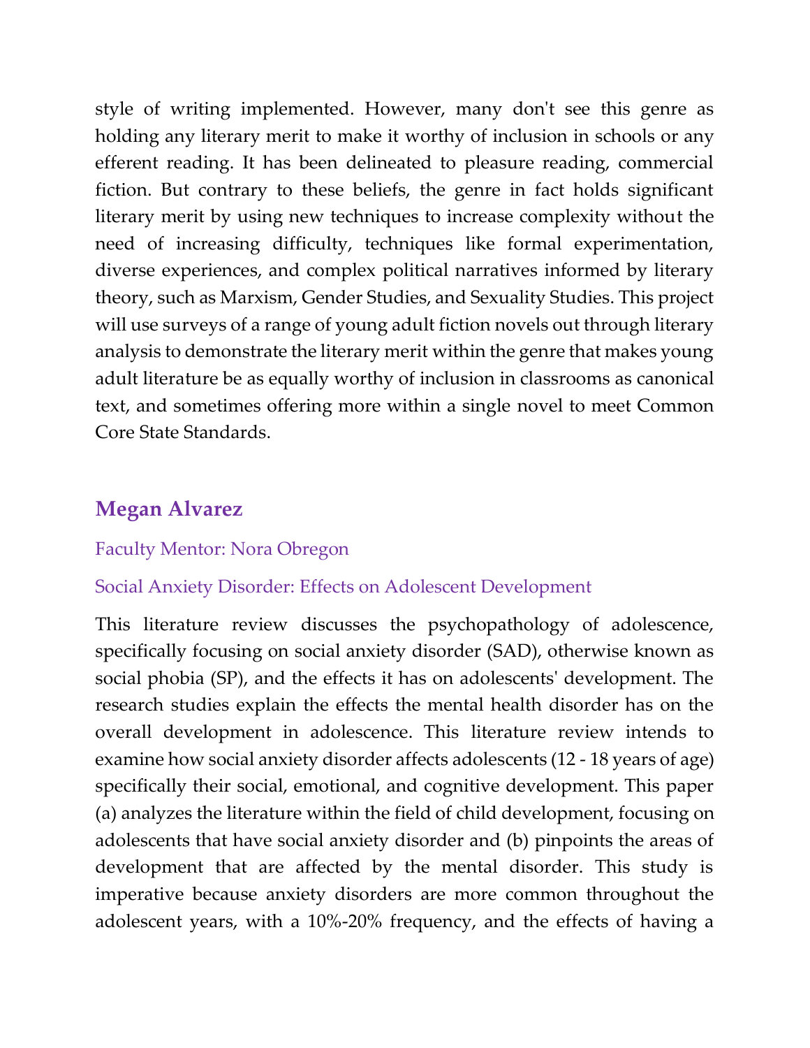style of writing implemented. However, many don't see this genre as holding any literary merit to make it worthy of inclusion in schools or any efferent reading. It has been delineated to pleasure reading, commercial fiction. But contrary to these beliefs, the genre in fact holds significant literary merit by using new techniques to increase complexity without the need of increasing difficulty, techniques like formal experimentation, diverse experiences, and complex political narratives informed by literary theory, such as Marxism, Gender Studies, and Sexuality Studies. This project will use surveys of a range of young adult fiction novels out through literary analysis to demonstrate the literary merit within the genre that makes young adult literature be as equally worthy of inclusion in classrooms as canonical text, and sometimes offering more within a single novel to meet Common Core State Standards.

## Megan Alvarez

Faculty Mentor: Nora Obregon

Social Anxiety Disorder: Effects on Adolescent Development

This literature review discusses the psychopathology of adolescence, specifically focusing on social anxiety disorder (SAD), otherwise known as social phobia (SP), and the effects it has on adolescents' development. The research studies explain the effects the mental health disorder has on the overall development in adolescence. This literature review intends to examine how social anxiety disorder affects adolescents (12 - 18 years of age) specifically their social, emotional, and cognitive development. This paper (a) analyzes the literature within the field of child development, focusing on adolescents that have social anxiety disorder and (b) pinpoints the areas of development that are affected by the mental disorder. This study is imperative because anxiety disorders are more common throughout the adolescent years, with a 10%-20% frequency, and the effects of having a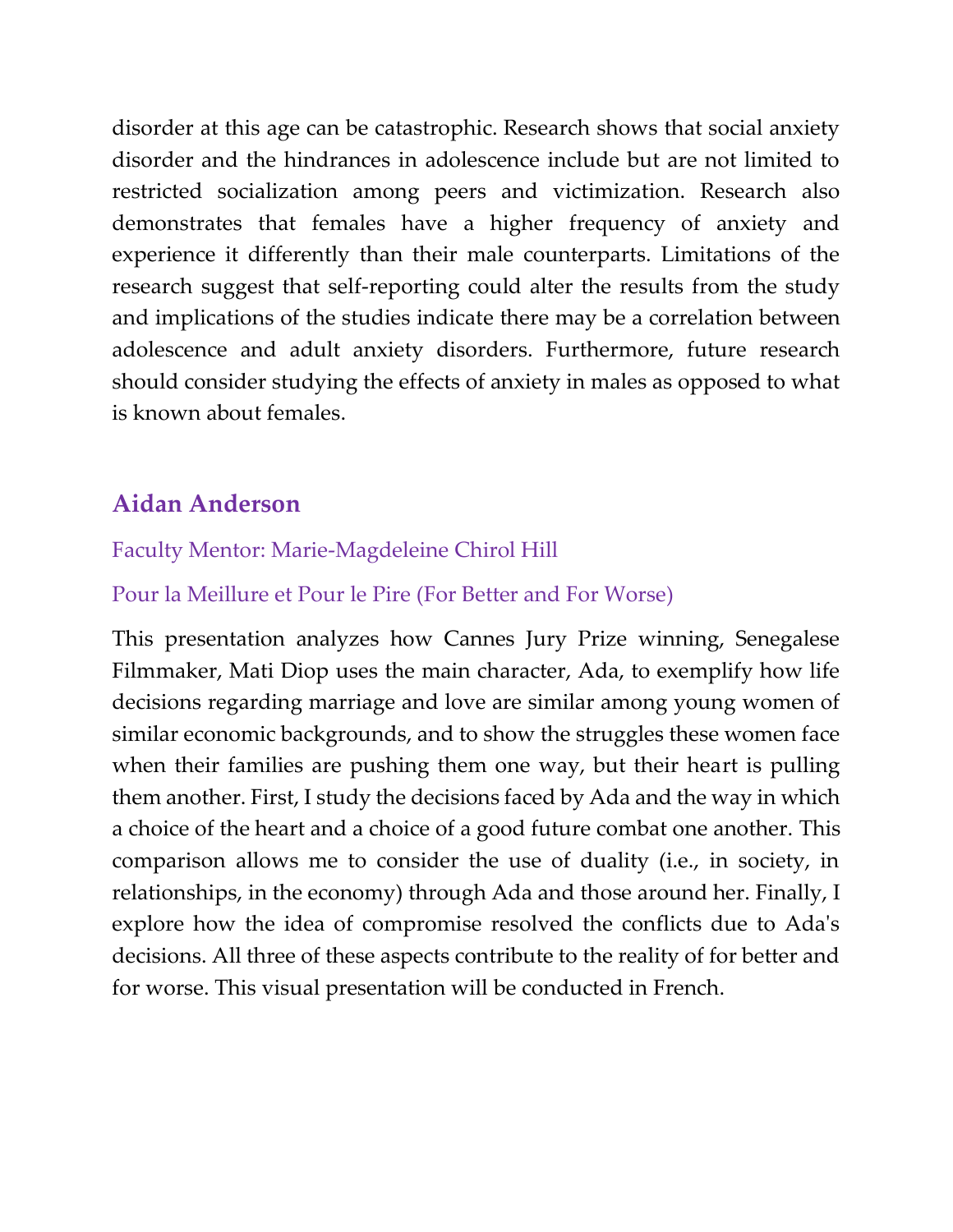disorder at this age can be catastrophic. Research shows that social anxiety disorder and the hindrances in adolescence include but are not limited to restricted socialization among peers and victimization. Research also demonstrates that females have a higher frequency of anxiety and experience it differently than their male counterparts. Limitations of the research suggest that self-reporting could alter the results from the study and implications of the studies indicate there may be a correlation between adolescence and adult anxiety disorders. Furthermore, future research should consider studying the effects of anxiety in males as opposed to what is known about females.

## Aidan Anderson

Faculty Mentor: Marie-Magdeleine Chirol Hill

Pour la Meillure et Pour le Pire (For Better and For Worse)

This presentation analyzes how Cannes Jury Prize winning, Senegalese Filmmaker, Mati Diop uses the main character, Ada, to exemplify how life decisions regarding marriage and love are similar among young women of similar economic backgrounds, and to show the struggles these women face when their families are pushing them one way, but their heart is pulling them another. First, I study the decisions faced by Ada and the way in which a choice of the heart and a choice of a good future combat one another. This comparison allows me to consider the use of duality (i.e., in society, in relationships, in the economy) through Ada and those around her. Finally, I explore how the idea of compromise resolved the conflicts due to Ada's decisions. All three of these aspects contribute to the reality of for better and for worse. This visual presentation will be conducted in French.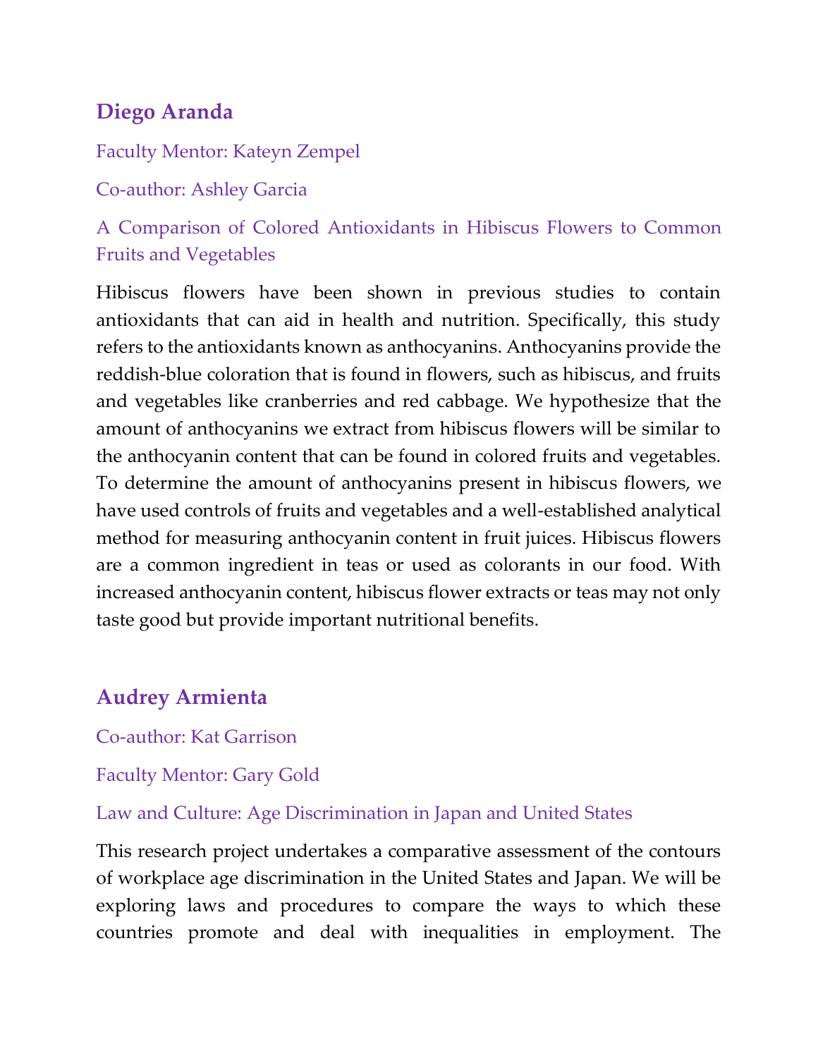## Diego Aranda

Faculty Mentor: Kateyn Zempel

Co-author: Ashley Garcia

A Comparison of Colored Antioxidants in Hibiscus Flowers to Common Fruits and Vegetables

Hibiscus flowers have been shown in previous studies to contain antioxidants that can aid in health and nutrition. Specifically, this study refers to the antioxidants known as anthocyanins. Anthocyanins provide the reddish-blue coloration that is found in flowers, such as hibiscus, and fruits and vegetables like cranberries and red cabbage. We hypothesize that the amount of anthocyanins we extract from hibiscus flowers will be similar to the anthocyanin content that can be found in colored fruits and vegetables. To determine the amount of anthocyanins present in hibiscus flowers, we have used controls of fruits and vegetables and a well-established analytical method for measuring anthocyanin content in fruit juices. Hibiscus flowers are a common ingredient in teas or used as colorants in our food. With increased anthocyanin content, hibiscus flower extracts or teas may not only taste good but provide important nutritional benefits.

## Audrey Armienta

Co-author: Kat Garrison

Faculty Mentor: Gary Gold

Law and Culture: Age Discrimination in Japan and United States

This research project undertakes a comparative assessment of the contours of workplace age discrimination in the United States and Japan. We will be exploring laws and procedures to compare the ways to which these countries promote and deal with inequalities in employment. The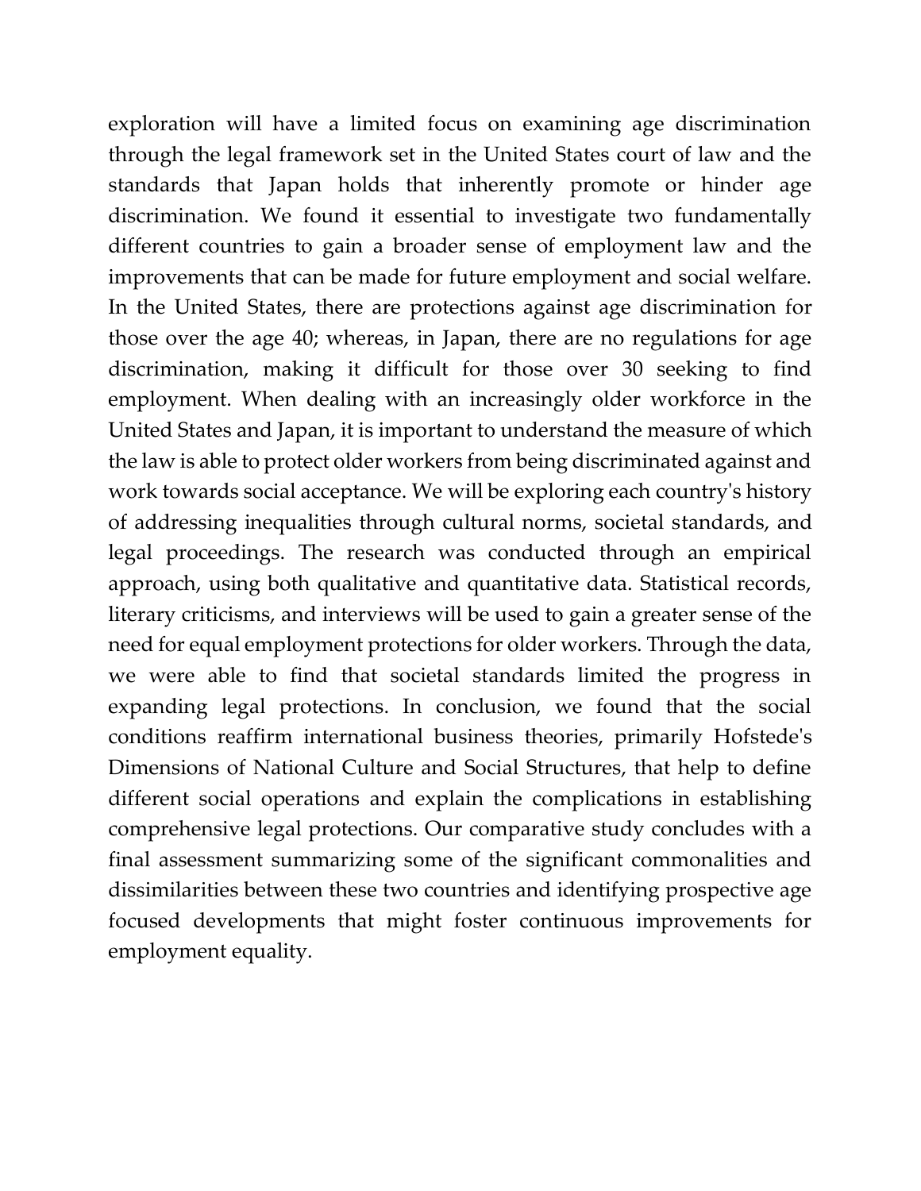exploration will have a limited focus on examining age discrimination through the legal framework set in the United States court of law and the standards that Japan holds that inherently promote or hinder age discrimination. We found it essential to investigate two fundamentally different countries to gain a broader sense of employment law and the improvements that can be made for future employment and social welfare. In the United States, there are protections against age discrimination for those over the age 40; whereas, in Japan, there are no regulations for age discrimination, making it difficult for those over 30 seeking to find employment. When dealing with an increasingly older workforce in the United States and Japan, it is important to understand the measure of which the law is able to protect older workers from being discriminated against and work towards social acceptance. We will be exploring each country's history of addressing inequalities through cultural norms, societal standards, and legal proceedings. The research was conducted through an empirical approach, using both qualitative and quantitative data. Statistical records, literary criticisms, and interviews will be used to gain a greater sense of the need for equal employment protections for older workers. Through the data, we were able to find that societal standards limited the progress in expanding legal protections. In conclusion, we found that the social conditions reaffirm international business theories, primarily Hofstede's Dimensions of National Culture and Social Structures, that help to define different social operations and explain the complications in establishing comprehensive legal protections. Our comparative study concludes with a final assessment summarizing some of the significant commonalities and dissimilarities between these two countries and identifying prospective age focused developments that might foster continuous improvements for employment equality.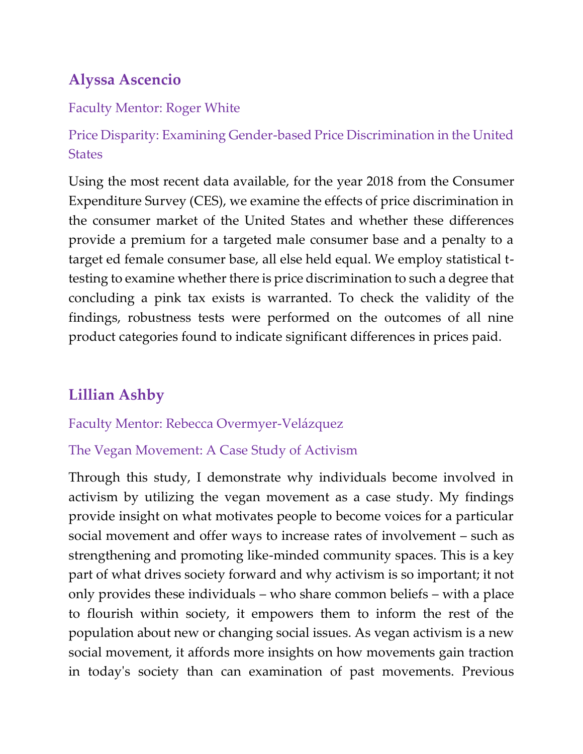### Alyssa Ascencio

Faculty Mentor: Roger White

Price Disparity: Examining Gender-based Price Discrimination in the United States

Using the most recent data available, for the year 2018 from the Consumer Expenditure Survey (CES), we examine the effects of price discrimination in the consumer market of the United States and whether these differences provide a premium for a targeted male consumer base and a penalty to a target ed female consumer base, all else held equal. We employ statistical t-testing to examine whether there is price discrimination to such a degree that concluding a pink tax exists is warranted. To check the validity of the findings, robustness tests were performed on the outcomes of all nine product categories found to indicate significant differences in prices paid.

### Lillian Ashby

Faculty Mentor: Rebecca Overmyer-Velázquez

The Vegan Movement: A Case Study of Activism

Through this study, I demonstrate why individuals become involved in activism by utilizing the vegan movement as a case study. My findings provide insight on what motivates people to become voices for a particular social movement and offer ways to increase rates of involvement – such as strengthening and promoting like-minded community spaces. This is a key part of what drives society forward and why activism is so important; it not only provides these individuals – who share common beliefs – with a place to flourish within society, it empowers them to inform the rest of the population about new or changing social issues. As vegan activism is a new social movement, it affords more insights on how movements gain traction in today's society than can examination of past movements. Previous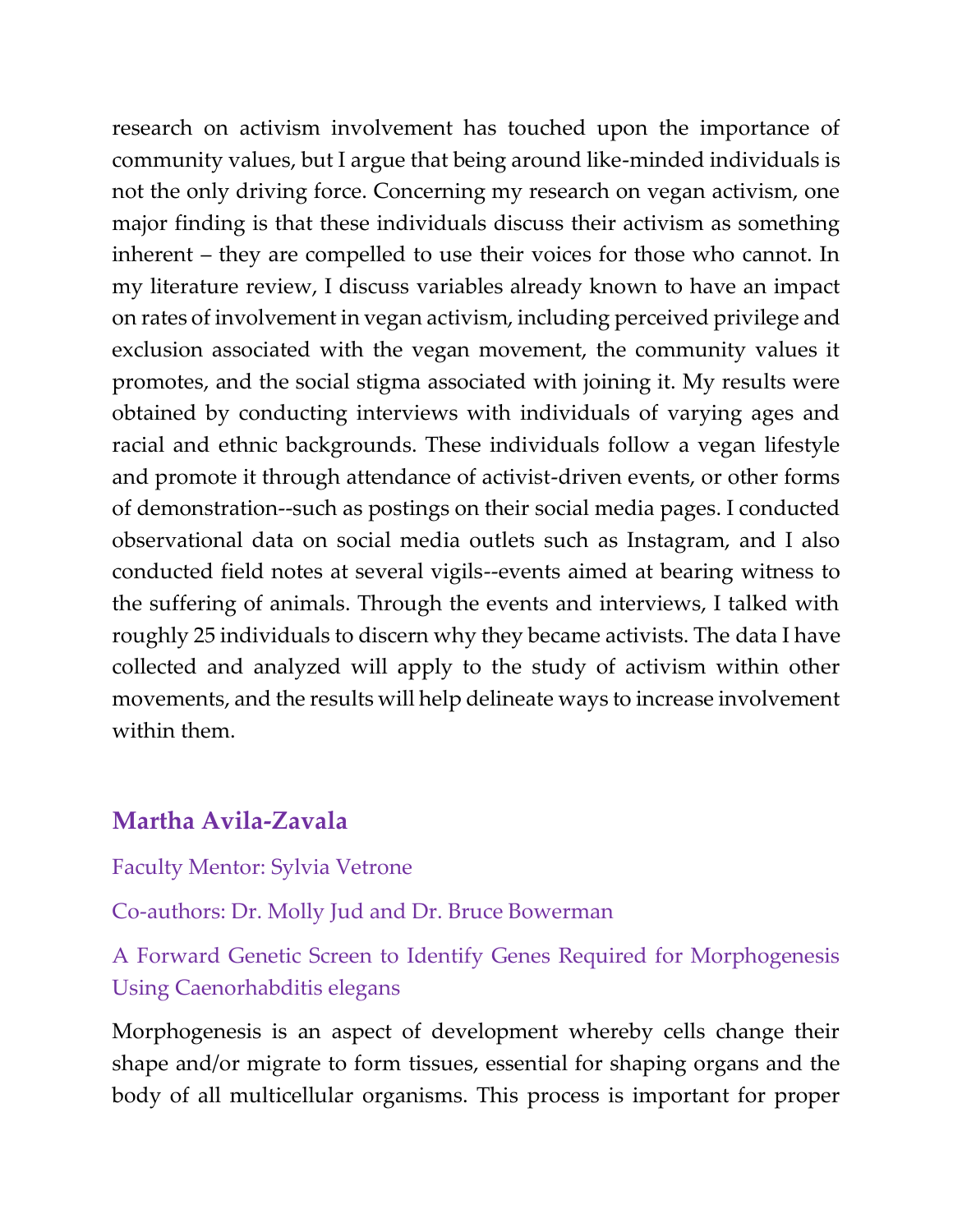research on activism involvement has touched upon the importance of community values, but I argue that being around like-minded individuals is not the only driving force. Concerning my research on vegan activism, one major finding is that these individuals discuss their activism as something inherent – they are compelled to use their voices for those who cannot. In my literature review, I discuss variables already known to have an impact on rates of involvement in vegan activism, including perceived privilege and exclusion associated with the vegan movement, the community values it promotes, and the social stigma associated with joining it. My results were obtained by conducting interviews with individuals of varying ages and racial and ethnic backgrounds. These individuals follow a vegan lifestyle and promote it through attendance of activist-driven events, or other forms of demonstration--such as postings on their social media pages. I conducted observational data on social media outlets such as Instagram, and I also conducted field notes at several vigils--events aimed at bearing witness to the suffering of animals. Through the events and interviews, I talked with roughly 25 individuals to discern why they became activists. The data I have collected and analyzed will apply to the study of activism within other movements, and the results will help delineate ways to increase involvement within them.

## Martha Avila-Zavala

Faculty Mentor: Sylvia Vetrone

Co-authors: Dr. Molly Jud and Dr. Bruce Bowerman

A Forward Genetic Screen to Identify Genes Required for Morphogenesis Using Caenorhabditis elegans

Morphogenesis is an aspect of development whereby cells change their shape and/or migrate to form tissues, essential for shaping organs and the body of all multicellular organisms. This process is important for proper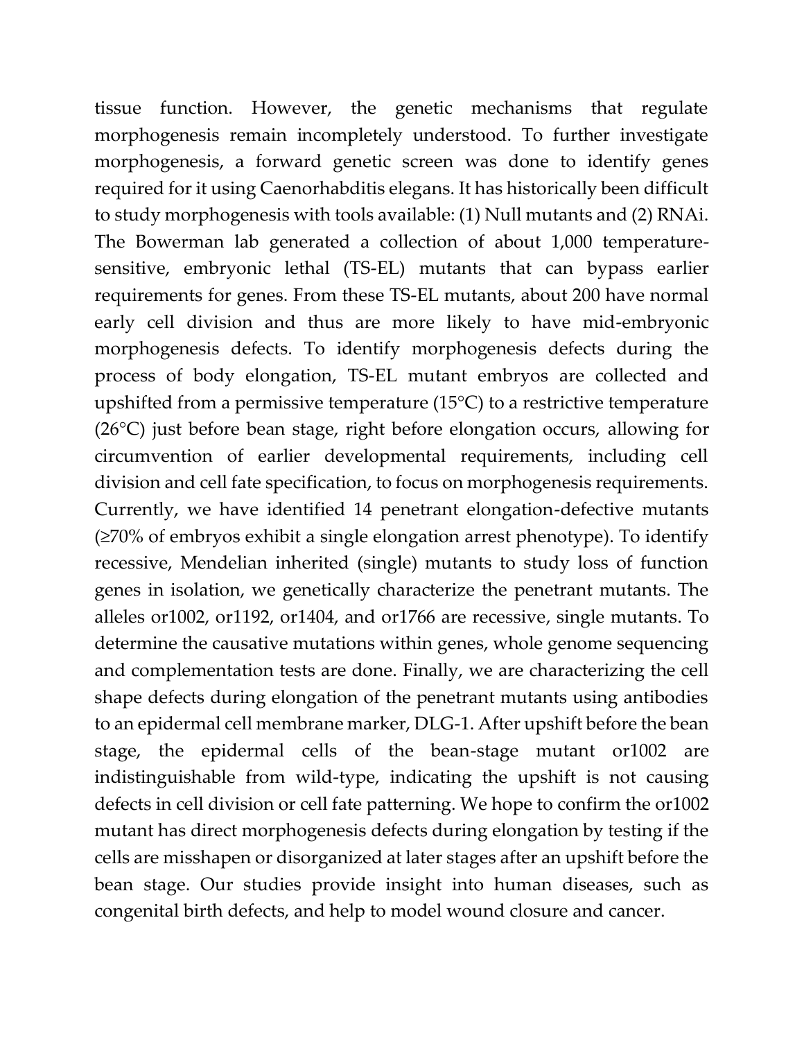tissue function. However, the genetic mechanisms that regulate morphogenesis remain incompletely understood. To further investigate morphogenesis, a forward genetic screen was done to identify genes required for it using Caenorhabditis elegans. It has historically been difficult to study morphogenesis with tools available: (1) Null mutants and (2) RNAi. The Bowerman lab generated a collection of about 1,000 temperature-sensitive, embryonic lethal (TS-EL) mutants that can bypass earlier requirements for genes. From these TS-EL mutants, about 200 have normal early cell division and thus are more likely to have mid-embryonic morphogenesis defects. To identify morphogenesis defects during the process of body elongation, TS-EL mutant embryos are collected and upshifted from a permissive temperature (15°C) to a restrictive temperature (26°C) just before bean stage, right before elongation occurs, allowing for circumvention of earlier developmental requirements, including cell division and cell fate specification, to focus on morphogenesis requirements. Currently, we have identified 14 penetrant elongation-defective mutants (≥70% of embryos exhibit a single elongation arrest phenotype). To identify recessive, Mendelian inherited (single) mutants to study loss of function genes in isolation, we genetically characterize the penetrant mutants. The alleles or1002, or1192, or1404, and or1766 are recessive, single mutants. To determine the causative mutations within genes, whole genome sequencing and complementation tests are done. Finally, we are characterizing the cell shape defects during elongation of the penetrant mutants using antibodies to an epidermal cell membrane marker, DLG-1. After upshift before the bean stage, the epidermal cells of the bean-stage mutant or1002 are indistinguishable from wild-type, indicating the upshift is not causing defects in cell division or cell fate patterning. We hope to confirm the or1002 mutant has direct morphogenesis defects during elongation by testing if the cells are misshapen or disorganized at later stages after an upshift before the bean stage. Our studies provide insight into human diseases, such as congenital birth defects, and help to model wound closure and cancer.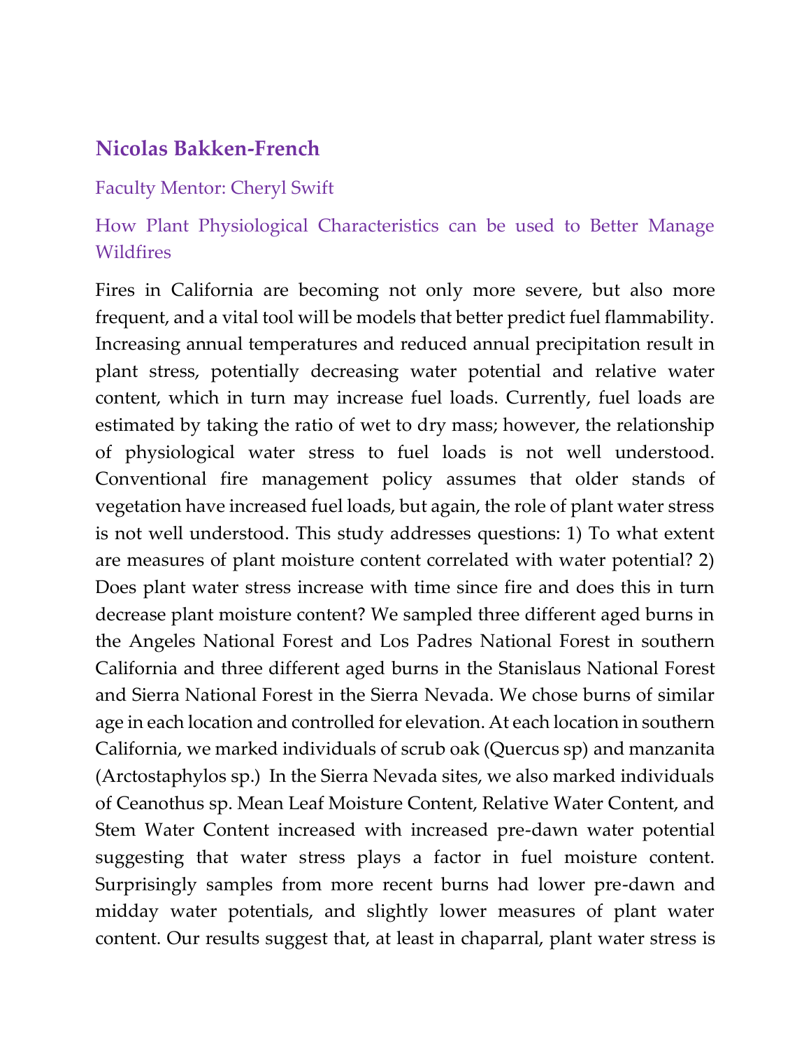## Nicolas Bakken-French

Faculty Mentor: Cheryl Swift

### How Plant Physiological Characteristics can be used to Better Manage Wildfires

Fires in California are becoming not only more severe, but also more frequent, and a vital tool will be models that better predict fuel flammability. Increasing annual temperatures and reduced annual precipitation result in plant stress, potentially decreasing water potential and relative water content, which in turn may increase fuel loads. Currently, fuel loads are estimated by taking the ratio of wet to dry mass; however, the relationship of physiological water stress to fuel loads is not well understood. Conventional fire management policy assumes that older stands of vegetation have increased fuel loads, but again, the role of plant water stress is not well understood. This study addresses questions: 1) To what extent are measures of plant moisture content correlated with water potential? 2) Does plant water stress increase with time since fire and does this in turn decrease plant moisture content? We sampled three different aged burns in the Angeles National Forest and Los Padres National Forest in southern California and three different aged burns in the Stanislaus National Forest and Sierra National Forest in the Sierra Nevada. We chose burns of similar age in each location and controlled for elevation. At each location in southern California, we marked individuals of scrub oak (Quercus sp) and manzanita (Arctostaphylos sp.) In the Sierra Nevada sites, we also marked individuals of Ceanothus sp. Mean Leaf Moisture Content, Relative Water Content, and Stem Water Content increased with increased pre-dawn water potential suggesting that water stress plays a factor in fuel moisture content. Surprisingly samples from more recent burns had lower pre-dawn and midday water potentials, and slightly lower measures of plant water content. Our results suggest that, at least in chaparral, plant water stress is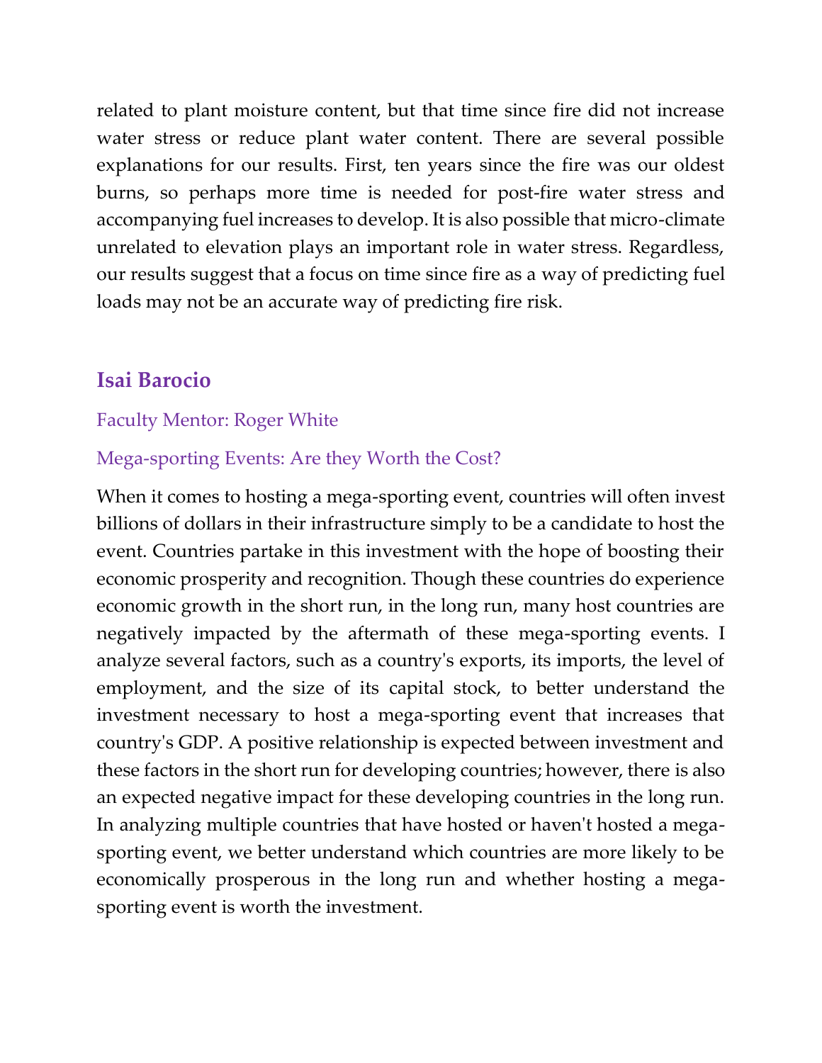related to plant moisture content, but that time since fire did not increase water stress or reduce plant water content. There are several possible explanations for our results. First, ten years since the fire was our oldest burns, so perhaps more time is needed for post-fire water stress and accompanying fuel increases to develop. It is also possible that micro-climate unrelated to elevation plays an important role in water stress. Regardless, our results suggest that a focus on time since fire as a way of predicting fuel loads may not be an accurate way of predicting fire risk.

## Isai Barocio

Faculty Mentor: Roger White

Mega-sporting Events: Are they Worth the Cost?

When it comes to hosting a mega-sporting event, countries will often invest billions of dollars in their infrastructure simply to be a candidate to host the event. Countries partake in this investment with the hope of boosting their economic prosperity and recognition. Though these countries do experience economic growth in the short run, in the long run, many host countries are negatively impacted by the aftermath of these mega-sporting events. I analyze several factors, such as a country's exports, its imports, the level of employment, and the size of its capital stock, to better understand the investment necessary to host a mega-sporting event that increases that country's GDP. A positive relationship is expected between investment and these factors in the short run for developing countries; however, there is also an expected negative impact for these developing countries in the long run. In analyzing multiple countries that have hosted or haven't hosted a mega-sporting event, we better understand which countries are more likely to be economically prosperous in the long run and whether hosting a mega-sporting event is worth the investment.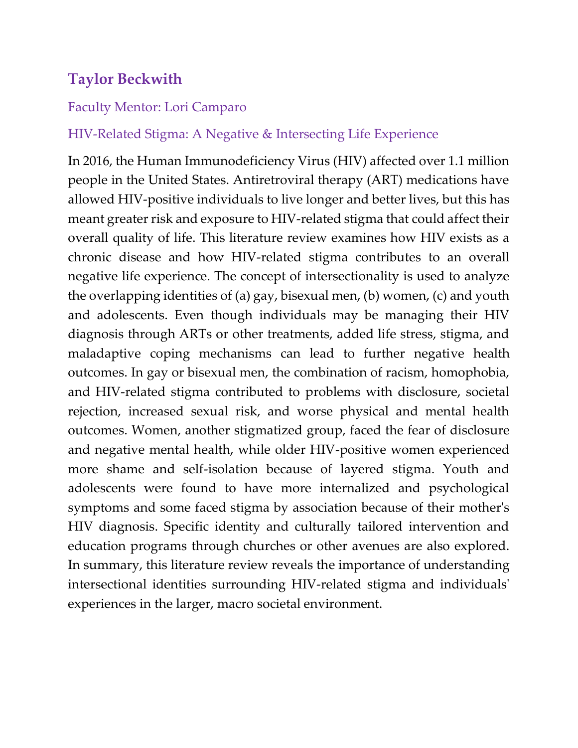## Taylor Beckwith

Faculty Mentor: Lori Camparo

### HIV-Related Stigma: A Negative & Intersecting Life Experience

In 2016, the Human Immunodeficiency Virus (HIV) affected over 1.1 million people in the United States. Antiretroviral therapy (ART) medications have allowed HIV-positive individuals to live longer and better lives, but this has meant greater risk and exposure to HIV-related stigma that could affect their overall quality of life. This literature review examines how HIV exists as a chronic disease and how HIV-related stigma contributes to an overall negative life experience. The concept of intersectionality is used to analyze the overlapping identities of (a) gay, bisexual men, (b) women, (c) and youth and adolescents. Even though individuals may be managing their HIV diagnosis through ARTs or other treatments, added life stress, stigma, and maladaptive coping mechanisms can lead to further negative health outcomes. In gay or bisexual men, the combination of racism, homophobia, and HIV-related stigma contributed to problems with disclosure, societal rejection, increased sexual risk, and worse physical and mental health outcomes. Women, another stigmatized group, faced the fear of disclosure and negative mental health, while older HIV-positive women experienced more shame and self-isolation because of layered stigma. Youth and adolescents were found to have more internalized and psychological symptoms and some faced stigma by association because of their mother's HIV diagnosis. Specific identity and culturally tailored intervention and education programs through churches or other avenues are also explored. In summary, this literature review reveals the importance of understanding intersectional identities surrounding HIV-related stigma and individuals' experiences in the larger, macro societal environment.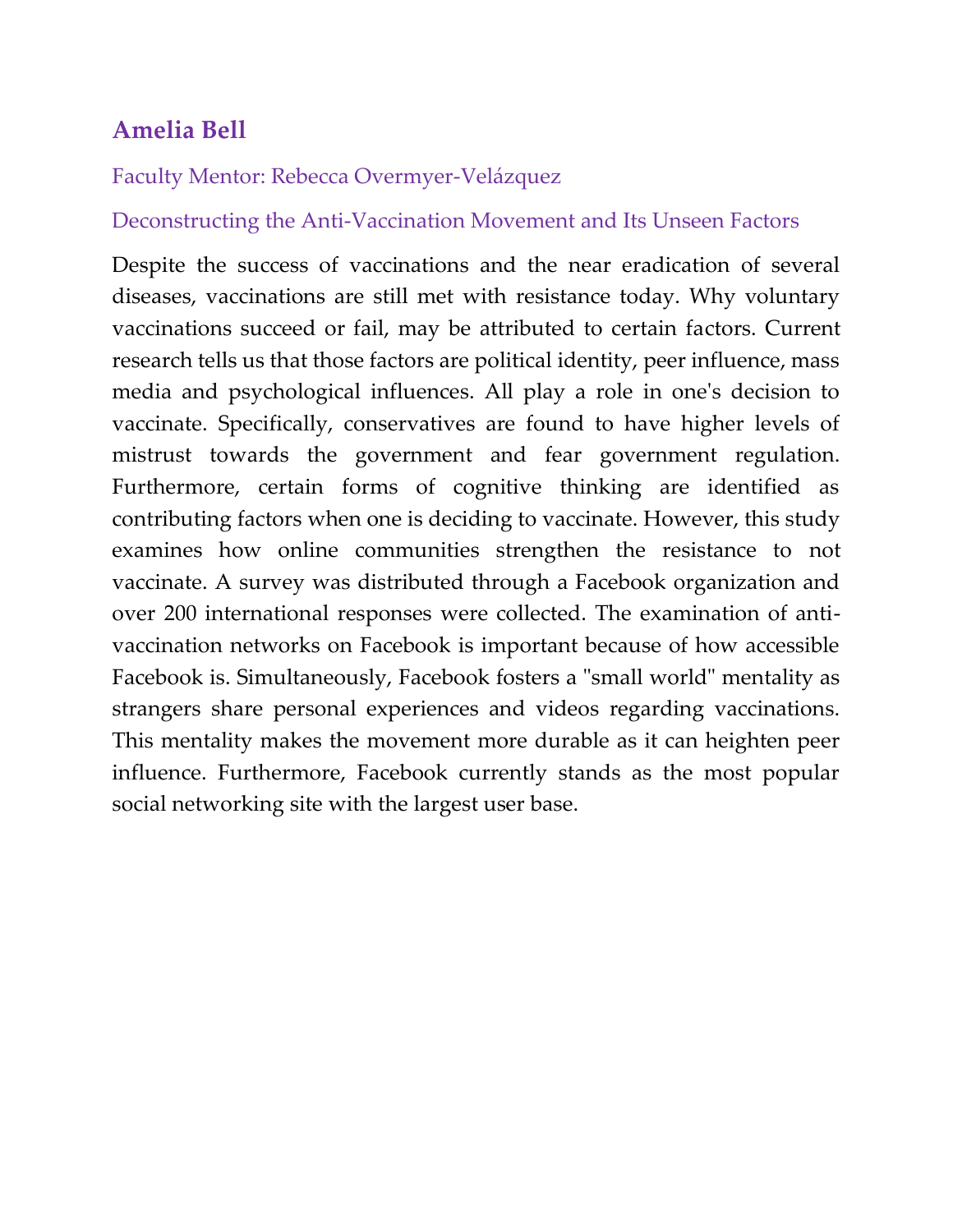## Amelia Bell

Faculty Mentor: Rebecca Overmyer-Velázquez

### Deconstructing the Anti-Vaccination Movement and Its Unseen Factors

Despite the success of vaccinations and the near eradication of several diseases, vaccinations are still met with resistance today. Why voluntary vaccinations succeed or fail, may be attributed to certain factors. Current research tells us that those factors are political identity, peer influence, mass media and psychological influences. All play a role in one's decision to vaccinate. Specifically, conservatives are found to have higher levels of mistrust towards the government and fear government regulation. Furthermore, certain forms of cognitive thinking are identified as contributing factors when one is deciding to vaccinate. However, this study examines how online communities strengthen the resistance to not vaccinate. A survey was distributed through a Facebook organization and over 200 international responses were collected. The examination of anti-vaccination networks on Facebook is important because of how accessible Facebook is. Simultaneously, Facebook fosters a "small world" mentality as strangers share personal experiences and videos regarding vaccinations. This mentality makes the movement more durable as it can heighten peer influence. Furthermore, Facebook currently stands as the most popular social networking site with the largest user base.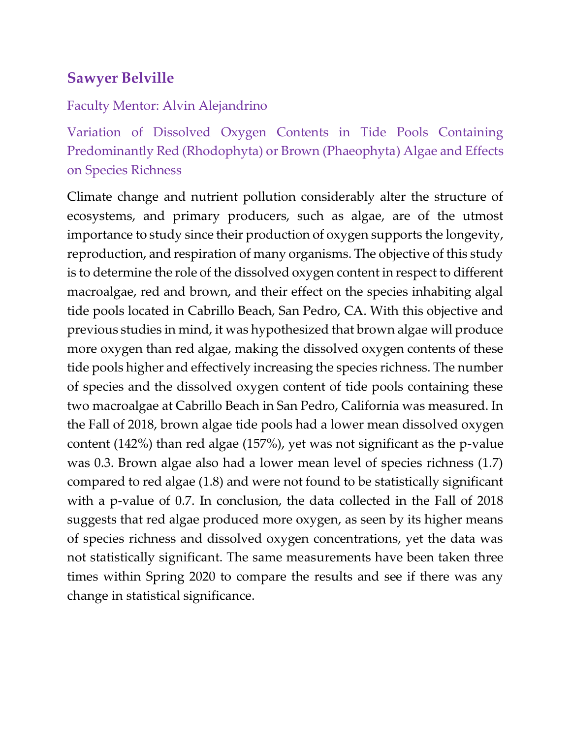## Sawyer Belville

Faculty Mentor: Alvin Alejandrino

### Variation of Dissolved Oxygen Contents in Tide Pools Containing Predominantly Red (Rhodophyta) or Brown (Phaeophyta) Algae and Effects on Species Richness

Climate change and nutrient pollution considerably alter the structure of ecosystems, and primary producers, such as algae, are of the utmost importance to study since their production of oxygen supports the longevity, reproduction, and respiration of many organisms. The objective of this study is to determine the role of the dissolved oxygen content in respect to different macroalgae, red and brown, and their effect on the species inhabiting algal tide pools located in Cabrillo Beach, San Pedro, CA. With this objective and previous studies in mind, it was hypothesized that brown algae will produce more oxygen than red algae, making the dissolved oxygen contents of these tide pools higher and effectively increasing the species richness. The number of species and the dissolved oxygen content of tide pools containing these two macroalgae at Cabrillo Beach in San Pedro, California was measured. In the Fall of 2018, brown algae tide pools had a lower mean dissolved oxygen content (142%) than red algae (157%), yet was not significant as the p-value was 0.3. Brown algae also had a lower mean level of species richness (1.7) compared to red algae (1.8) and were not found to be statistically significant with a p-value of 0.7. In conclusion, the data collected in the Fall of 2018 suggests that red algae produced more oxygen, as seen by its higher means of species richness and dissolved oxygen concentrations, yet the data was not statistically significant. The same measurements have been taken three times within Spring 2020 to compare the results and see if there was any change in statistical significance.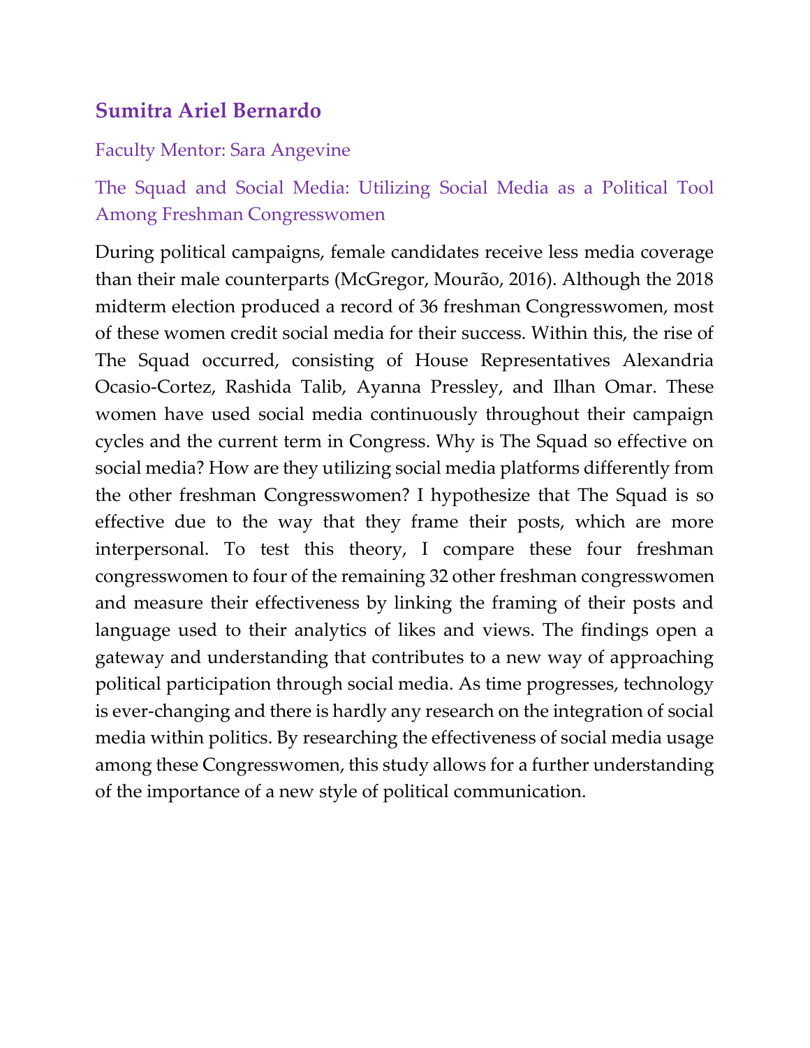## Sumitra Ariel Bernardo

Faculty Mentor: Sara Angevine

### The Squad and Social Media: Utilizing Social Media as a Political Tool Among Freshman Congresswomen

During political campaigns, female candidates receive less media coverage than their male counterparts (McGregor, Mourão, 2016). Although the 2018 midterm election produced a record of 36 freshman Congresswomen, most of these women credit social media for their success. Within this, the rise of The Squad occurred, consisting of House Representatives Alexandria Ocasio-Cortez, Rashida Talib, Ayanna Pressley, and Ilhan Omar. These women have used social media continuously throughout their campaign cycles and the current term in Congress. Why is The Squad so effective on social media? How are they utilizing social media platforms differently from the other freshman Congresswomen? I hypothesize that The Squad is so effective due to the way that they frame their posts, which are more interpersonal. To test this theory, I compare these four freshman congresswomen to four of the remaining 32 other freshman congresswomen and measure their effectiveness by linking the framing of their posts and language used to their analytics of likes and views. The findings open a gateway and understanding that contributes to a new way of approaching political participation through social media. As time progresses, technology is ever-changing and there is hardly any research on the integration of social media within politics. By researching the effectiveness of social media usage among these Congresswomen, this study allows for a further understanding of the importance of a new style of political communication.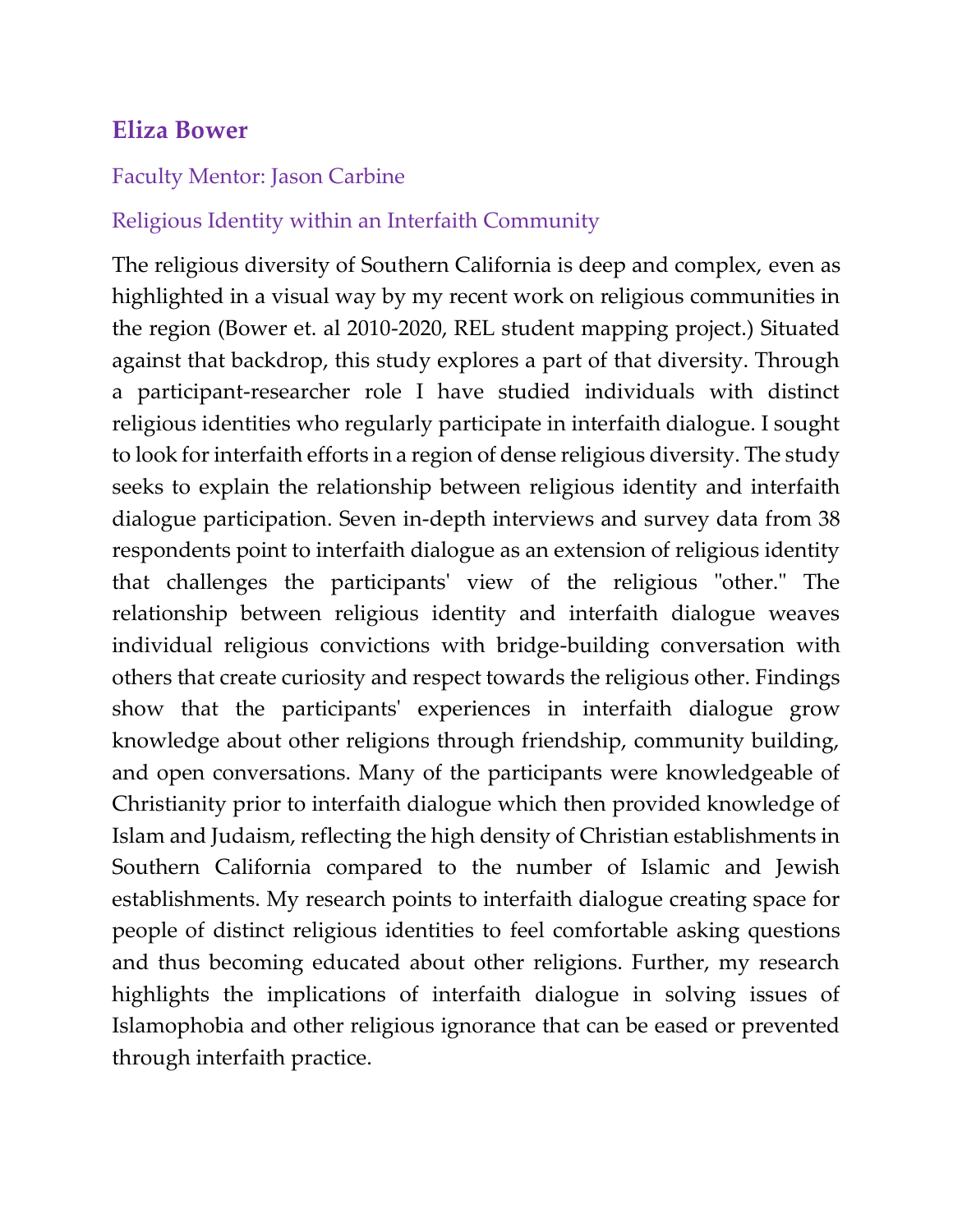## Eliza Bower

Faculty Mentor: Jason Carbine

Religious Identity within an Interfaith Community

The religious diversity of Southern California is deep and complex, even as highlighted in a visual way by my recent work on religious communities in the region (Bower et. al 2010-2020, REL student mapping project.) Situated against that backdrop, this study explores a part of that diversity. Through a participant-researcher role I have studied individuals with distinct religious identities who regularly participate in interfaith dialogue. I sought to look for interfaith efforts in a region of dense religious diversity. The study seeks to explain the relationship between religious identity and interfaith dialogue participation. Seven in-depth interviews and survey data from 38 respondents point to interfaith dialogue as an extension of religious identity that challenges the participants' view of the religious "other." The relationship between religious identity and interfaith dialogue weaves individual religious convictions with bridge-building conversation with others that create curiosity and respect towards the religious other. Findings show that the participants' experiences in interfaith dialogue grow knowledge about other religions through friendship, community building, and open conversations. Many of the participants were knowledgeable of Christianity prior to interfaith dialogue which then provided knowledge of Islam and Judaism, reflecting the high density of Christian establishments in Southern California compared to the number of Islamic and Jewish establishments. My research points to interfaith dialogue creating space for people of distinct religious identities to feel comfortable asking questions and thus becoming educated about other religions. Further, my research highlights the implications of interfaith dialogue in solving issues of Islamophobia and other religious ignorance that can be eased or prevented through interfaith practice.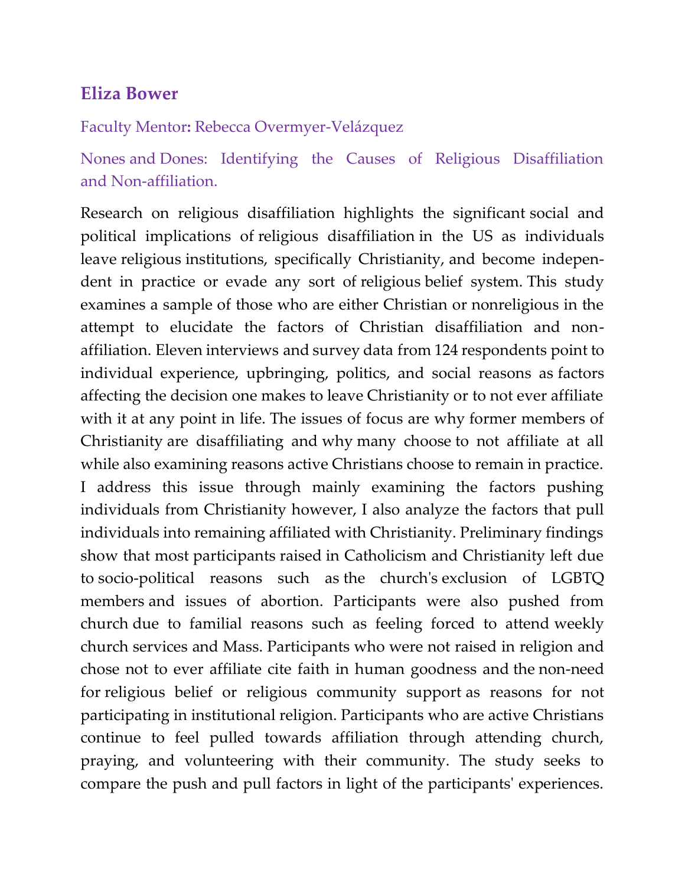## Eliza Bower

Faculty Mentor: Rebecca Overmyer-Velázquez

Nones and Dones: Identifying the Causes of Religious Disaffiliation and Non-affiliation.

Research on religious disaffiliation highlights the significant social and political implications of religious disaffiliation in the US as individuals leave religious institutions, specifically Christianity, and become independent in practice or evade any sort of religious belief system. This study examines a sample of those who are either Christian or nonreligious in the attempt to elucidate the factors of Christian disaffiliation and non-affiliation. Eleven interviews and survey data from 124 respondents point to individual experience, upbringing, politics, and social reasons as factors affecting the decision one makes to leave Christianity or to not ever affiliate with it at any point in life. The issues of focus are why former members of Christianity are disaffiliating and why many choose to not affiliate at all while also examining reasons active Christians choose to remain in practice. I address this issue through mainly examining the factors pushing individuals from Christianity however, I also analyze the factors that pull individuals into remaining affiliated with Christianity. Preliminary findings show that most participants raised in Catholicism and Christianity left due to socio-political reasons such as the church's exclusion of LGBTQ members and issues of abortion. Participants were also pushed from church due to familial reasons such as feeling forced to attend weekly church services and Mass. Participants who were not raised in religion and chose not to ever affiliate cite faith in human goodness and the non-need for religious belief or religious community support as reasons for not participating in institutional religion. Participants who are active Christians continue to feel pulled towards affiliation through attending church, praying, and volunteering with their community. The study seeks to compare the push and pull factors in light of the participants' experiences.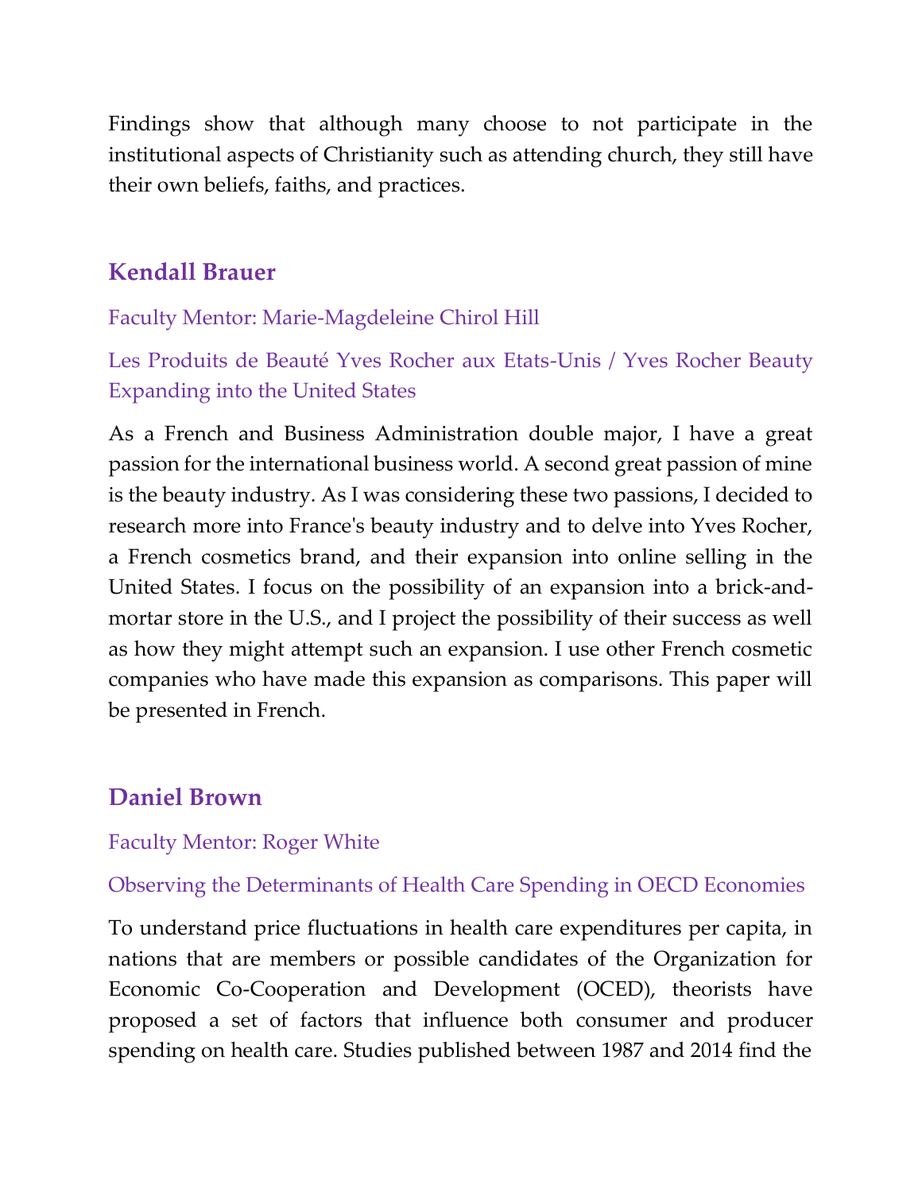Findings show that although many choose to not participate in the institutional aspects of Christianity such as attending church, they still have their own beliefs, faiths, and practices.

## Kendall Brauer

Faculty Mentor: Marie-Magdeleine Chirol Hill

### Les Produits de Beauté Yves Rocher aux Etats-Unis / Yves Rocher Beauty Expanding into the United States

As a French and Business Administration double major, I have a great passion for the international business world. A second great passion of mine is the beauty industry. As I was considering these two passions, I decided to research more into France's beauty industry and to delve into Yves Rocher, a French cosmetics brand, and their expansion into online selling in the United States. I focus on the possibility of an expansion into a brick-and-mortar store in the U.S., and I project the possibility of their success as well as how they might attempt such an expansion. I use other French cosmetic companies who have made this expansion as comparisons. This paper will be presented in French.

## Daniel Brown

Faculty Mentor: Roger White

### Observing the Determinants of Health Care Spending in OECD Economies

To understand price fluctuations in health care expenditures per capita, in nations that are members or possible candidates of the Organization for Economic Co-Cooperation and Development (OCED), theorists have proposed a set of factors that influence both consumer and producer spending on health care. Studies published between 1987 and 2014 find the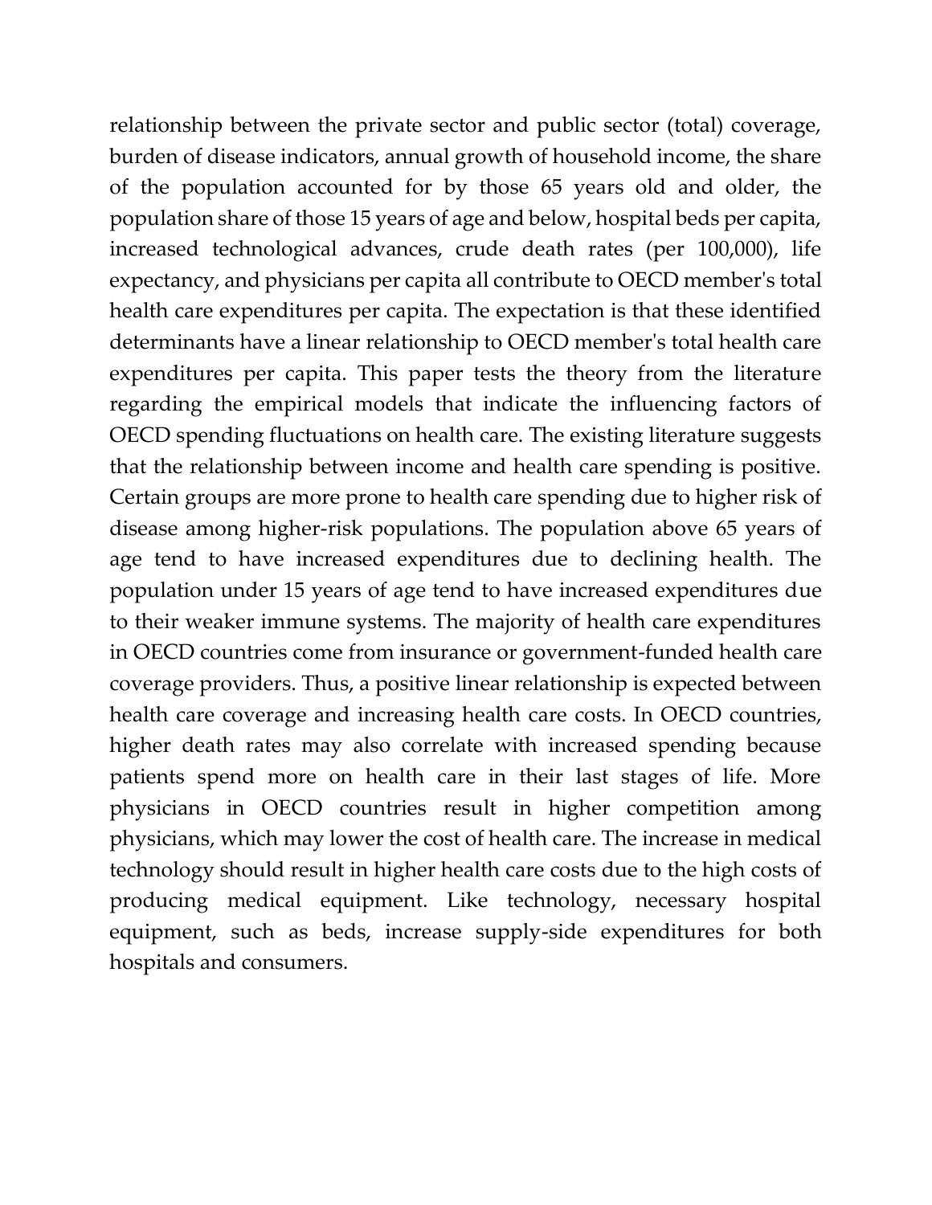relationship between the private sector and public sector (total) coverage, burden of disease indicators, annual growth of household income, the share of the population accounted for by those 65 years old and older, the population share of those 15 years of age and below, hospital beds per capita, increased technological advances, crude death rates (per 100,000), life expectancy, and physicians per capita all contribute to OECD member's total health care expenditures per capita. The expectation is that these identified determinants have a linear relationship to OECD member's total health care expenditures per capita. This paper tests the theory from the literature regarding the empirical models that indicate the influencing factors of OECD spending fluctuations on health care. The existing literature suggests that the relationship between income and health care spending is positive. Certain groups are more prone to health care spending due to higher risk of disease among higher-risk populations. The population above 65 years of age tend to have increased expenditures due to declining health. The population under 15 years of age tend to have increased expenditures due to their weaker immune systems. The majority of health care expenditures in OECD countries come from insurance or government-funded health care coverage providers. Thus, a positive linear relationship is expected between health care coverage and increasing health care costs. In OECD countries, higher death rates may also correlate with increased spending because patients spend more on health care in their last stages of life. More physicians in OECD countries result in higher competition among physicians, which may lower the cost of health care. The increase in medical technology should result in higher health care costs due to the high costs of producing medical equipment. Like technology, necessary hospital equipment, such as beds, increase supply-side expenditures for both hospitals and consumers.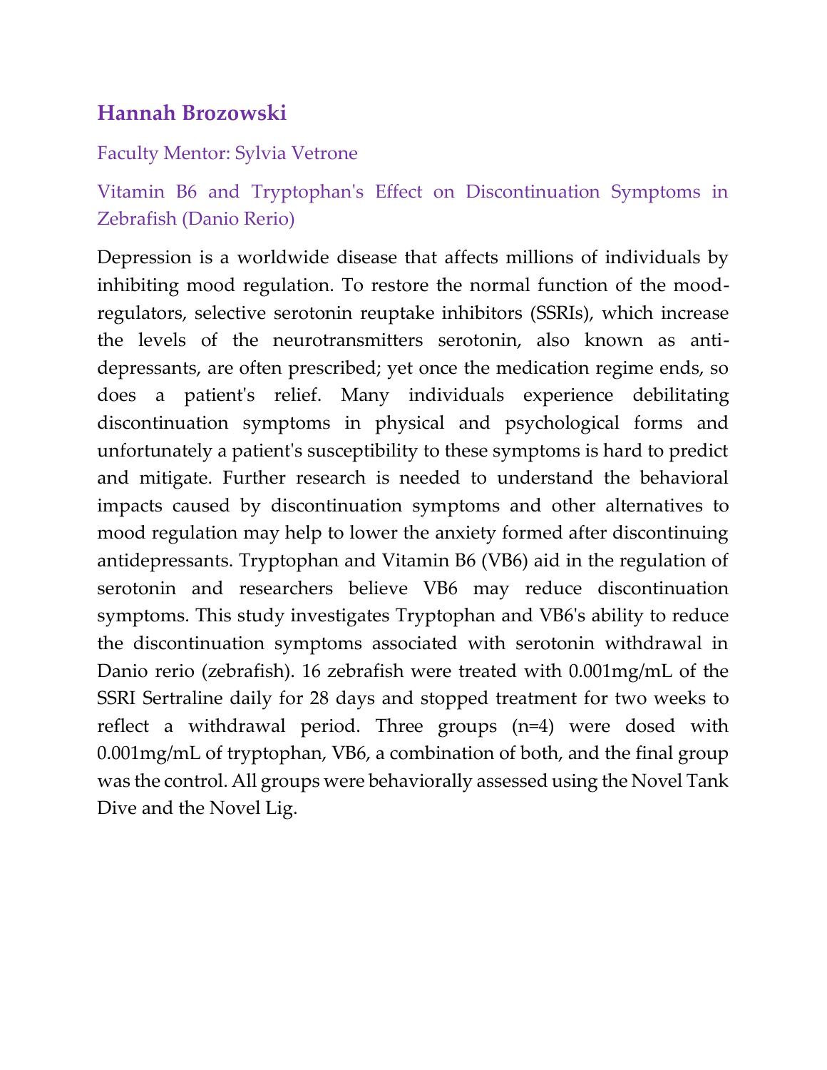## Hannah Brozowski

Faculty Mentor: Sylvia Vetrone

### Vitamin B6 and Tryptophan's Effect on Discontinuation Symptoms in Zebrafish (Danio Rerio)

Depression is a worldwide disease that affects millions of individuals by inhibiting mood regulation. To restore the normal function of the mood-regulators, selective serotonin reuptake inhibitors (SSRIs), which increase the levels of the neurotransmitters serotonin, also known as anti-depressants, are often prescribed; yet once the medication regime ends, so does a patient's relief. Many individuals experience debilitating discontinuation symptoms in physical and psychological forms and unfortunately a patient's susceptibility to these symptoms is hard to predict and mitigate. Further research is needed to understand the behavioral impacts caused by discontinuation symptoms and other alternatives to mood regulation may help to lower the anxiety formed after discontinuing antidepressants. Tryptophan and Vitamin B6 (VB6) aid in the regulation of serotonin and researchers believe VB6 may reduce discontinuation symptoms. This study investigates Tryptophan and VB6's ability to reduce the discontinuation symptoms associated with serotonin withdrawal in Danio rerio (zebrafish). 16 zebrafish were treated with 0.001mg/mL of the SSRI Sertraline daily for 28 days and stopped treatment for two weeks to reflect a withdrawal period. Three groups (n=4) were dosed with 0.001mg/mL of tryptophan, VB6, a combination of both, and the final group was the control. All groups were behaviorally assessed using the Novel Tank Dive and the Novel Lig.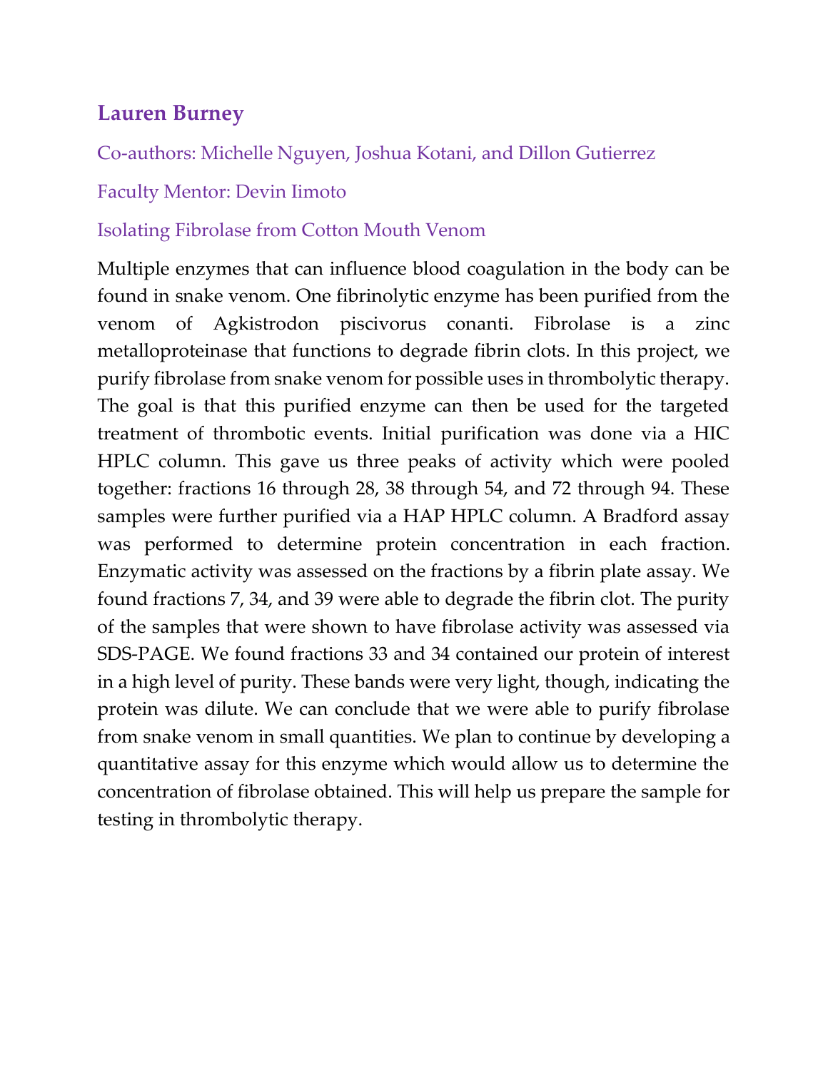## Lauren Burney

Co-authors: Michelle Nguyen, Joshua Kotani, and Dillon Gutierrez

Faculty Mentor: Devin Iimoto

Isolating Fibrolase from Cotton Mouth Venom

Multiple enzymes that can influence blood coagulation in the body can be found in snake venom. One fibrinolytic enzyme has been purified from the venom of Agkistrodon piscivorus conanti. Fibrolase is a zinc metalloproteinase that functions to degrade fibrin clots. In this project, we purify fibrolase from snake venom for possible uses in thrombolytic therapy. The goal is that this purified enzyme can then be used for the targeted treatment of thrombotic events. Initial purification was done via a HIC HPLC column. This gave us three peaks of activity which were pooled together: fractions 16 through 28, 38 through 54, and 72 through 94. These samples were further purified via a HAP HPLC column. A Bradford assay was performed to determine protein concentration in each fraction. Enzymatic activity was assessed on the fractions by a fibrin plate assay. We found fractions 7, 34, and 39 were able to degrade the fibrin clot. The purity of the samples that were shown to have fibrolase activity was assessed via SDS-PAGE. We found fractions 33 and 34 contained our protein of interest in a high level of purity. These bands were very light, though, indicating the protein was dilute. We can conclude that we were able to purify fibrolase from snake venom in small quantities. We plan to continue by developing a quantitative assay for this enzyme which would allow us to determine the concentration of fibrolase obtained. This will help us prepare the sample for testing in thrombolytic therapy.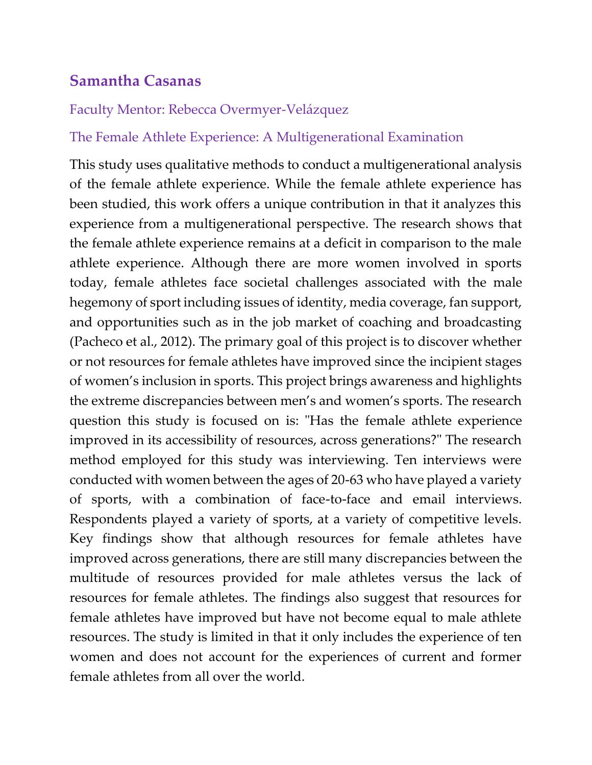## Samantha Casanas

Faculty Mentor: Rebecca Overmyer-Velázquez

The Female Athlete Experience: A Multigenerational Examination

This study uses qualitative methods to conduct a multigenerational analysis of the female athlete experience. While the female athlete experience has been studied, this work offers a unique contribution in that it analyzes this experience from a multigenerational perspective. The research shows that the female athlete experience remains at a deficit in comparison to the male athlete experience. Although there are more women involved in sports today, female athletes face societal challenges associated with the male hegemony of sport including issues of identity, media coverage, fan support, and opportunities such as in the job market of coaching and broadcasting (Pacheco et al., 2012). The primary goal of this project is to discover whether or not resources for female athletes have improved since the incipient stages of women's inclusion in sports. This project brings awareness and highlights the extreme discrepancies between men's and women's sports. The research question this study is focused on is: "Has the female athlete experience improved in its accessibility of resources, across generations?" The research method employed for this study was interviewing. Ten interviews were conducted with women between the ages of 20-63 who have played a variety of sports, with a combination of face-to-face and email interviews. Respondents played a variety of sports, at a variety of competitive levels. Key findings show that although resources for female athletes have improved across generations, there are still many discrepancies between the multitude of resources provided for male athletes versus the lack of resources for female athletes. The findings also suggest that resources for female athletes have improved but have not become equal to male athlete resources. The study is limited in that it only includes the experience of ten women and does not account for the experiences of current and former female athletes from all over the world.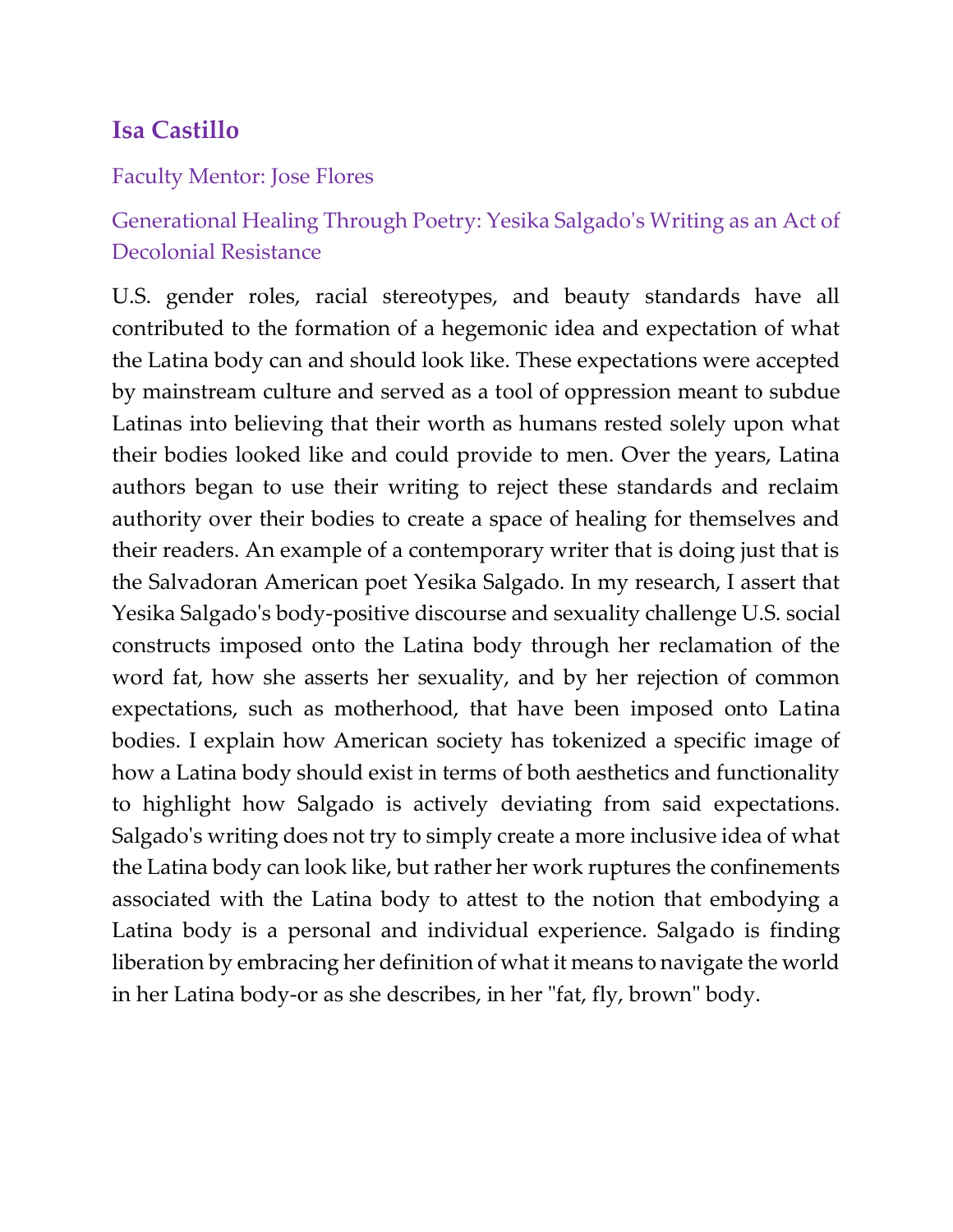## Isa Castillo

Faculty Mentor: Jose Flores

### Generational Healing Through Poetry: Yesika Salgado's Writing as an Act of Decolonial Resistance

U.S. gender roles, racial stereotypes, and beauty standards have all contributed to the formation of a hegemonic idea and expectation of what the Latina body can and should look like. These expectations were accepted by mainstream culture and served as a tool of oppression meant to subdue Latinas into believing that their worth as humans rested solely upon what their bodies looked like and could provide to men. Over the years, Latina authors began to use their writing to reject these standards and reclaim authority over their bodies to create a space of healing for themselves and their readers. An example of a contemporary writer that is doing just that is the Salvadoran American poet Yesika Salgado. In my research, I assert that Yesika Salgado's body-positive discourse and sexuality challenge U.S. social constructs imposed onto the Latina body through her reclamation of the word fat, how she asserts her sexuality, and by her rejection of common expectations, such as motherhood, that have been imposed onto Latina bodies. I explain how American society has tokenized a specific image of how a Latina body should exist in terms of both aesthetics and functionality to highlight how Salgado is actively deviating from said expectations. Salgado's writing does not try to simply create a more inclusive idea of what the Latina body can look like, but rather her work ruptures the confinements associated with the Latina body to attest to the notion that embodying a Latina body is a personal and individual experience. Salgado is finding liberation by embracing her definition of what it means to navigate the world in her Latina body-or as she describes, in her "fat, fly, brown" body.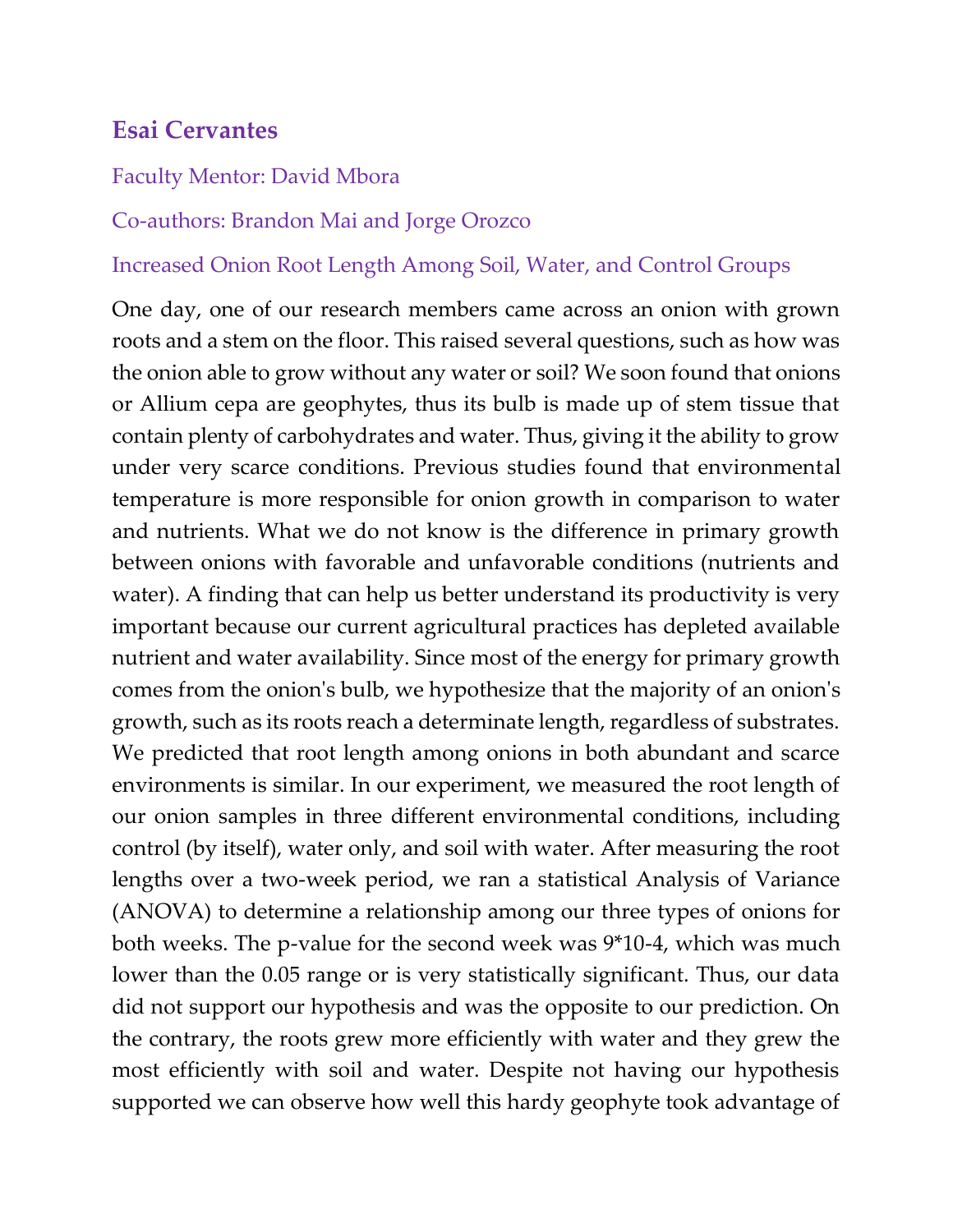### Esai Cervantes

Faculty Mentor: David Mbora

Co-authors: Brandon Mai and Jorge Orozco

Increased Onion Root Length Among Soil, Water, and Control Groups

One day, one of our research members came across an onion with grown roots and a stem on the floor. This raised several questions, such as how was the onion able to grow without any water or soil? We soon found that onions or Allium cepa are geophytes, thus its bulb is made up of stem tissue that contain plenty of carbohydrates and water. Thus, giving it the ability to grow under very scarce conditions. Previous studies found that environmental temperature is more responsible for onion growth in comparison to water and nutrients. What we do not know is the difference in primary growth between onions with favorable and unfavorable conditions (nutrients and water). A finding that can help us better understand its productivity is very important because our current agricultural practices has depleted available nutrient and water availability. Since most of the energy for primary growth comes from the onion's bulb, we hypothesize that the majority of an onion's growth, such as its roots reach a determinate length, regardless of substrates. We predicted that root length among onions in both abundant and scarce environments is similar. In our experiment, we measured the root length of our onion samples in three different environmental conditions, including control (by itself), water only, and soil with water. After measuring the root lengths over a two-week period, we ran a statistical Analysis of Variance (ANOVA) to determine a relationship among our three types of onions for both weeks. The p-value for the second week was 9*10-4, which was much lower than the 0.05 range or is very statistically significant. Thus, our data did not support our hypothesis and was the opposite to our prediction. On the contrary, the roots grew more efficiently with water and they grew the most efficiently with soil and water. Despite not having our hypothesis supported we can observe how well this hardy geophyte took advantage of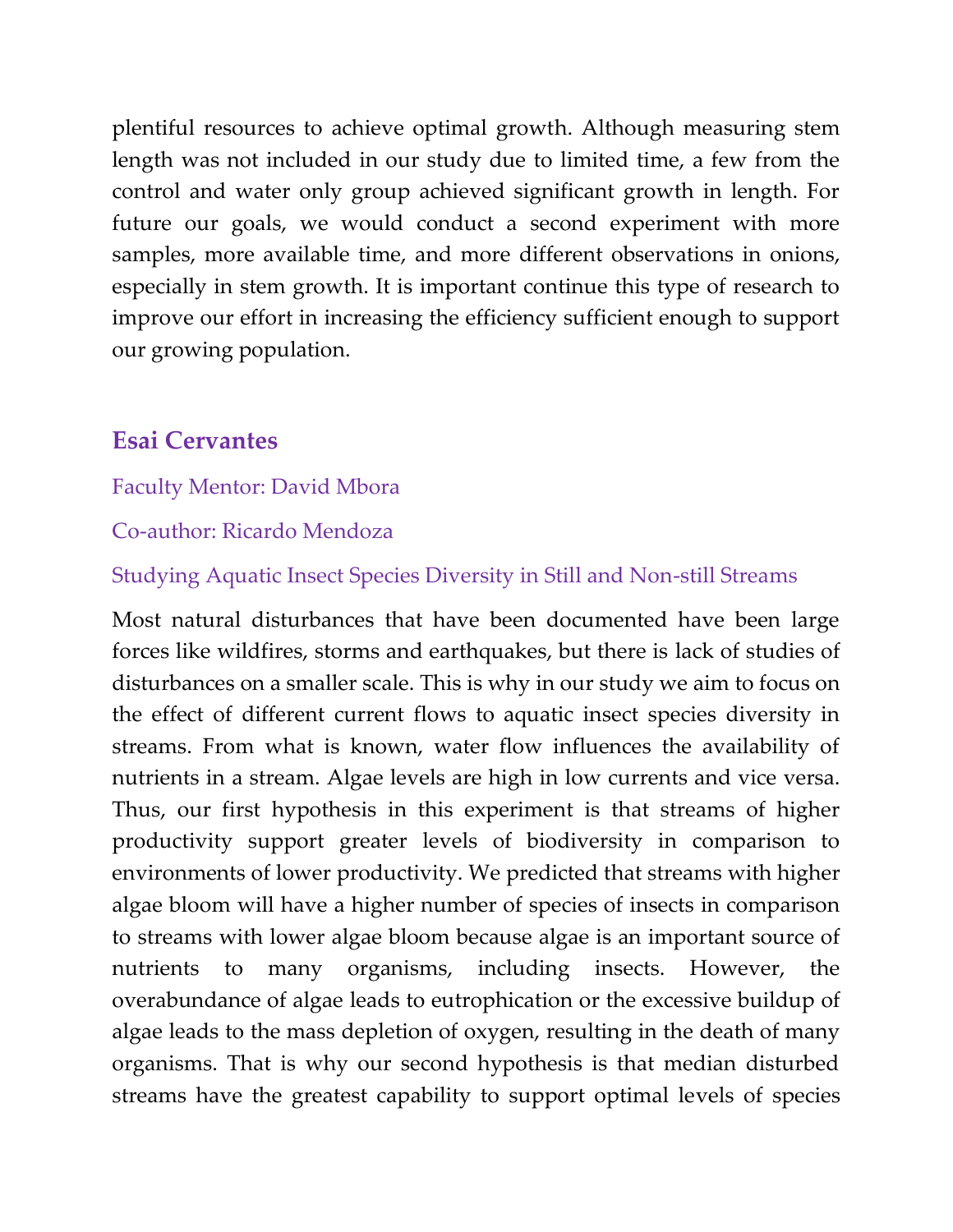plentiful resources to achieve optimal growth. Although measuring stem length was not included in our study due to limited time, a few from the control and water only group achieved significant growth in length. For future our goals, we would conduct a second experiment with more samples, more available time, and more different observations in onions, especially in stem growth. It is important continue this type of research to improve our effort in increasing the efficiency sufficient enough to support our growing population.

## Esai Cervantes

Faculty Mentor: David Mbora

Co-author: Ricardo Mendoza

Studying Aquatic Insect Species Diversity in Still and Non-still Streams

Most natural disturbances that have been documented have been large forces like wildfires, storms and earthquakes, but there is lack of studies of disturbances on a smaller scale. This is why in our study we aim to focus on the effect of different current flows to aquatic insect species diversity in streams. From what is known, water flow influences the availability of nutrients in a stream. Algae levels are high in low currents and vice versa. Thus, our first hypothesis in this experiment is that streams of higher productivity support greater levels of biodiversity in comparison to environments of lower productivity. We predicted that streams with higher algae bloom will have a higher number of species of insects in comparison to streams with lower algae bloom because algae is an important source of nutrients to many organisms, including insects. However, the overabundance of algae leads to eutrophication or the excessive buildup of algae leads to the mass depletion of oxygen, resulting in the death of many organisms. That is why our second hypothesis is that median disturbed streams have the greatest capability to support optimal levels of species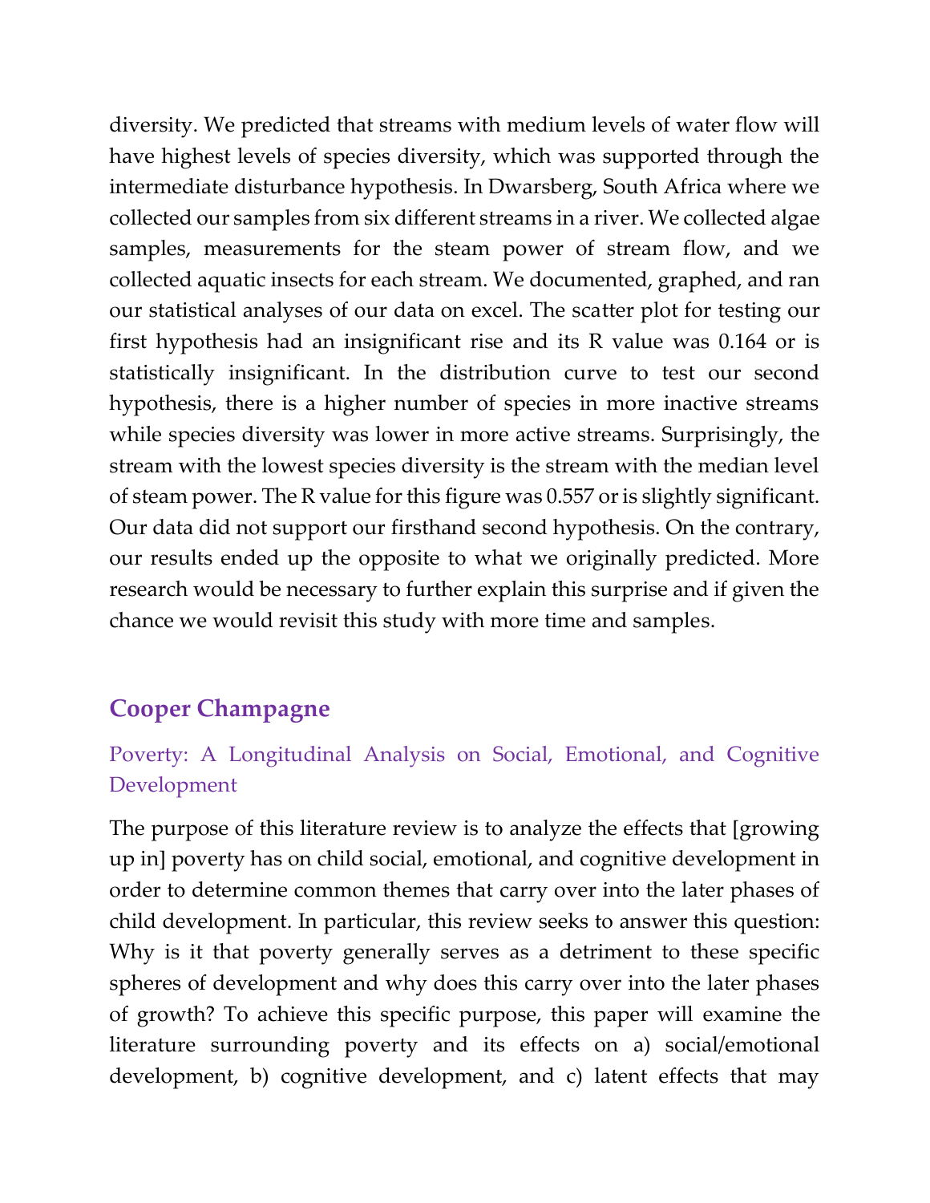diversity. We predicted that streams with medium levels of water flow will have highest levels of species diversity, which was supported through the intermediate disturbance hypothesis. In Dwarsberg, South Africa where we collected our samples from six different streams in a river. We collected algae samples, measurements for the steam power of stream flow, and we collected aquatic insects for each stream. We documented, graphed, and ran our statistical analyses of our data on excel. The scatter plot for testing our first hypothesis had an insignificant rise and its R value was 0.164 or is statistically insignificant. In the distribution curve to test our second hypothesis, there is a higher number of species in more inactive streams while species diversity was lower in more active streams. Surprisingly, the stream with the lowest species diversity is the stream with the median level of steam power. The R value for this figure was 0.557 or is slightly significant. Our data did not support our firsthand second hypothesis. On the contrary, our results ended up the opposite to what we originally predicted. More research would be necessary to further explain this surprise and if given the chance we would revisit this study with more time and samples.

## Cooper Champagne

### Poverty: A Longitudinal Analysis on Social, Emotional, and Cognitive Development

The purpose of this literature review is to analyze the effects that [growing up in] poverty has on child social, emotional, and cognitive development in order to determine common themes that carry over into the later phases of child development. In particular, this review seeks to answer this question: Why is it that poverty generally serves as a detriment to these specific spheres of development and why does this carry over into the later phases of growth? To achieve this specific purpose, this paper will examine the literature surrounding poverty and its effects on a) social/emotional development, b) cognitive development, and c) latent effects that may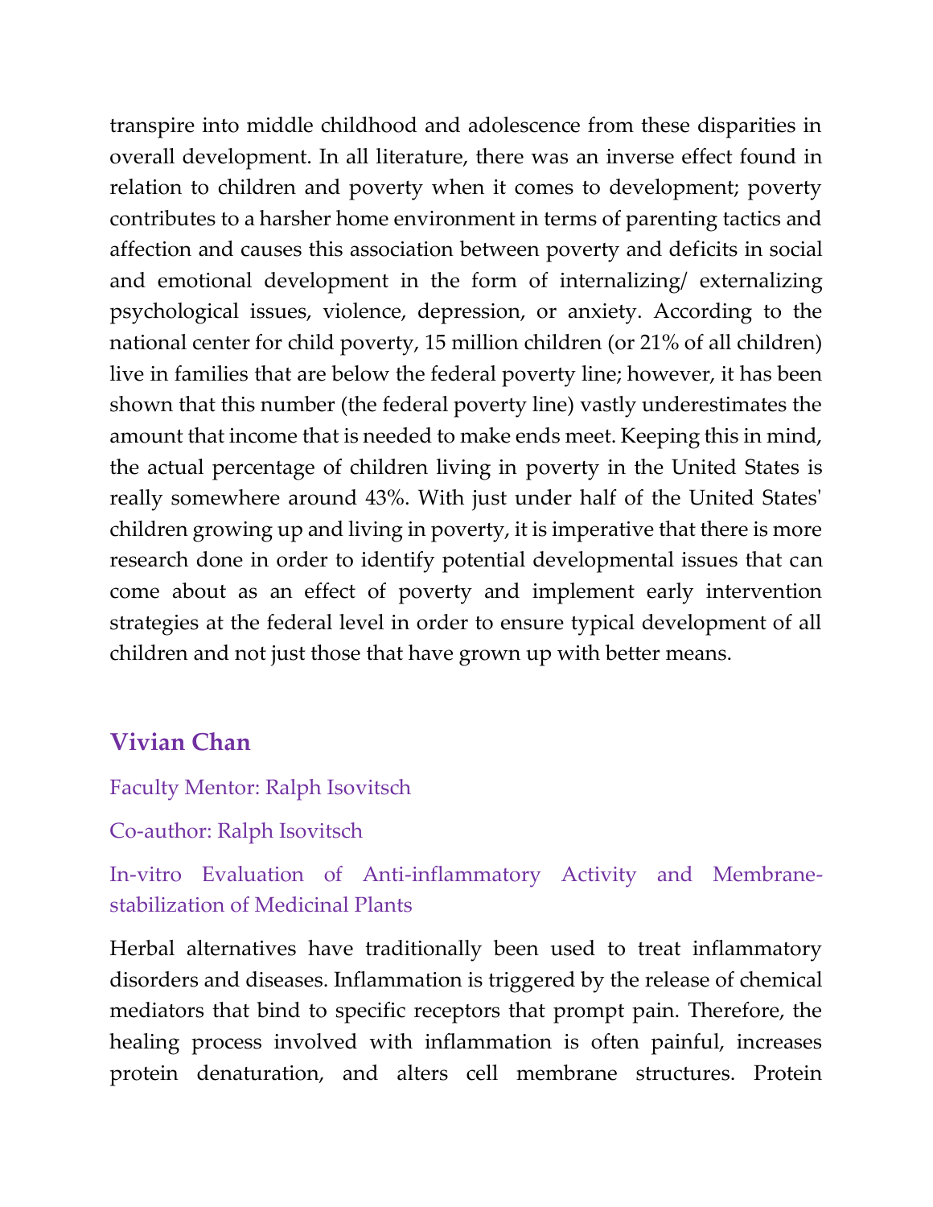transpire into middle childhood and adolescence from these disparities in overall development. In all literature, there was an inverse effect found in relation to children and poverty when it comes to development; poverty contributes to a harsher home environment in terms of parenting tactics and affection and causes this association between poverty and deficits in social and emotional development in the form of internalizing/ externalizing psychological issues, violence, depression, or anxiety. According to the national center for child poverty, 15 million children (or 21% of all children) live in families that are below the federal poverty line; however, it has been shown that this number (the federal poverty line) vastly underestimates the amount that income that is needed to make ends meet. Keeping this in mind, the actual percentage of children living in poverty in the United States is really somewhere around 43%. With just under half of the United States' children growing up and living in poverty, it is imperative that there is more research done in order to identify potential developmental issues that can come about as an effect of poverty and implement early intervention strategies at the federal level in order to ensure typical development of all children and not just those that have grown up with better means.

### Vivian Chan

Faculty Mentor: Ralph Isovitsch

Co-author: Ralph Isovitsch

In-vitro Evaluation of Anti-inflammatory Activity and Membrane-stabilization of Medicinal Plants

Herbal alternatives have traditionally been used to treat inflammatory disorders and diseases. Inflammation is triggered by the release of chemical mediators that bind to specific receptors that prompt pain. Therefore, the healing process involved with inflammation is often painful, increases protein denaturation, and alters cell membrane structures. Protein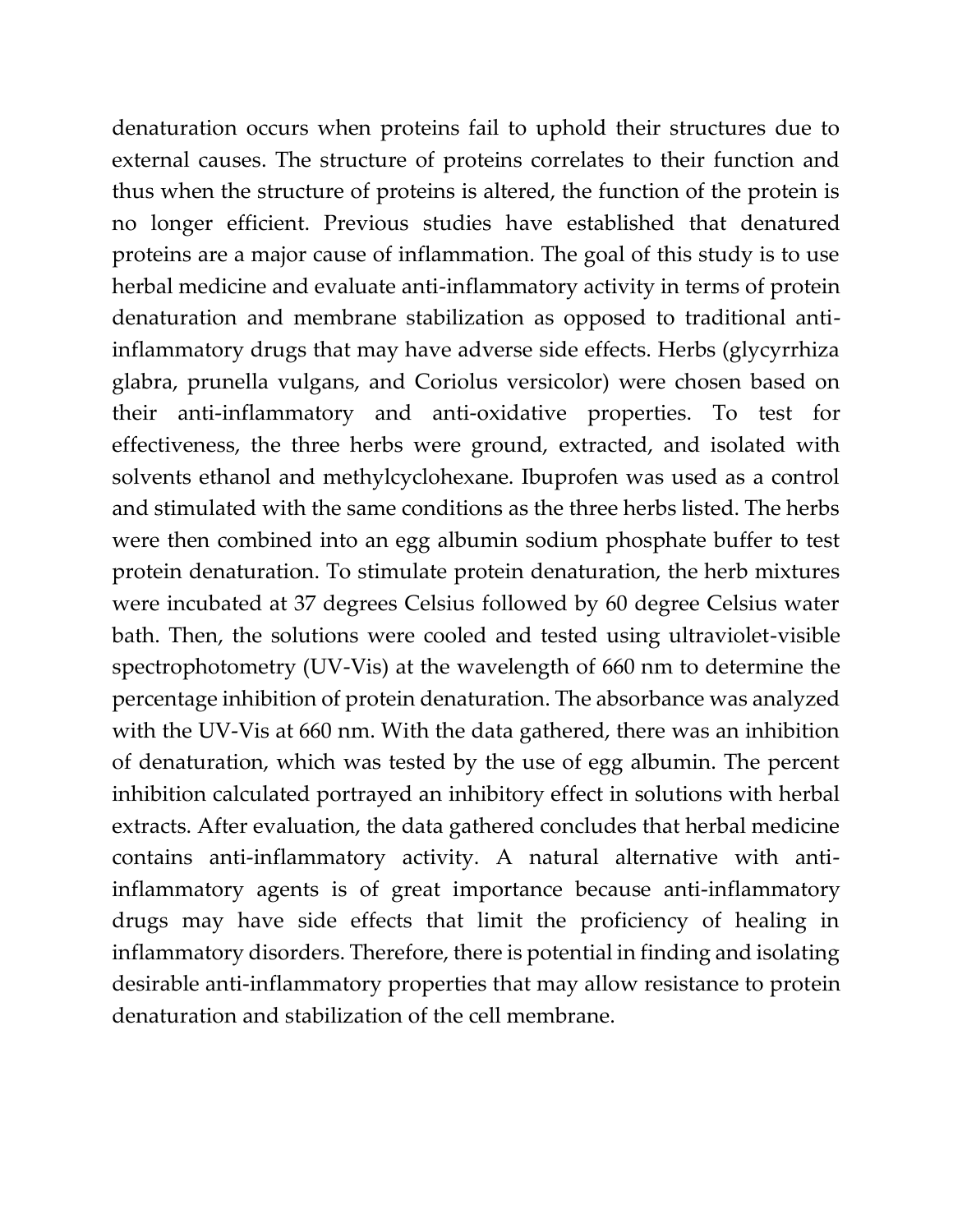denaturation occurs when proteins fail to uphold their structures due to external causes. The structure of proteins correlates to their function and thus when the structure of proteins is altered, the function of the protein is no longer efficient. Previous studies have established that denatured proteins are a major cause of inflammation. The goal of this study is to use herbal medicine and evaluate anti-inflammatory activity in terms of protein denaturation and membrane stabilization as opposed to traditional anti-inflammatory drugs that may have adverse side effects. Herbs (glycyrrhiza glabra, prunella vulgans, and Coriolus versicolor) were chosen based on their anti-inflammatory and anti-oxidative properties. To test for effectiveness, the three herbs were ground, extracted, and isolated with solvents ethanol and methylcyclohexane. Ibuprofen was used as a control and stimulated with the same conditions as the three herbs listed. The herbs were then combined into an egg albumin sodium phosphate buffer to test protein denaturation. To stimulate protein denaturation, the herb mixtures were incubated at 37 degrees Celsius followed by 60 degree Celsius water bath. Then, the solutions were cooled and tested using ultraviolet-visible spectrophotometry (UV-Vis) at the wavelength of 660 nm to determine the percentage inhibition of protein denaturation. The absorbance was analyzed with the UV-Vis at 660 nm. With the data gathered, there was an inhibition of denaturation, which was tested by the use of egg albumin. The percent inhibition calculated portrayed an inhibitory effect in solutions with herbal extracts. After evaluation, the data gathered concludes that herbal medicine contains anti-inflammatory activity. A natural alternative with anti-inflammatory agents is of great importance because anti-inflammatory drugs may have side effects that limit the proficiency of healing in inflammatory disorders. Therefore, there is potential in finding and isolating desirable anti-inflammatory properties that may allow resistance to protein denaturation and stabilization of the cell membrane.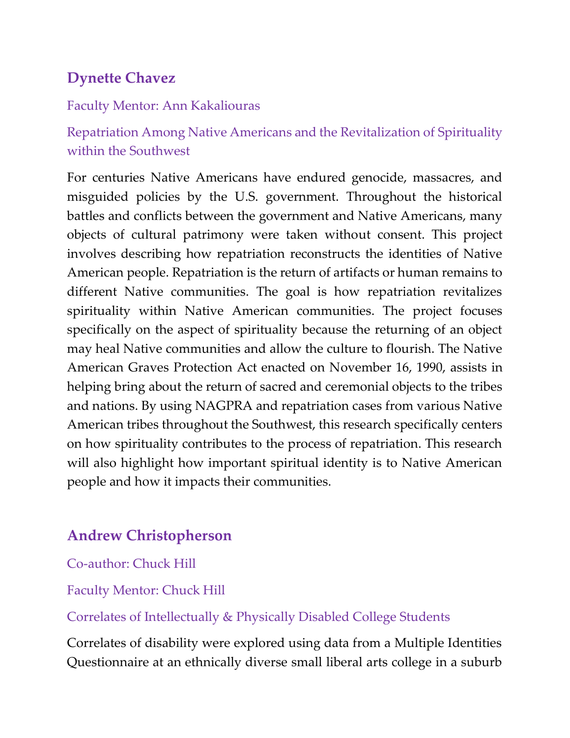### Dynette Chavez

Faculty Mentor: Ann Kakaliouras

Repatriation Among Native Americans and the Revitalization of Spirituality within the Southwest

For centuries Native Americans have endured genocide, massacres, and misguided policies by the U.S. government. Throughout the historical battles and conflicts between the government and Native Americans, many objects of cultural patrimony were taken without consent. This project involves describing how repatriation reconstructs the identities of Native American people. Repatriation is the return of artifacts or human remains to different Native communities. The goal is how repatriation revitalizes spirituality within Native American communities. The project focuses specifically on the aspect of spirituality because the returning of an object may heal Native communities and allow the culture to flourish. The Native American Graves Protection Act enacted on November 16, 1990, assists in helping bring about the return of sacred and ceremonial objects to the tribes and nations. By using NAGPRA and repatriation cases from various Native American tribes throughout the Southwest, this research specifically centers on how spirituality contributes to the process of repatriation. This research will also highlight how important spiritual identity is to Native American people and how it impacts their communities.

### Andrew Christopherson

Co-author: Chuck Hill

Faculty Mentor: Chuck Hill

Correlates of Intellectually & Physically Disabled College Students

Correlates of disability were explored using data from a Multiple Identities Questionnaire at an ethnically diverse small liberal arts college in a suburb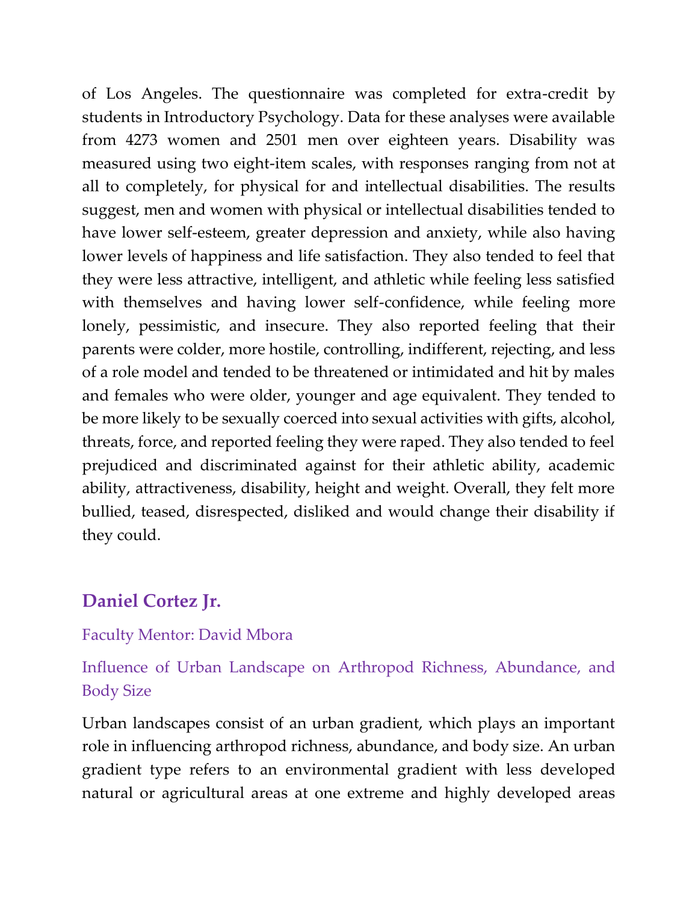of Los Angeles. The questionnaire was completed for extra-credit by students in Introductory Psychology. Data for these analyses were available from 4273 women and 2501 men over eighteen years. Disability was measured using two eight-item scales, with responses ranging from not at all to completely, for physical for and intellectual disabilities. The results suggest, men and women with physical or intellectual disabilities tended to have lower self-esteem, greater depression and anxiety, while also having lower levels of happiness and life satisfaction. They also tended to feel that they were less attractive, intelligent, and athletic while feeling less satisfied with themselves and having lower self-confidence, while feeling more lonely, pessimistic, and insecure. They also reported feeling that their parents were colder, more hostile, controlling, indifferent, rejecting, and less of a role model and tended to be threatened or intimidated and hit by males and females who were older, younger and age equivalent. They tended to be more likely to be sexually coerced into sexual activities with gifts, alcohol, threats, force, and reported feeling they were raped. They also tended to feel prejudiced and discriminated against for their athletic ability, academic ability, attractiveness, disability, height and weight. Overall, they felt more bullied, teased, disrespected, disliked and would change their disability if they could.

## Daniel Cortez Jr.

Faculty Mentor: David Mbora

### Influence of Urban Landscape on Arthropod Richness, Abundance, and Body Size

Urban landscapes consist of an urban gradient, which plays an important role in influencing arthropod richness, abundance, and body size. An urban gradient type refers to an environmental gradient with less developed natural or agricultural areas at one extreme and highly developed areas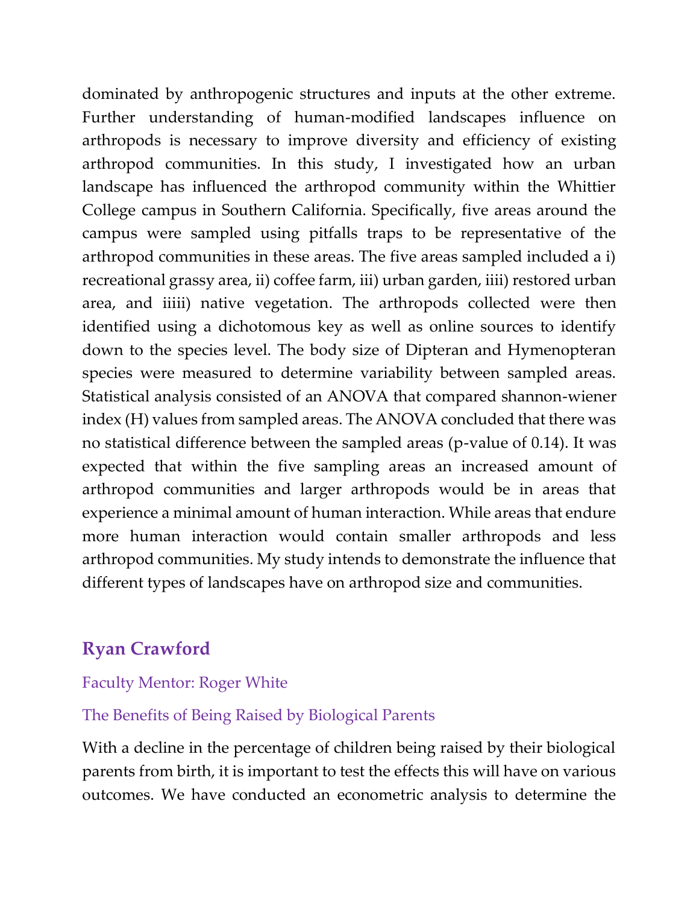dominated by anthropogenic structures and inputs at the other extreme. Further understanding of human-modified landscapes influence on arthropods is necessary to improve diversity and efficiency of existing arthropod communities. In this study, I investigated how an urban landscape has influenced the arthropod community within the Whittier College campus in Southern California. Specifically, five areas around the campus were sampled using pitfalls traps to be representative of the arthropod communities in these areas. The five areas sampled included a i) recreational grassy area, ii) coffee farm, iii) urban garden, iiii) restored urban area, and iiiii) native vegetation. The arthropods collected were then identified using a dichotomous key as well as online sources to identify down to the species level. The body size of Dipteran and Hymenopteran species were measured to determine variability between sampled areas. Statistical analysis consisted of an ANOVA that compared shannon-wiener index (H) values from sampled areas. The ANOVA concluded that there was no statistical difference between the sampled areas (p-value of 0.14). It was expected that within the five sampling areas an increased amount of arthropod communities and larger arthropods would be in areas that experience a minimal amount of human interaction. While areas that endure more human interaction would contain smaller arthropods and less arthropod communities. My study intends to demonstrate the influence that different types of landscapes have on arthropod size and communities.

## Ryan Crawford

Faculty Mentor: Roger White

The Benefits of Being Raised by Biological Parents

With a decline in the percentage of children being raised by their biological parents from birth, it is important to test the effects this will have on various outcomes. We have conducted an econometric analysis to determine the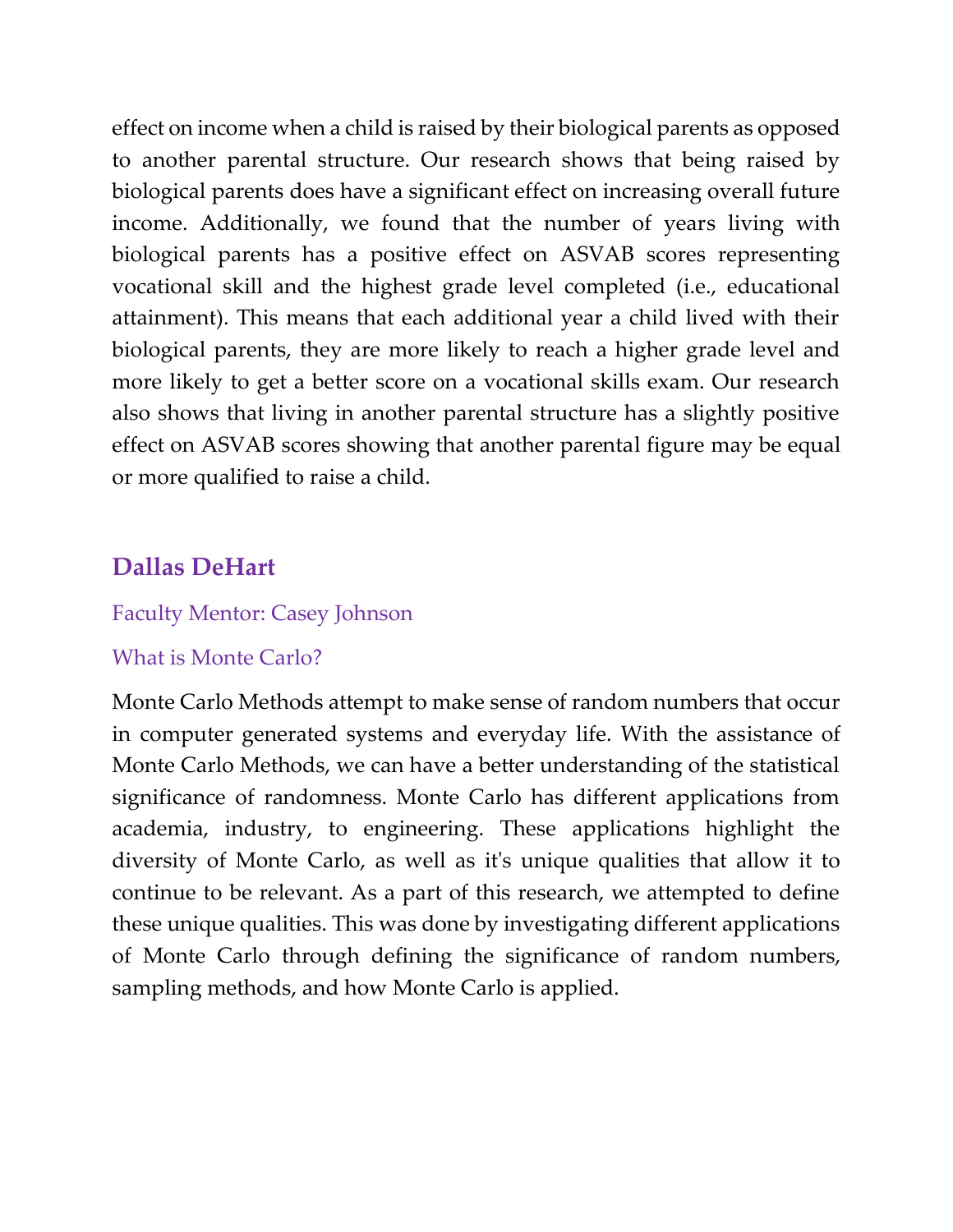effect on income when a child is raised by their biological parents as opposed to another parental structure. Our research shows that being raised by biological parents does have a significant effect on increasing overall future income. Additionally, we found that the number of years living with biological parents has a positive effect on ASVAB scores representing vocational skill and the highest grade level completed (i.e., educational attainment). This means that each additional year a child lived with their biological parents, they are more likely to reach a higher grade level and more likely to get a better score on a vocational skills exam. Our research also shows that living in another parental structure has a slightly positive effect on ASVAB scores showing that another parental figure may be equal or more qualified to raise a child.

## Dallas DeHart

Faculty Mentor: Casey Johnson

What is Monte Carlo?

Monte Carlo Methods attempt to make sense of random numbers that occur in computer generated systems and everyday life. With the assistance of Monte Carlo Methods, we can have a better understanding of the statistical significance of randomness. Monte Carlo has different applications from academia, industry, to engineering. These applications highlight the diversity of Monte Carlo, as well as it's unique qualities that allow it to continue to be relevant. As a part of this research, we attempted to define these unique qualities. This was done by investigating different applications of Monte Carlo through defining the significance of random numbers, sampling methods, and how Monte Carlo is applied.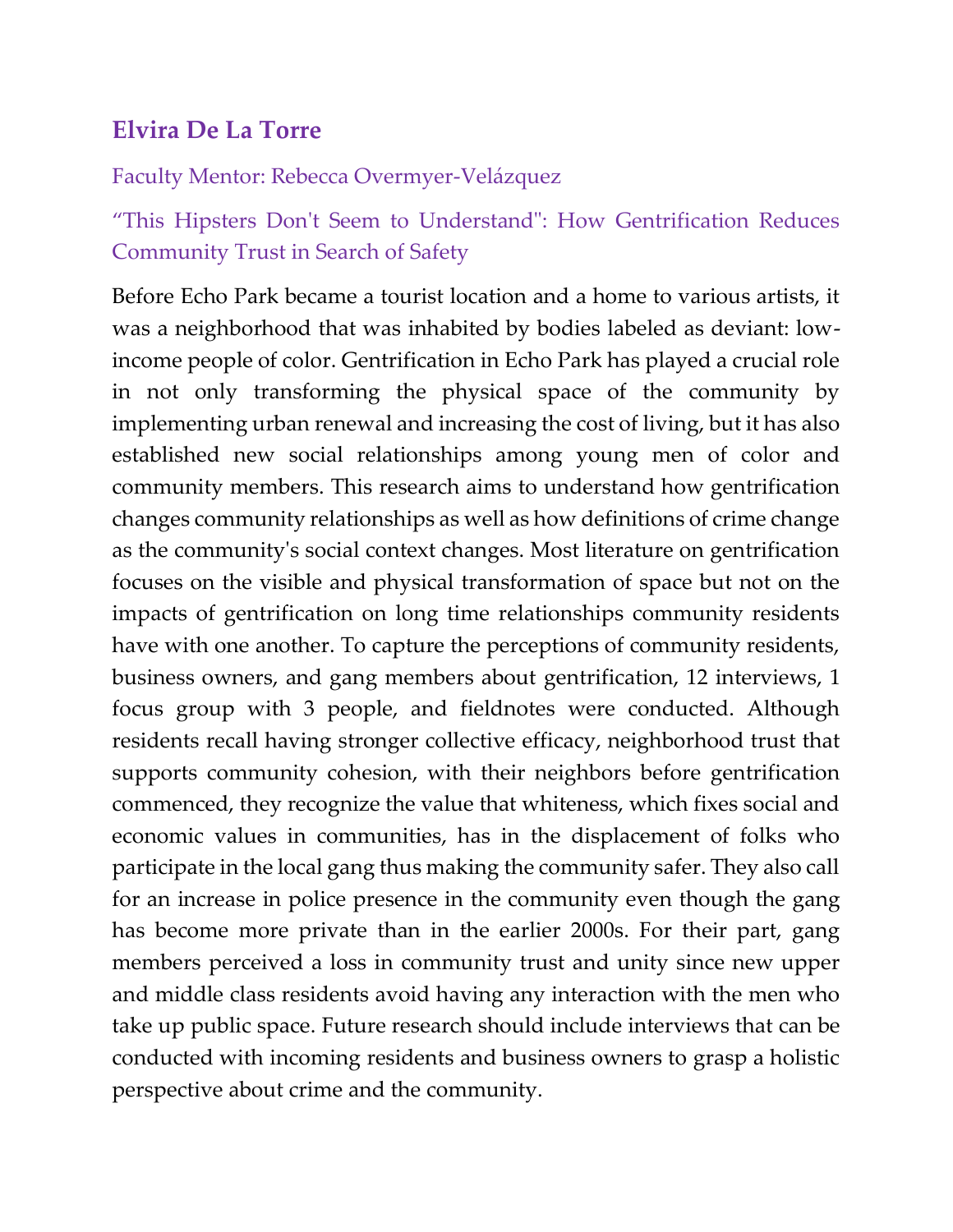## Elvira De La Torre

Faculty Mentor: Rebecca Overmyer-Velázquez

### "This Hipsters Don't Seem to Understand": How Gentrification Reduces Community Trust in Search of Safety

Before Echo Park became a tourist location and a home to various artists, it was a neighborhood that was inhabited by bodies labeled as deviant: low-income people of color. Gentrification in Echo Park has played a crucial role in not only transforming the physical space of the community by implementing urban renewal and increasing the cost of living, but it has also established new social relationships among young men of color and community members. This research aims to understand how gentrification changes community relationships as well as how definitions of crime change as the community's social context changes. Most literature on gentrification focuses on the visible and physical transformation of space but not on the impacts of gentrification on long time relationships community residents have with one another. To capture the perceptions of community residents, business owners, and gang members about gentrification, 12 interviews, 1 focus group with 3 people, and fieldnotes were conducted. Although residents recall having stronger collective efficacy, neighborhood trust that supports community cohesion, with their neighbors before gentrification commenced, they recognize the value that whiteness, which fixes social and economic values in communities, has in the displacement of folks who participate in the local gang thus making the community safer. They also call for an increase in police presence in the community even though the gang has become more private than in the earlier 2000s. For their part, gang members perceived a loss in community trust and unity since new upper and middle class residents avoid having any interaction with the men who take up public space. Future research should include interviews that can be conducted with incoming residents and business owners to grasp a holistic perspective about crime and the community.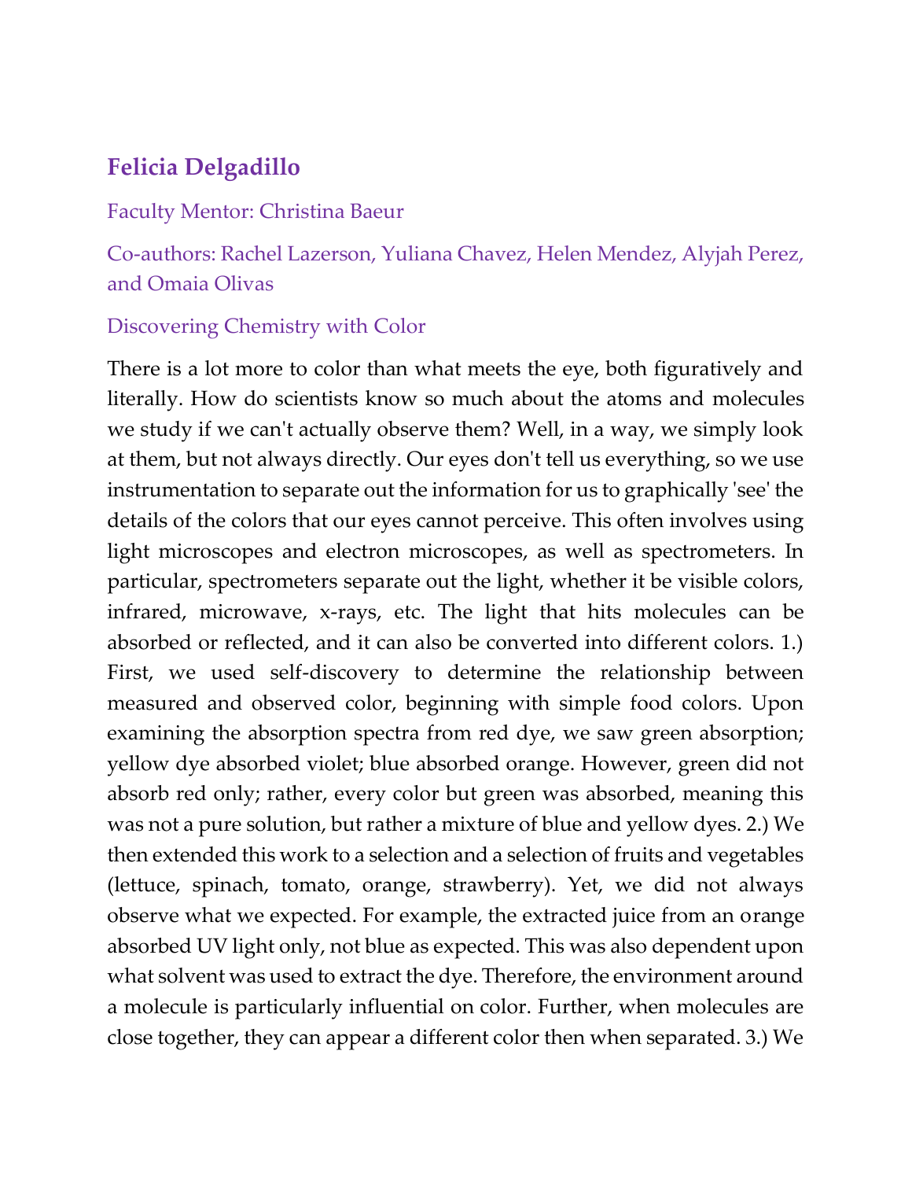## Felicia Delgadillo

Faculty Mentor: Christina Baeur

Co-authors: Rachel Lazerson, Yuliana Chavez, Helen Mendez, Alyjah Perez, and Omaia Olivas

### Discovering Chemistry with Color

There is a lot more to color than what meets the eye, both figuratively and literally. How do scientists know so much about the atoms and molecules we study if we can't actually observe them? Well, in a way, we simply look at them, but not always directly. Our eyes don't tell us everything, so we use instrumentation to separate out the information for us to graphically 'see' the details of the colors that our eyes cannot perceive. This often involves using light microscopes and electron microscopes, as well as spectrometers. In particular, spectrometers separate out the light, whether it be visible colors, infrared, microwave, x-rays, etc. The light that hits molecules can be absorbed or reflected, and it can also be converted into different colors. 1.) First, we used self-discovery to determine the relationship between measured and observed color, beginning with simple food colors. Upon examining the absorption spectra from red dye, we saw green absorption; yellow dye absorbed violet; blue absorbed orange. However, green did not absorb red only; rather, every color but green was absorbed, meaning this was not a pure solution, but rather a mixture of blue and yellow dyes. 2.) We then extended this work to a selection and a selection of fruits and vegetables (lettuce, spinach, tomato, orange, strawberry). Yet, we did not always observe what we expected. For example, the extracted juice from an orange absorbed UV light only, not blue as expected. This was also dependent upon what solvent was used to extract the dye. Therefore, the environment around a molecule is particularly influential on color. Further, when molecules are close together, they can appear a different color then when separated. 3.) We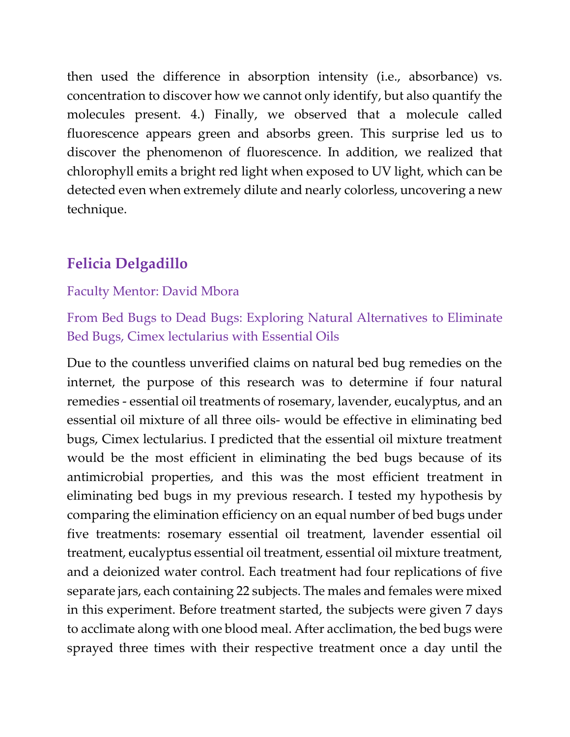then used the difference in absorption intensity (i.e., absorbance) vs. concentration to discover how we cannot only identify, but also quantify the molecules present. 4.) Finally, we observed that a molecule called fluorescence appears green and absorbs green. This surprise led us to discover the phenomenon of fluorescence. In addition, we realized that chlorophyll emits a bright red light when exposed to UV light, which can be detected even when extremely dilute and nearly colorless, uncovering a new technique.

## Felicia Delgadillo

Faculty Mentor: David Mbora

### From Bed Bugs to Dead Bugs: Exploring Natural Alternatives to Eliminate Bed Bugs, Cimex lectularius with Essential Oils

Due to the countless unverified claims on natural bed bug remedies on the internet, the purpose of this research was to determine if four natural remedies - essential oil treatments of rosemary, lavender, eucalyptus, and an essential oil mixture of all three oils- would be effective in eliminating bed bugs, Cimex lectularius. I predicted that the essential oil mixture treatment would be the most efficient in eliminating the bed bugs because of its antimicrobial properties, and this was the most efficient treatment in eliminating bed bugs in my previous research. I tested my hypothesis by comparing the elimination efficiency on an equal number of bed bugs under five treatments: rosemary essential oil treatment, lavender essential oil treatment, eucalyptus essential oil treatment, essential oil mixture treatment, and a deionized water control. Each treatment had four replications of five separate jars, each containing 22 subjects. The males and females were mixed in this experiment. Before treatment started, the subjects were given 7 days to acclimate along with one blood meal. After acclimation, the bed bugs were sprayed three times with their respective treatment once a day until the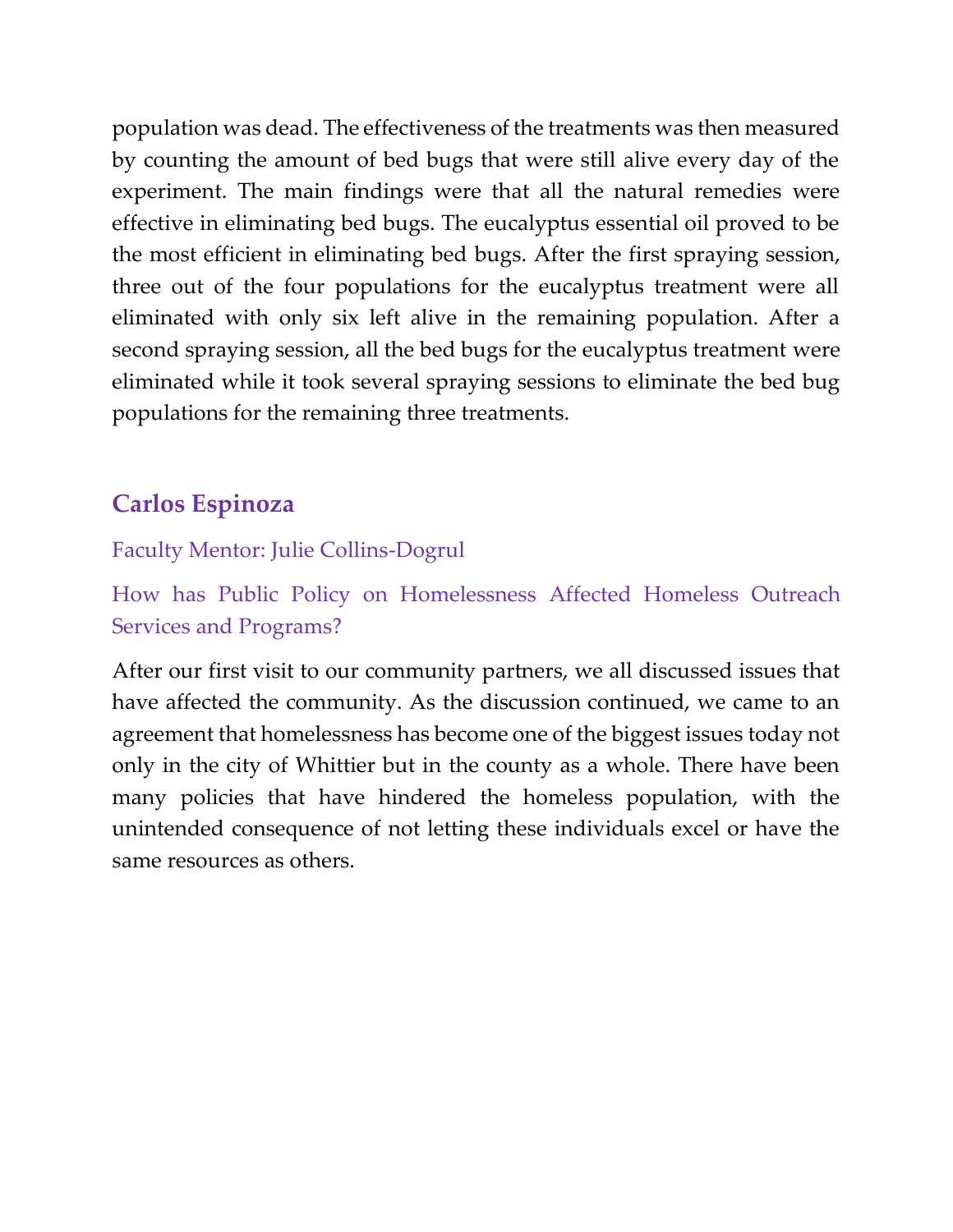population was dead. The effectiveness of the treatments was then measured by counting the amount of bed bugs that were still alive every day of the experiment. The main findings were that all the natural remedies were effective in eliminating bed bugs. The eucalyptus essential oil proved to be the most efficient in eliminating bed bugs. After the first spraying session, three out of the four populations for the eucalyptus treatment were all eliminated with only six left alive in the remaining population. After a second spraying session, all the bed bugs for the eucalyptus treatment were eliminated while it took several spraying sessions to eliminate the bed bug populations for the remaining three treatments.

## Carlos Espinoza

Faculty Mentor: Julie Collins-Dogrul

How has Public Policy on Homelessness Affected Homeless Outreach Services and Programs?

After our first visit to our community partners, we all discussed issues that have affected the community. As the discussion continued, we came to an agreement that homelessness has become one of the biggest issues today not only in the city of Whittier but in the county as a whole. There have been many policies that have hindered the homeless population, with the unintended consequence of not letting these individuals excel or have the same resources as others.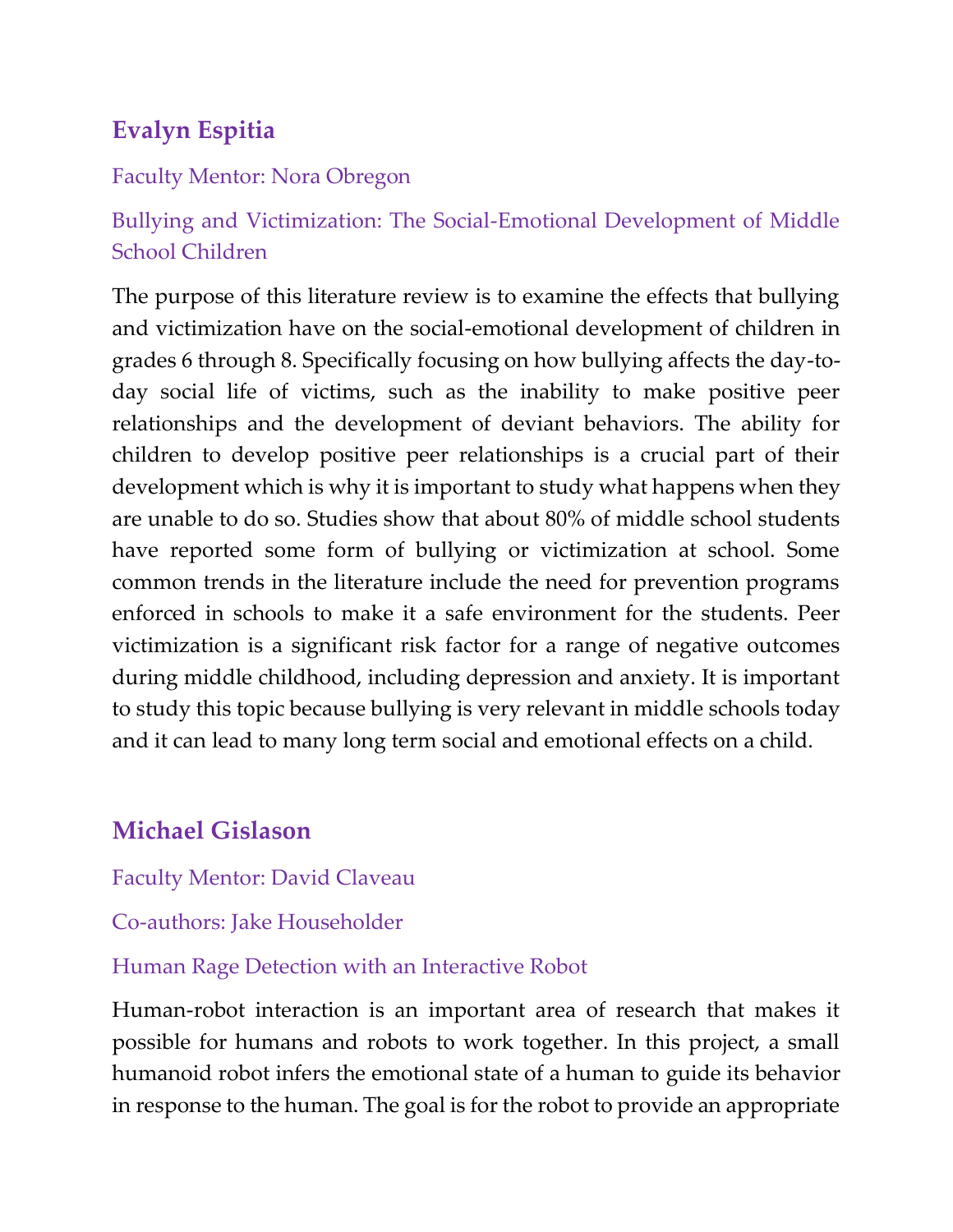### Evalyn Espitia

Faculty Mentor: Nora Obregon

Bullying and Victimization: The Social-Emotional Development of Middle School Children

The purpose of this literature review is to examine the effects that bullying and victimization have on the social-emotional development of children in grades 6 through 8. Specifically focusing on how bullying affects the day-to-day social life of victims, such as the inability to make positive peer relationships and the development of deviant behaviors. The ability for children to develop positive peer relationships is a crucial part of their development which is why it is important to study what happens when they are unable to do so. Studies show that about 80% of middle school students have reported some form of bullying or victimization at school. Some common trends in the literature include the need for prevention programs enforced in schools to make it a safe environment for the students. Peer victimization is a significant risk factor for a range of negative outcomes during middle childhood, including depression and anxiety. It is important to study this topic because bullying is very relevant in middle schools today and it can lead to many long term social and emotional effects on a child.

### Michael Gislason

Faculty Mentor: David Claveau

Co-authors: Jake Householder

Human Rage Detection with an Interactive Robot

Human-robot interaction is an important area of research that makes it possible for humans and robots to work together. In this project, a small humanoid robot infers the emotional state of a human to guide its behavior in response to the human. The goal is for the robot to provide an appropriate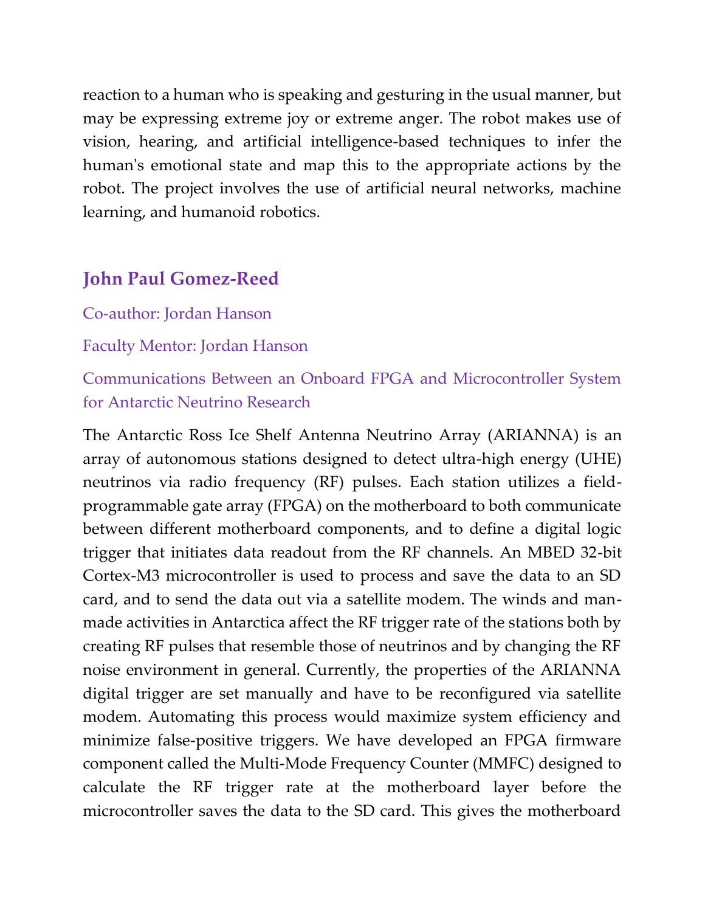reaction to a human who is speaking and gesturing in the usual manner, but may be expressing extreme joy or extreme anger. The robot makes use of vision, hearing, and artificial intelligence-based techniques to infer the human's emotional state and map this to the appropriate actions by the robot. The project involves the use of artificial neural networks, machine learning, and humanoid robotics.

## John Paul Gomez-Reed

Co-author: Jordan Hanson

Faculty Mentor: Jordan Hanson

Communications Between an Onboard FPGA and Microcontroller System for Antarctic Neutrino Research

The Antarctic Ross Ice Shelf Antenna Neutrino Array (ARIANNA) is an array of autonomous stations designed to detect ultra-high energy (UHE) neutrinos via radio frequency (RF) pulses. Each station utilizes a field-programmable gate array (FPGA) on the motherboard to both communicate between different motherboard components, and to define a digital logic trigger that initiates data readout from the RF channels. An MBED 32-bit Cortex-M3 microcontroller is used to process and save the data to an SD card, and to send the data out via a satellite modem. The winds and man-made activities in Antarctica affect the RF trigger rate of the stations both by creating RF pulses that resemble those of neutrinos and by changing the RF noise environment in general. Currently, the properties of the ARIANNA digital trigger are set manually and have to be reconfigured via satellite modem. Automating this process would maximize system efficiency and minimize false-positive triggers. We have developed an FPGA firmware component called the Multi-Mode Frequency Counter (MMFC) designed to calculate the RF trigger rate at the motherboard layer before the microcontroller saves the data to the SD card. This gives the motherboard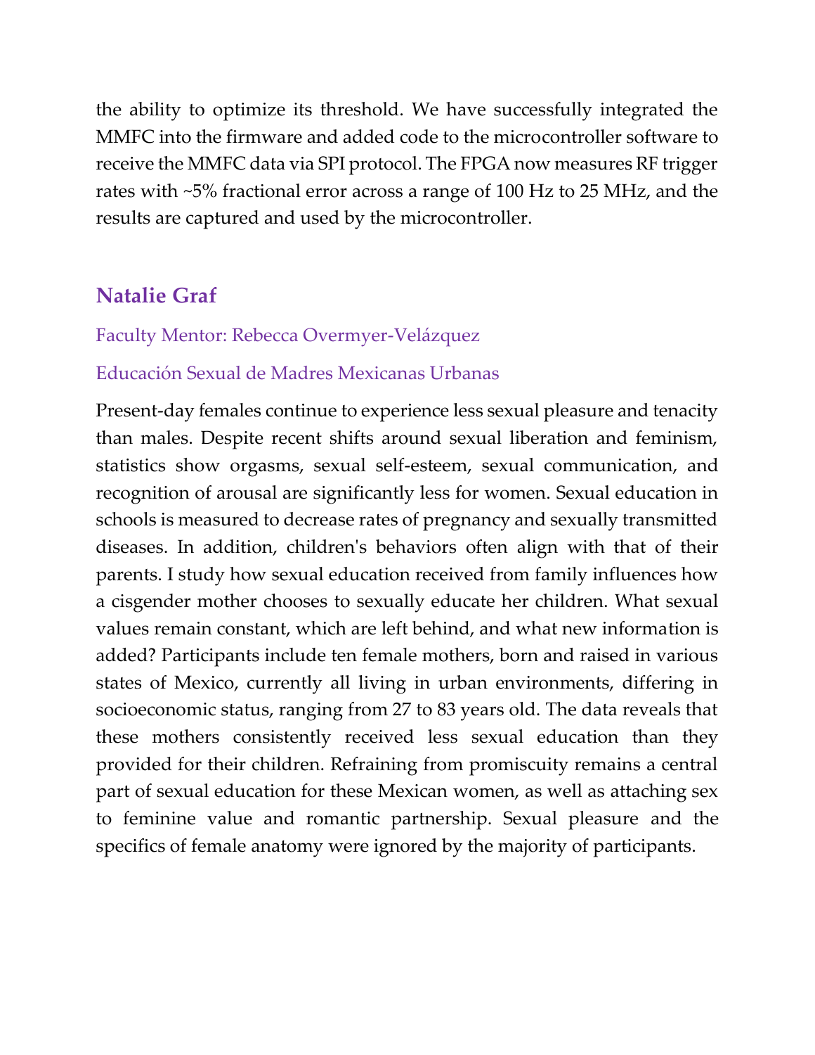the ability to optimize its threshold. We have successfully integrated the MMFC into the firmware and added code to the microcontroller software to receive the MMFC data via SPI protocol. The FPGA now measures RF trigger rates with ~5% fractional error across a range of 100 Hz to 25 MHz, and the results are captured and used by the microcontroller.

## Natalie Graf

Faculty Mentor: Rebecca Overmyer-Velázquez

Educación Sexual de Madres Mexicanas Urbanas

Present-day females continue to experience less sexual pleasure and tenacity than males. Despite recent shifts around sexual liberation and feminism, statistics show orgasms, sexual self-esteem, sexual communication, and recognition of arousal are significantly less for women. Sexual education in schools is measured to decrease rates of pregnancy and sexually transmitted diseases. In addition, children's behaviors often align with that of their parents. I study how sexual education received from family influences how a cisgender mother chooses to sexually educate her children. What sexual values remain constant, which are left behind, and what new information is added? Participants include ten female mothers, born and raised in various states of Mexico, currently all living in urban environments, differing in socioeconomic status, ranging from 27 to 83 years old. The data reveals that these mothers consistently received less sexual education than they provided for their children. Refraining from promiscuity remains a central part of sexual education for these Mexican women, as well as attaching sex to feminine value and romantic partnership. Sexual pleasure and the specifics of female anatomy were ignored by the majority of participants.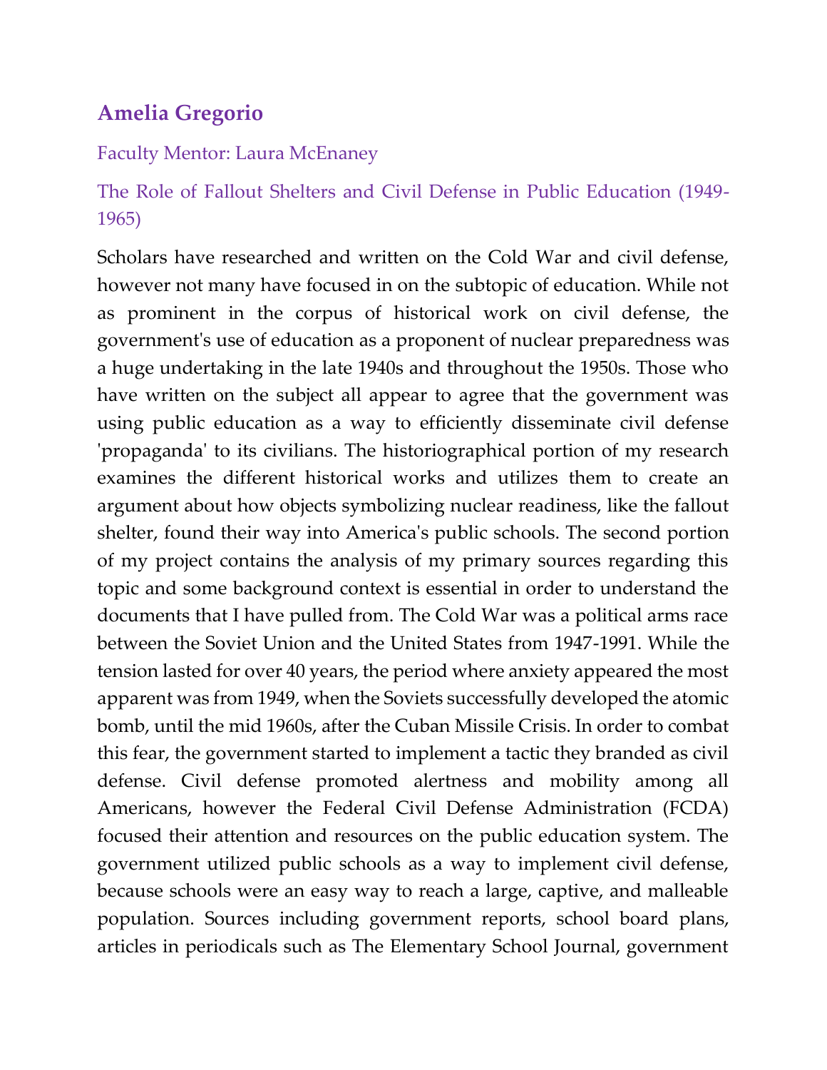## Amelia Gregorio

Faculty Mentor: Laura McEnaney

### The Role of Fallout Shelters and Civil Defense in Public Education (1949-1965)

Scholars have researched and written on the Cold War and civil defense, however not many have focused in on the subtopic of education. While not as prominent in the corpus of historical work on civil defense, the government's use of education as a proponent of nuclear preparedness was a huge undertaking in the late 1940s and throughout the 1950s. Those who have written on the subject all appear to agree that the government was using public education as a way to efficiently disseminate civil defense 'propaganda' to its civilians. The historiographical portion of my research examines the different historical works and utilizes them to create an argument about how objects symbolizing nuclear readiness, like the fallout shelter, found their way into America's public schools. The second portion of my project contains the analysis of my primary sources regarding this topic and some background context is essential in order to understand the documents that I have pulled from. The Cold War was a political arms race between the Soviet Union and the United States from 1947-1991. While the tension lasted for over 40 years, the period where anxiety appeared the most apparent was from 1949, when the Soviets successfully developed the atomic bomb, until the mid 1960s, after the Cuban Missile Crisis. In order to combat this fear, the government started to implement a tactic they branded as civil defense. Civil defense promoted alertness and mobility among all Americans, however the Federal Civil Defense Administration (FCDA) focused their attention and resources on the public education system. The government utilized public schools as a way to implement civil defense, because schools were an easy way to reach a large, captive, and malleable population. Sources including government reports, school board plans, articles in periodicals such as The Elementary School Journal, government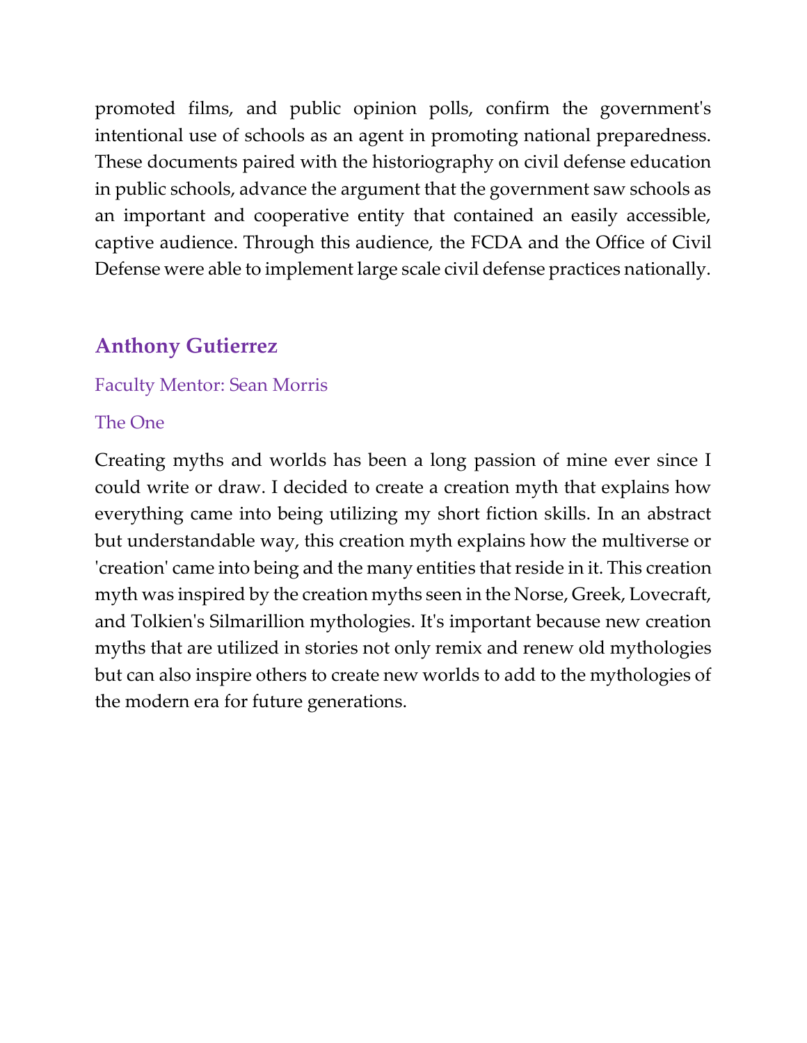promoted films, and public opinion polls, confirm the government's intentional use of schools as an agent in promoting national preparedness. These documents paired with the historiography on civil defense education in public schools, advance the argument that the government saw schools as an important and cooperative entity that contained an easily accessible, captive audience. Through this audience, the FCDA and the Office of Civil Defense were able to implement large scale civil defense practices nationally.

## Anthony Gutierrez

Faculty Mentor: Sean Morris

The One

Creating myths and worlds has been a long passion of mine ever since I could write or draw. I decided to create a creation myth that explains how everything came into being utilizing my short fiction skills. In an abstract but understandable way, this creation myth explains how the multiverse or 'creation' came into being and the many entities that reside in it. This creation myth was inspired by the creation myths seen in the Norse, Greek, Lovecraft, and Tolkien's Silmarillion mythologies. It's important because new creation myths that are utilized in stories not only remix and renew old mythologies but can also inspire others to create new worlds to add to the mythologies of the modern era for future generations.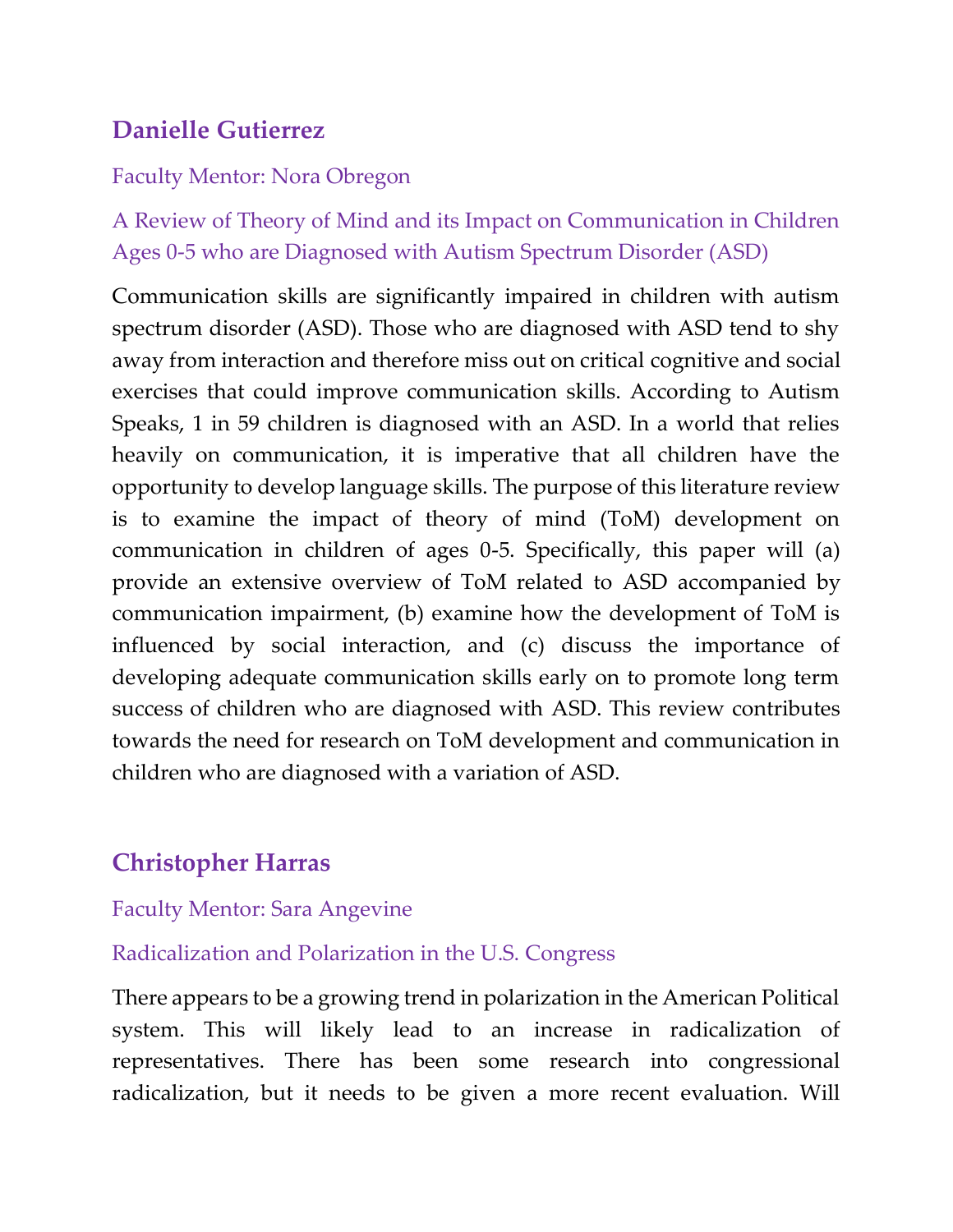## Danielle Gutierrez

Faculty Mentor: Nora Obregon

A Review of Theory of Mind and its Impact on Communication in Children Ages 0-5 who are Diagnosed with Autism Spectrum Disorder (ASD)

Communication skills are significantly impaired in children with autism spectrum disorder (ASD). Those who are diagnosed with ASD tend to shy away from interaction and therefore miss out on critical cognitive and social exercises that could improve communication skills. According to Autism Speaks, 1 in 59 children is diagnosed with an ASD. In a world that relies heavily on communication, it is imperative that all children have the opportunity to develop language skills. The purpose of this literature review is to examine the impact of theory of mind (ToM) development on communication in children of ages 0-5. Specifically, this paper will (a) provide an extensive overview of ToM related to ASD accompanied by communication impairment, (b) examine how the development of ToM is influenced by social interaction, and (c) discuss the importance of developing adequate communication skills early on to promote long term success of children who are diagnosed with ASD. This review contributes towards the need for research on ToM development and communication in children who are diagnosed with a variation of ASD.

## Christopher Harras

Faculty Mentor: Sara Angevine

Radicalization and Polarization in the U.S. Congress

There appears to be a growing trend in polarization in the American Political system. This will likely lead to an increase in radicalization of representatives. There has been some research into congressional radicalization, but it needs to be given a more recent evaluation. Will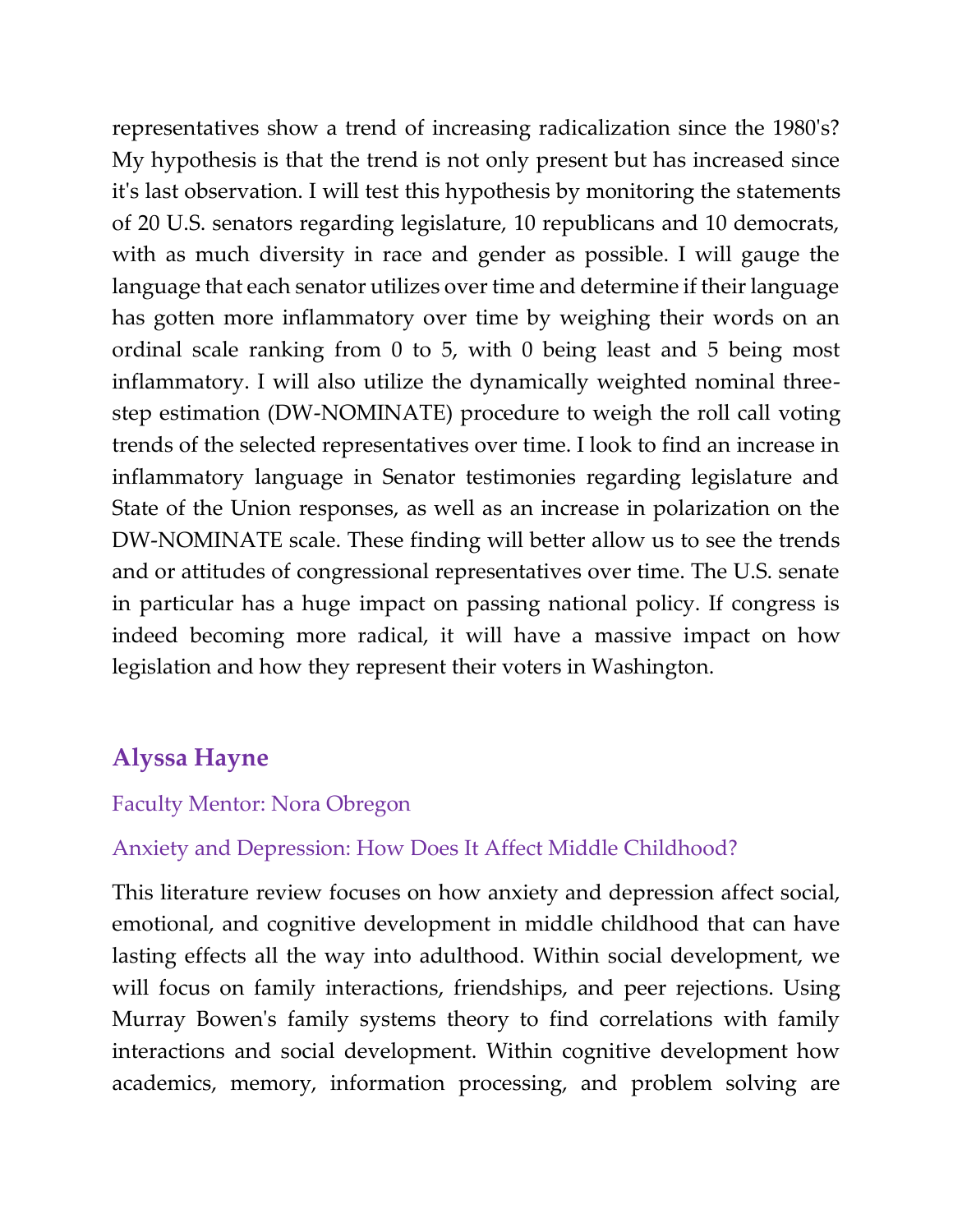representatives show a trend of increasing radicalization since the 1980's? My hypothesis is that the trend is not only present but has increased since it's last observation. I will test this hypothesis by monitoring the statements of 20 U.S. senators regarding legislature, 10 republicans and 10 democrats, with as much diversity in race and gender as possible. I will gauge the language that each senator utilizes over time and determine if their language has gotten more inflammatory over time by weighing their words on an ordinal scale ranking from 0 to 5, with 0 being least and 5 being most inflammatory. I will also utilize the dynamically weighted nominal three-step estimation (DW-NOMINATE) procedure to weigh the roll call voting trends of the selected representatives over time. I look to find an increase in inflammatory language in Senator testimonies regarding legislature and State of the Union responses, as well as an increase in polarization on the DW-NOMINATE scale. These finding will better allow us to see the trends and or attitudes of congressional representatives over time. The U.S. senate in particular has a huge impact on passing national policy. If congress is indeed becoming more radical, it will have a massive impact on how legislation and how they represent their voters in Washington.

## Alyssa Hayne

Faculty Mentor: Nora Obregon

Anxiety and Depression: How Does It Affect Middle Childhood?

This literature review focuses on how anxiety and depression affect social, emotional, and cognitive development in middle childhood that can have lasting effects all the way into adulthood. Within social development, we will focus on family interactions, friendships, and peer rejections. Using Murray Bowen's family systems theory to find correlations with family interactions and social development. Within cognitive development how academics, memory, information processing, and problem solving are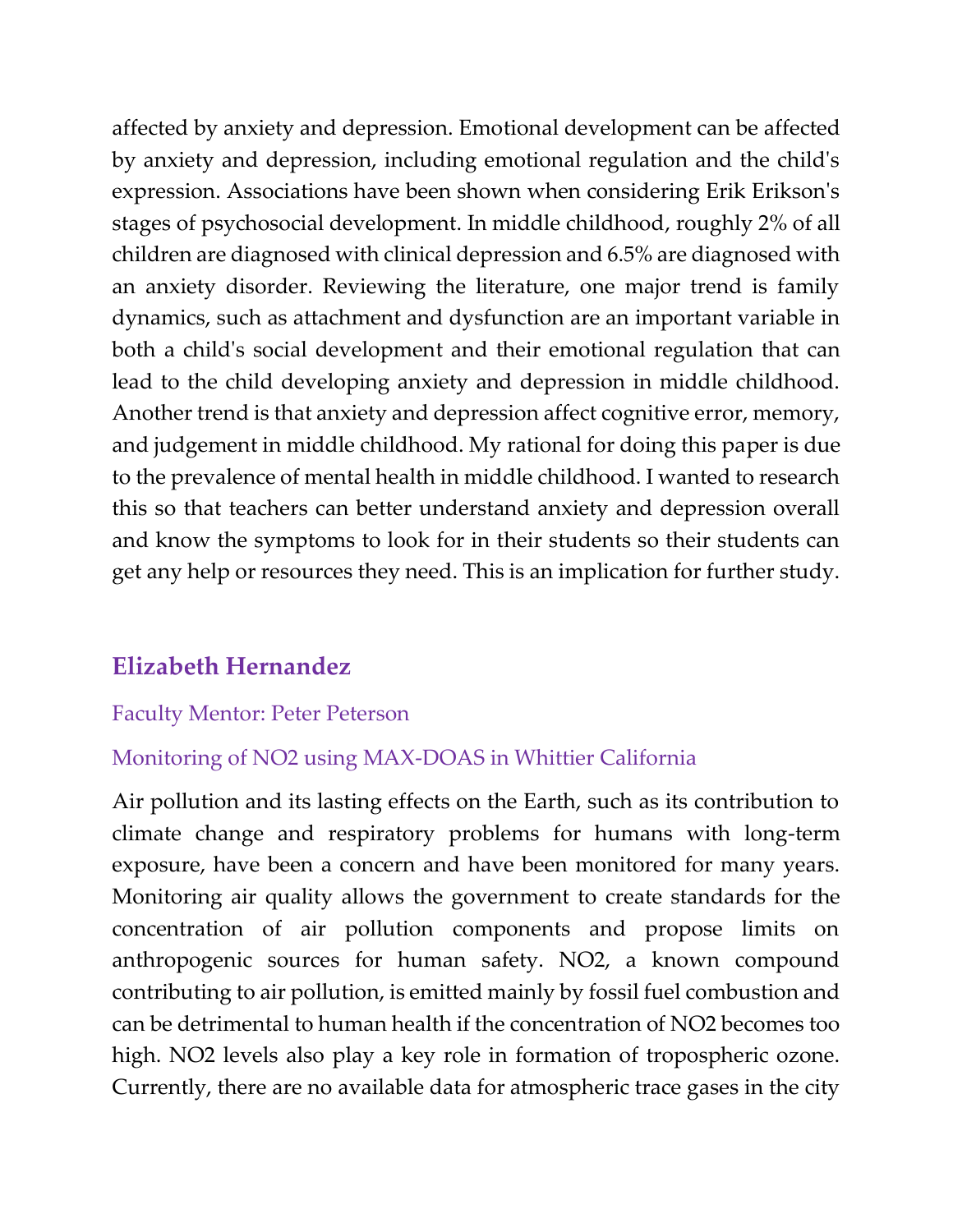affected by anxiety and depression. Emotional development can be affected by anxiety and depression, including emotional regulation and the child's expression. Associations have been shown when considering Erik Erikson's stages of psychosocial development. In middle childhood, roughly 2% of all children are diagnosed with clinical depression and 6.5% are diagnosed with an anxiety disorder. Reviewing the literature, one major trend is family dynamics, such as attachment and dysfunction are an important variable in both a child's social development and their emotional regulation that can lead to the child developing anxiety and depression in middle childhood. Another trend is that anxiety and depression affect cognitive error, memory, and judgement in middle childhood. My rational for doing this paper is due to the prevalence of mental health in middle childhood. I wanted to research this so that teachers can better understand anxiety and depression overall and know the symptoms to look for in their students so their students can get any help or resources they need. This is an implication for further study.

## Elizabeth Hernandez

Faculty Mentor: Peter Peterson

Monitoring of $NO_2$ using MAX-DOAS in Whittier California

Air pollution and its lasting effects on the Earth, such as its contribution to climate change and respiratory problems for humans with long-term exposure, have been a concern and have been monitored for many years. Monitoring air quality allows the government to create standards for the concentration of air pollution components and propose limits on anthropogenic sources for human safety. $NO_2$, a known compound contributing to air pollution, is emitted mainly by fossil fuel combustion and can be detrimental to human health if the concentration of $NO_2$ becomes too high. $NO_2$ levels also play a key role in formation of tropospheric ozone. Currently, there are no available data for atmospheric trace gases in the city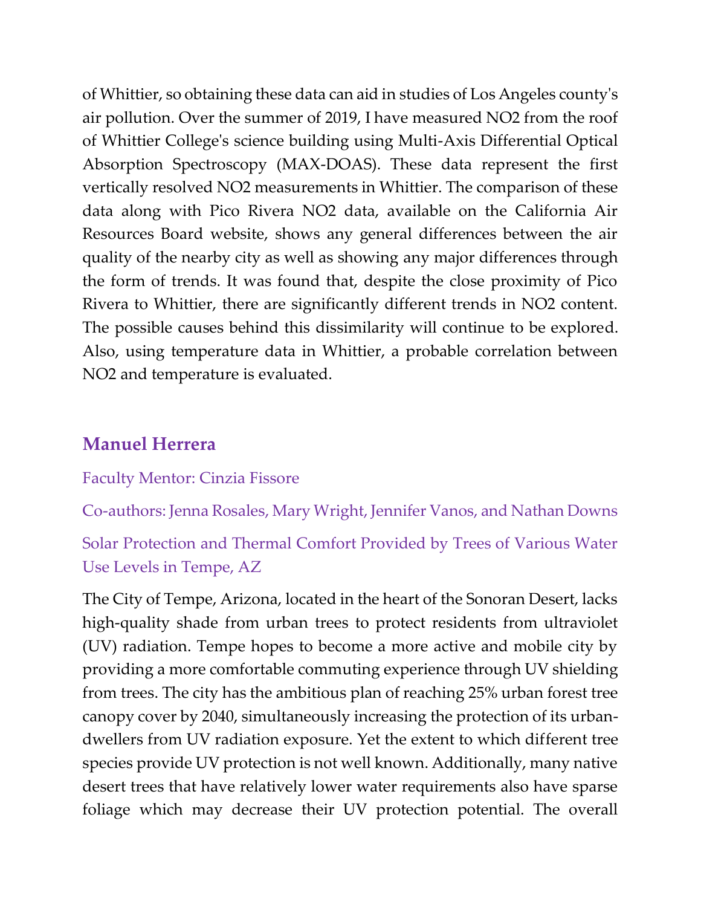of Whittier, so obtaining these data can aid in studies of Los Angeles county's air pollution. Over the summer of 2019, I have measured $NO_2$ from the roof of Whittier College's science building using Multi-Axis Differential Optical Absorption Spectroscopy (MAX-DOAS). These data represent the first vertically resolved $NO_2$ measurements in Whittier. The comparison of these data along with Pico Rivera $NO_2$ data, available on the California Air Resources Board website, shows any general differences between the air quality of the nearby city as well as showing any major differences through the form of trends. It was found that, despite the close proximity of Pico Rivera to Whittier, there are significantly different trends in $NO_2$ content. The possible causes behind this dissimilarity will continue to be explored. Also, using temperature data in Whittier, a probable correlation between $NO_2$ and temperature is evaluated.

## Manuel Herrera

Faculty Mentor: Cinzia Fissore

Co-authors: Jenna Rosales, Mary Wright, Jennifer Vanos, and Nathan Downs

Solar Protection and Thermal Comfort Provided by Trees of Various Water Use Levels in Tempe, AZ

The City of Tempe, Arizona, located in the heart of the Sonoran Desert, lacks high-quality shade from urban trees to protect residents from ultraviolet (UV) radiation. Tempe hopes to become a more active and mobile city by providing a more comfortable commuting experience through UV shielding from trees. The city has the ambitious plan of reaching 25% urban forest tree canopy cover by 2040, simultaneously increasing the protection of its urban-dwellers from UV radiation exposure. Yet the extent to which different tree species provide UV protection is not well known. Additionally, many native desert trees that have relatively lower water requirements also have sparse foliage which may decrease their UV protection potential. The overall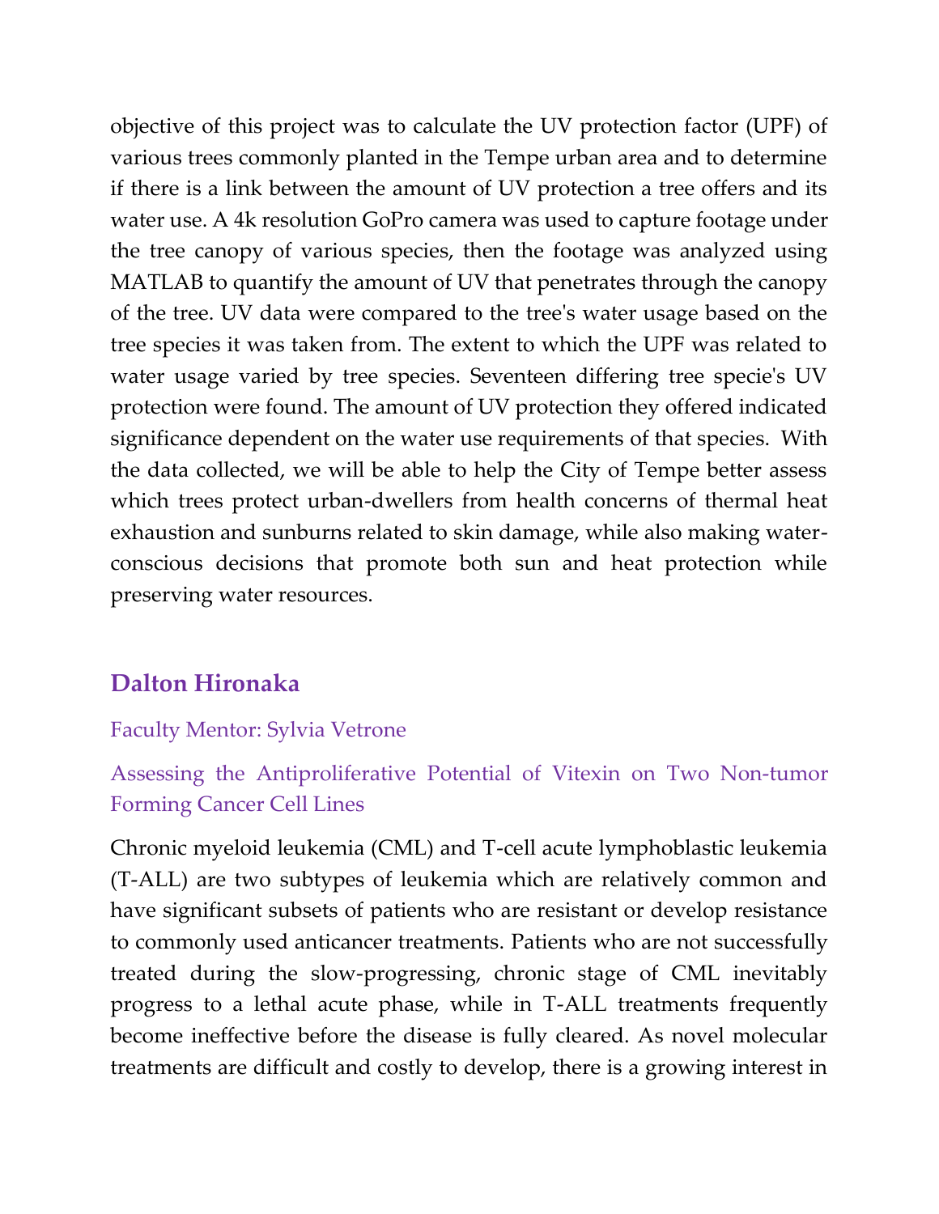objective of this project was to calculate the UV protection factor (UPF) of various trees commonly planted in the Tempe urban area and to determine if there is a link between the amount of UV protection a tree offers and its water use. A 4k resolution GoPro camera was used to capture footage under the tree canopy of various species, then the footage was analyzed using MATLAB to quantify the amount of UV that penetrates through the canopy of the tree. UV data were compared to the tree's water usage based on the tree species it was taken from. The extent to which the UPF was related to water usage varied by tree species. Seventeen differing tree specie's UV protection were found. The amount of UV protection they offered indicated significance dependent on the water use requirements of that species. With the data collected, we will be able to help the City of Tempe better assess which trees protect urban-dwellers from health concerns of thermal heat exhaustion and sunburns related to skin damage, while also making water-conscious decisions that promote both sun and heat protection while preserving water resources.

## Dalton Hironaka

Faculty Mentor: Sylvia Vetrone

### Assessing the Antiproliferative Potential of Vitexin on Two Non-tumor Forming Cancer Cell Lines

Chronic myeloid leukemia (CML) and T-cell acute lymphoblastic leukemia (T-ALL) are two subtypes of leukemia which are relatively common and have significant subsets of patients who are resistant or develop resistance to commonly used anticancer treatments. Patients who are not successfully treated during the slow-progressing, chronic stage of CML inevitably progress to a lethal acute phase, while in T-ALL treatments frequently become ineffective before the disease is fully cleared. As novel molecular treatments are difficult and costly to develop, there is a growing interest in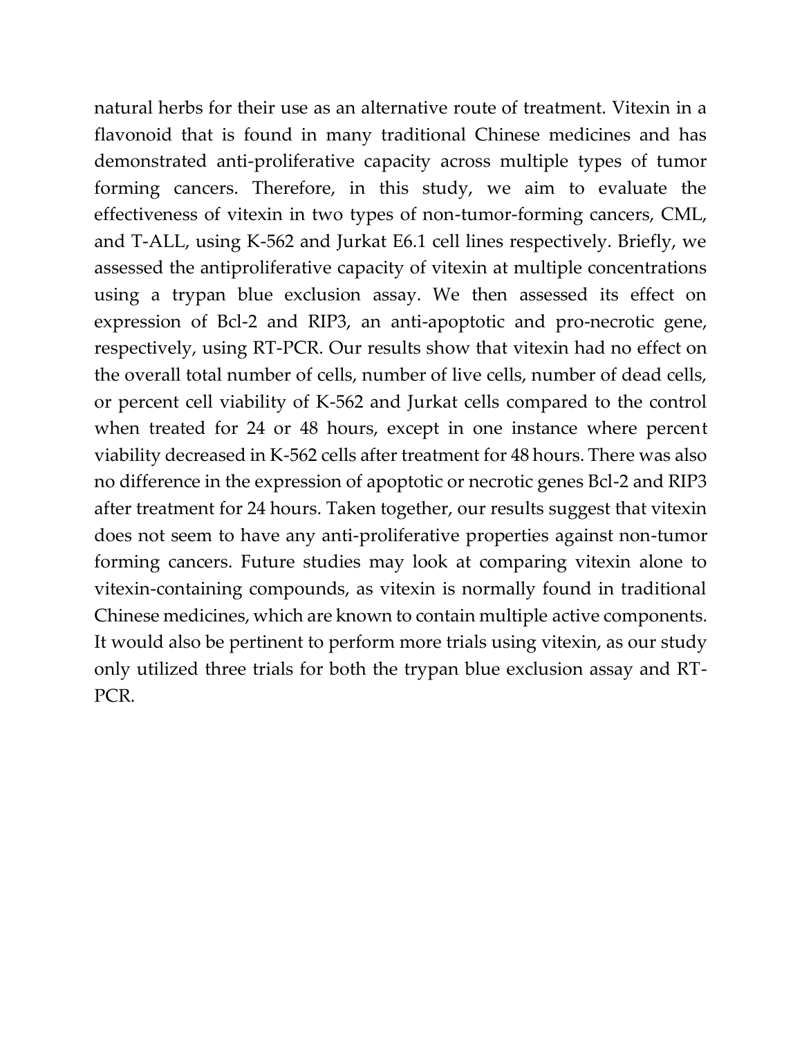natural herbs for their use as an alternative route of treatment. Vitexin in a flavonoid that is found in many traditional Chinese medicines and has demonstrated anti-proliferative capacity across multiple types of tumor forming cancers. Therefore, in this study, we aim to evaluate the effectiveness of vitexin in two types of non-tumor-forming cancers, CML, and T-ALL, using K-562 and Jurkat E6.1 cell lines respectively. Briefly, we assessed the antiproliferative capacity of vitexin at multiple concentrations using a trypan blue exclusion assay. We then assessed its effect on expression of Bcl-2 and RIP3, an anti-apoptotic and pro-necrotic gene, respectively, using RT-PCR. Our results show that vitexin had no effect on the overall total number of cells, number of live cells, number of dead cells, or percent cell viability of K-562 and Jurkat cells compared to the control when treated for 24 or 48 hours, except in one instance where percent viability decreased in K-562 cells after treatment for 48 hours. There was also no difference in the expression of apoptotic or necrotic genes Bcl-2 and RIP3 after treatment for 24 hours. Taken together, our results suggest that vitexin does not seem to have any anti-proliferative properties against non-tumor forming cancers. Future studies may look at comparing vitexin alone to vitexin-containing compounds, as vitexin is normally found in traditional Chinese medicines, which are known to contain multiple active components. It would also be pertinent to perform more trials using vitexin, as our study only utilized three trials for both the trypan blue exclusion assay and RT-PCR.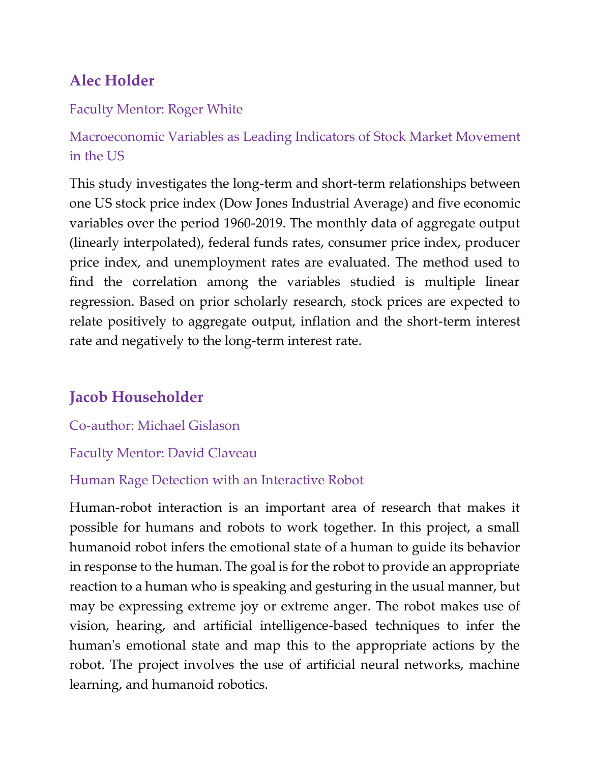## Alec Holder

Faculty Mentor: Roger White

Macroeconomic Variables as Leading Indicators of Stock Market Movement in the US

This study investigates the long-term and short-term relationships between one US stock price index (Dow Jones Industrial Average) and five economic variables over the period 1960-2019. The monthly data of aggregate output (linearly interpolated), federal funds rates, consumer price index, producer price index, and unemployment rates are evaluated. The method used to find the correlation among the variables studied is multiple linear regression. Based on prior scholarly research, stock prices are expected to relate positively to aggregate output, inflation and the short-term interest rate and negatively to the long-term interest rate.

## Jacob Householder

Co-author: Michael Gislason

Faculty Mentor: David Claveau

Human Rage Detection with an Interactive Robot

Human-robot interaction is an important area of research that makes it possible for humans and robots to work together. In this project, a small humanoid robot infers the emotional state of a human to guide its behavior in response to the human. The goal is for the robot to provide an appropriate reaction to a human who is speaking and gesturing in the usual manner, but may be expressing extreme joy or extreme anger. The robot makes use of vision, hearing, and artificial intelligence-based techniques to infer the human's emotional state and map this to the appropriate actions by the robot. The project involves the use of artificial neural networks, machine learning, and humanoid robotics.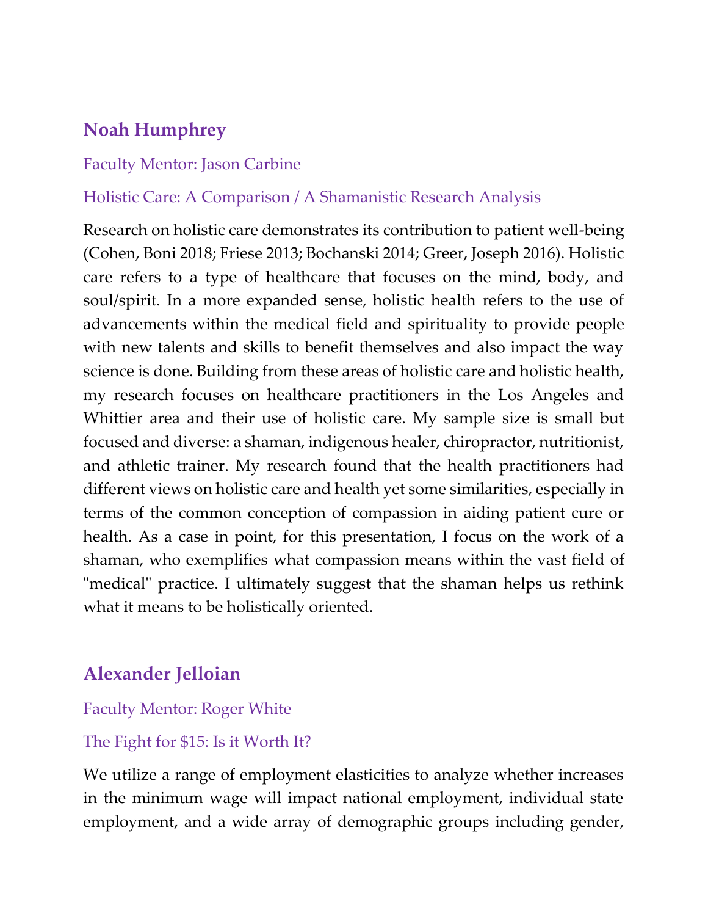## Noah Humphrey

Faculty Mentor: Jason Carbine

Holistic Care: A Comparison / A Shamanistic Research Analysis

Research on holistic care demonstrates its contribution to patient well-being (Cohen, Boni 2018; Friese 2013; Bochanski 2014; Greer, Joseph 2016). Holistic care refers to a type of healthcare that focuses on the mind, body, and soul/spirit. In a more expanded sense, holistic health refers to the use of advancements within the medical field and spirituality to provide people with new talents and skills to benefit themselves and also impact the way science is done. Building from these areas of holistic care and holistic health, my research focuses on healthcare practitioners in the Los Angeles and Whittier area and their use of holistic care. My sample size is small but focused and diverse: a shaman, indigenous healer, chiropractor, nutritionist, and athletic trainer. My research found that the health practitioners had different views on holistic care and health yet some similarities, especially in terms of the common conception of compassion in aiding patient cure or health. As a case in point, for this presentation, I focus on the work of a shaman, who exemplifies what compassion means within the vast field of "medical" practice. I ultimately suggest that the shaman helps us rethink what it means to be holistically oriented.

## Alexander Jelloian

Faculty Mentor: Roger White

The Fight for $15: Is it Worth It?

We utilize a range of employment elasticities to analyze whether increases in the minimum wage will impact national employment, individual state employment, and a wide array of demographic groups including gender,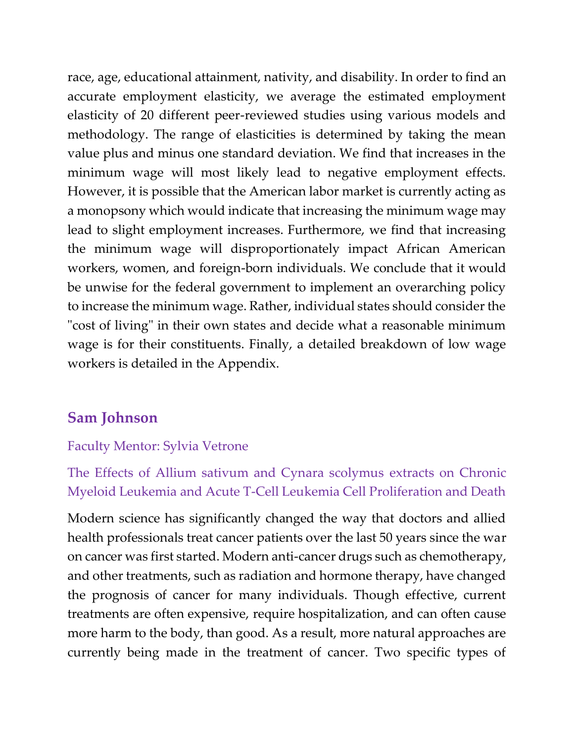race, age, educational attainment, nativity, and disability. In order to find an accurate employment elasticity, we average the estimated employment elasticity of 20 different peer-reviewed studies using various models and methodology. The range of elasticities is determined by taking the mean value plus and minus one standard deviation. We find that increases in the minimum wage will most likely lead to negative employment effects. However, it is possible that the American labor market is currently acting as a monopsony which would indicate that increasing the minimum wage may lead to slight employment increases. Furthermore, we find that increasing the minimum wage will disproportionately impact African American workers, women, and foreign-born individuals. We conclude that it would be unwise for the federal government to implement an overarching policy to increase the minimum wage. Rather, individual states should consider the "cost of living" in their own states and decide what a reasonable minimum wage is for their constituents. Finally, a detailed breakdown of low wage workers is detailed in the Appendix.

## Sam Johnson

Faculty Mentor: Sylvia Vetrone

The Effects of Allium sativum and Cynara scolymus extracts on Chronic Myeloid Leukemia and Acute T-Cell Leukemia Cell Proliferation and Death

Modern science has significantly changed the way that doctors and allied health professionals treat cancer patients over the last 50 years since the war on cancer was first started. Modern anti-cancer drugs such as chemotherapy, and other treatments, such as radiation and hormone therapy, have changed the prognosis of cancer for many individuals. Though effective, current treatments are often expensive, require hospitalization, and can often cause more harm to the body, than good. As a result, more natural approaches are currently being made in the treatment of cancer. Two specific types of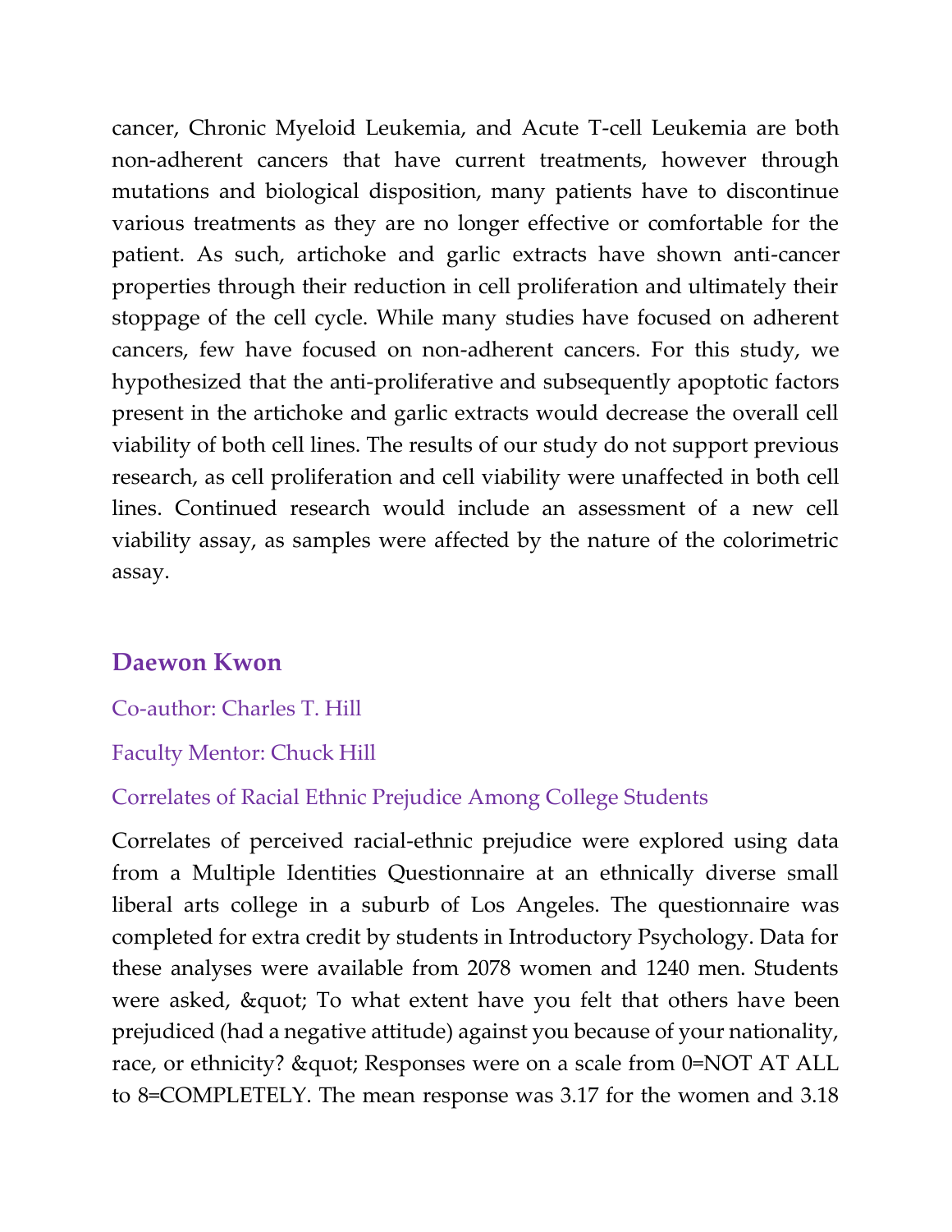cancer, Chronic Myeloid Leukemia, and Acute T-cell Leukemia are both non-adherent cancers that have current treatments, however through mutations and biological disposition, many patients have to discontinue various treatments as they are no longer effective or comfortable for the patient. As such, artichoke and garlic extracts have shown anti-cancer properties through their reduction in cell proliferation and ultimately their stoppage of the cell cycle. While many studies have focused on adherent cancers, few have focused on non-adherent cancers. For this study, we hypothesized that the anti-proliferative and subsequently apoptotic factors present in the artichoke and garlic extracts would decrease the overall cell viability of both cell lines. The results of our study do not support previous research, as cell proliferation and cell viability were unaffected in both cell lines. Continued research would include an assessment of a new cell viability assay, as samples were affected by the nature of the colorimetric assay.

### Daewon Kwon

Co-author: Charles T. Hill

Faculty Mentor: Chuck Hill

Correlates of Racial Ethnic Prejudice Among College Students

Correlates of perceived racial-ethnic prejudice were explored using data from a Multiple Identities Questionnaire at an ethnically diverse small liberal arts college in a suburb of Los Angeles. The questionnaire was completed for extra credit by students in Introductory Psychology. Data for these analyses were available from 2078 women and 1240 men. Students were asked, &quot; To what extent have you felt that others have been prejudiced (had a negative attitude) against you because of your nationality, race, or ethnicity? &quot; Responses were on a scale from 0=NOT AT ALL to 8=COMPLETELY. The mean response was 3.17 for the women and 3.18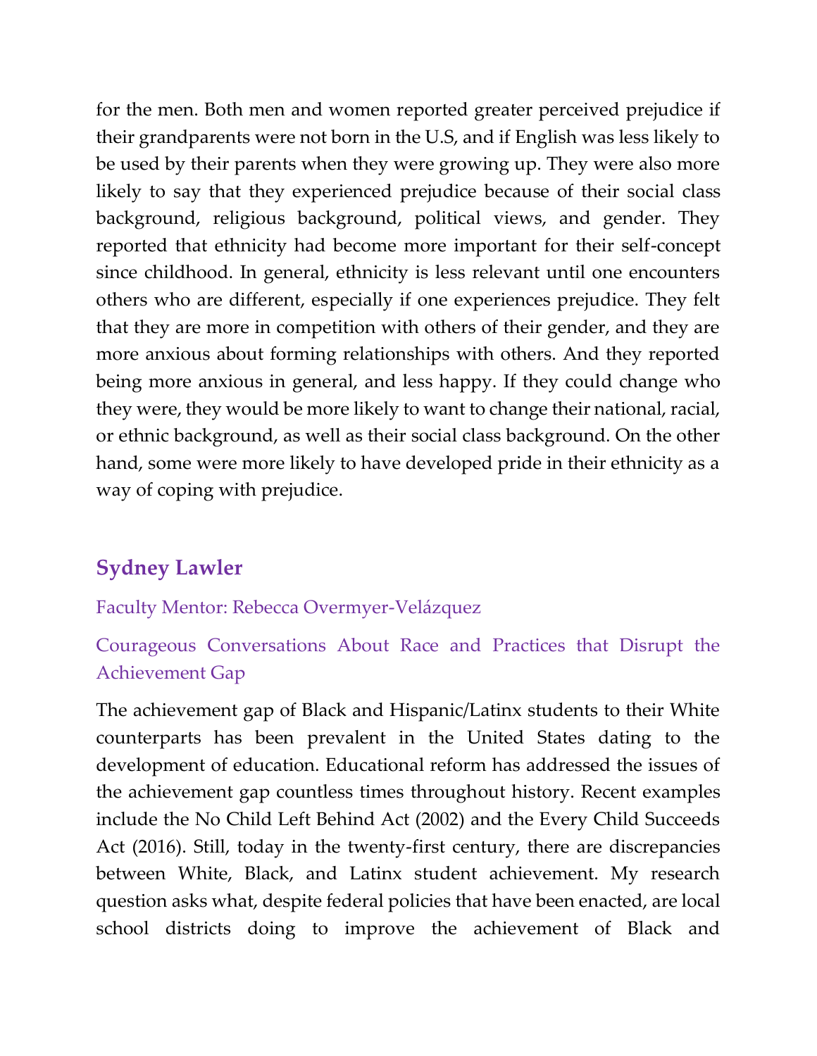for the men. Both men and women reported greater perceived prejudice if their grandparents were not born in the U.S, and if English was less likely to be used by their parents when they were growing up. They were also more likely to say that they experienced prejudice because of their social class background, religious background, political views, and gender. They reported that ethnicity had become more important for their self-concept since childhood. In general, ethnicity is less relevant until one encounters others who are different, especially if one experiences prejudice. They felt that they are more in competition with others of their gender, and they are more anxious about forming relationships with others. And they reported being more anxious in general, and less happy. If they could change who they were, they would be more likely to want to change their national, racial, or ethnic background, as well as their social class background. On the other hand, some were more likely to have developed pride in their ethnicity as a way of coping with prejudice.

## Sydney Lawler

Faculty Mentor: Rebecca Overmyer-Velázquez

Courageous Conversations About Race and Practices that Disrupt the Achievement Gap

The achievement gap of Black and Hispanic/Latinx students to their White counterparts has been prevalent in the United States dating to the development of education. Educational reform has addressed the issues of the achievement gap countless times throughout history. Recent examples include the No Child Left Behind Act (2002) and the Every Child Succeeds Act (2016). Still, today in the twenty-first century, there are discrepancies between White, Black, and Latinx student achievement. My research question asks what, despite federal policies that have been enacted, are local school districts doing to improve the achievement of Black and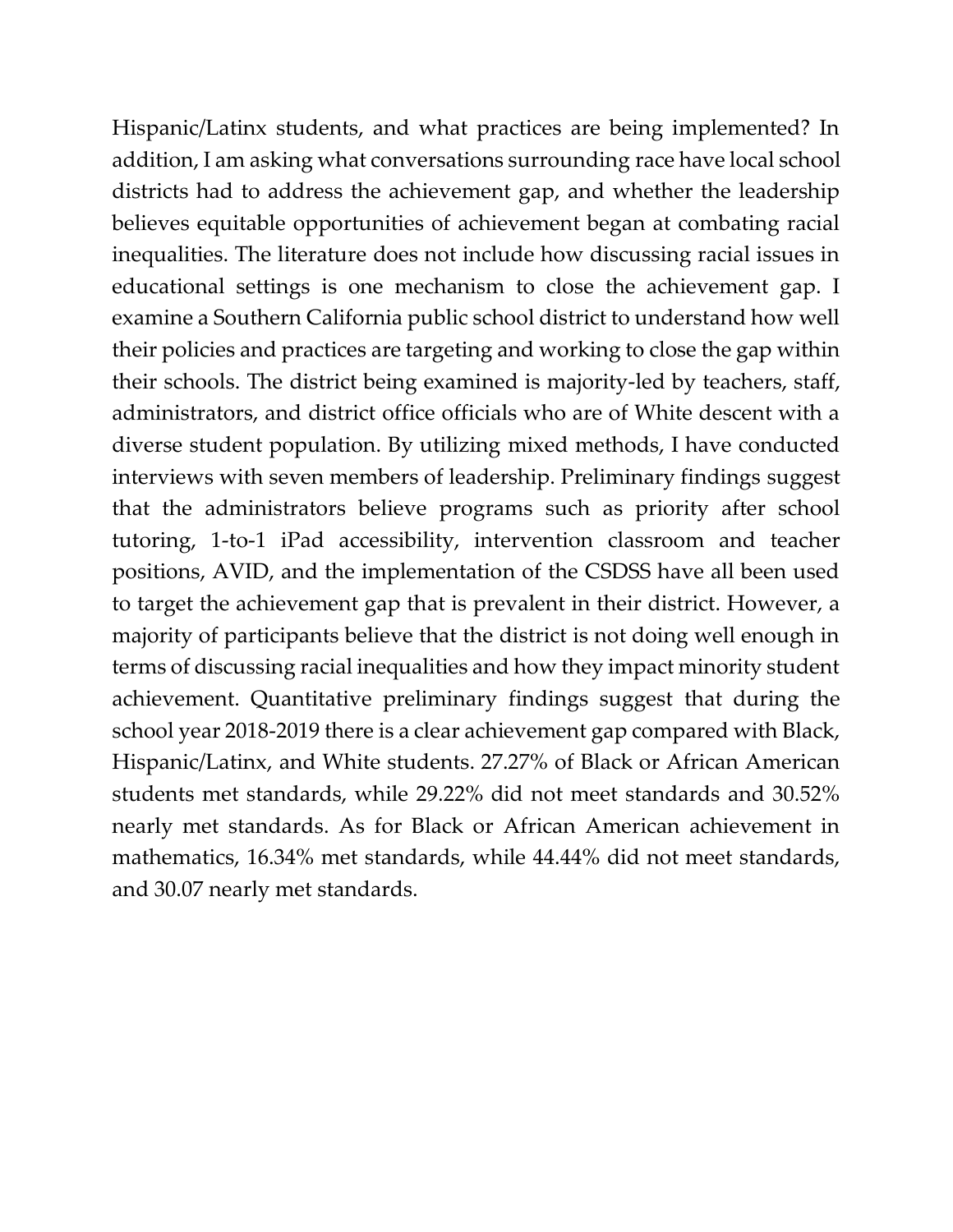Hispanic/Latinx students, and what practices are being implemented? In addition, I am asking what conversations surrounding race have local school districts had to address the achievement gap, and whether the leadership believes equitable opportunities of achievement began at combating racial inequalities. The literature does not include how discussing racial issues in educational settings is one mechanism to close the achievement gap. I examine a Southern California public school district to understand how well their policies and practices are targeting and working to close the gap within their schools. The district being examined is majority-led by teachers, staff, administrators, and district office officials who are of White descent with a diverse student population. By utilizing mixed methods, I have conducted interviews with seven members of leadership. Preliminary findings suggest that the administrators believe programs such as priority after school tutoring, 1-to-1 iPad accessibility, intervention classroom and teacher positions, AVID, and the implementation of the CSDSS have all been used to target the achievement gap that is prevalent in their district. However, a majority of participants believe that the district is not doing well enough in terms of discussing racial inequalities and how they impact minority student achievement. Quantitative preliminary findings suggest that during the school year 2018-2019 there is a clear achievement gap compared with Black, Hispanic/Latinx, and White students. 27.27% of Black or African American students met standards, while 29.22% did not meet standards and 30.52% nearly met standards. As for Black or African American achievement in mathematics, 16.34% met standards, while 44.44% did not meet standards, and 30.07 nearly met standards.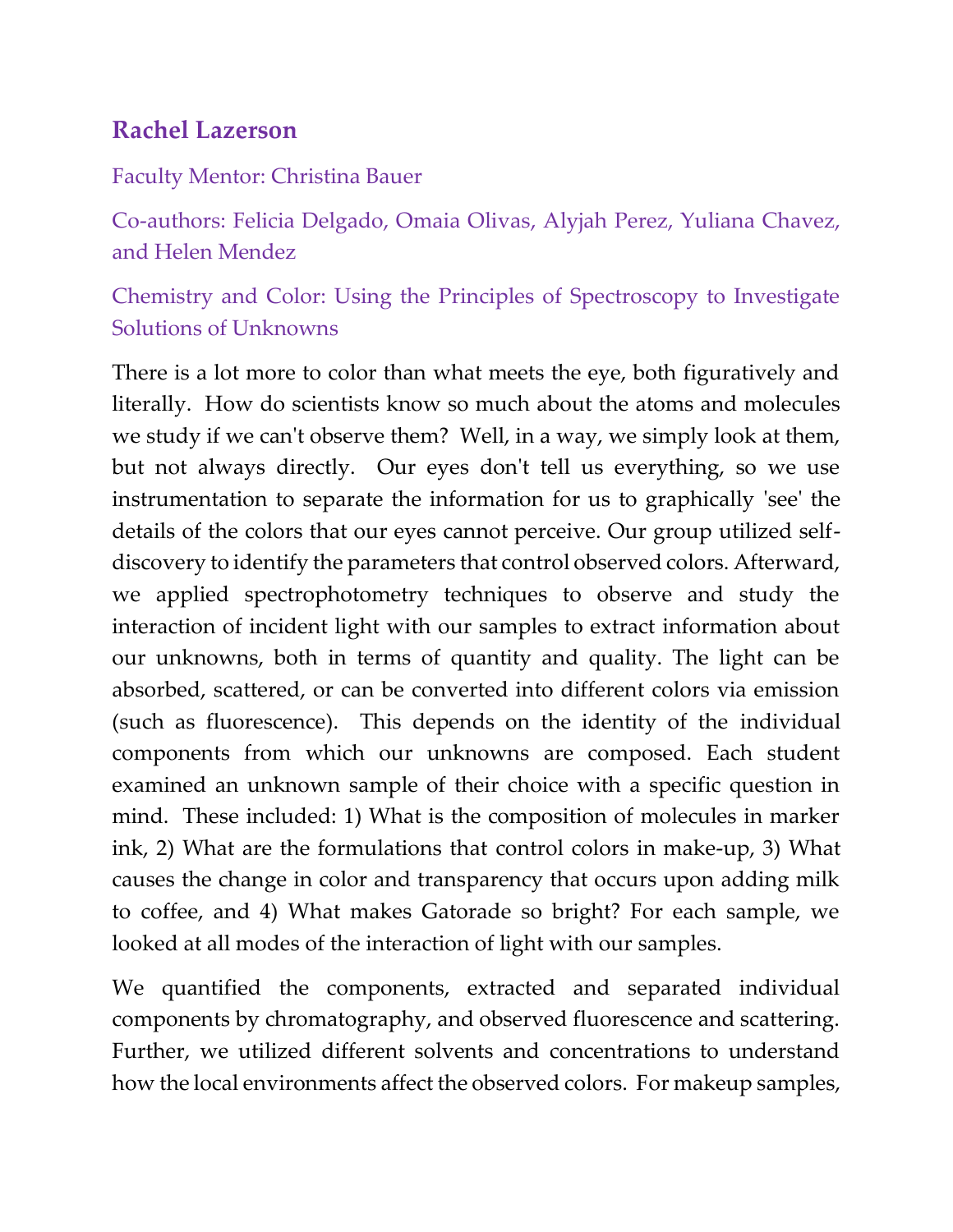## Rachel Lazerson

Faculty Mentor: Christina Bauer

Co-authors: Felicia Delgado, Omaia Olivas, Alyjah Perez, Yuliana Chavez, and Helen Mendez

Chemistry and Color: Using the Principles of Spectroscopy to Investigate Solutions of Unknowns

There is a lot more to color than what meets the eye, both figuratively and literally. How do scientists know so much about the atoms and molecules we study if we can't observe them? Well, in a way, we simply look at them, but not always directly. Our eyes don't tell us everything, so we use instrumentation to separate the information for us to graphically 'see' the details of the colors that our eyes cannot perceive. Our group utilized self-discovery to identify the parameters that control observed colors. Afterward, we applied spectrophotometry techniques to observe and study the interaction of incident light with our samples to extract information about our unknowns, both in terms of quantity and quality. The light can be absorbed, scattered, or can be converted into different colors via emission (such as fluorescence). This depends on the identity of the individual components from which our unknowns are composed. Each student examined an unknown sample of their choice with a specific question in mind. These included: 1) What is the composition of molecules in marker ink, 2) What are the formulations that control colors in make-up, 3) What causes the change in color and transparency that occurs upon adding milk to coffee, and 4) What makes Gatorade so bright? For each sample, we looked at all modes of the interaction of light with our samples.

We quantified the components, extracted and separated individual components by chromatography, and observed fluorescence and scattering. Further, we utilized different solvents and concentrations to understand how the local environments affect the observed colors. For makeup samples,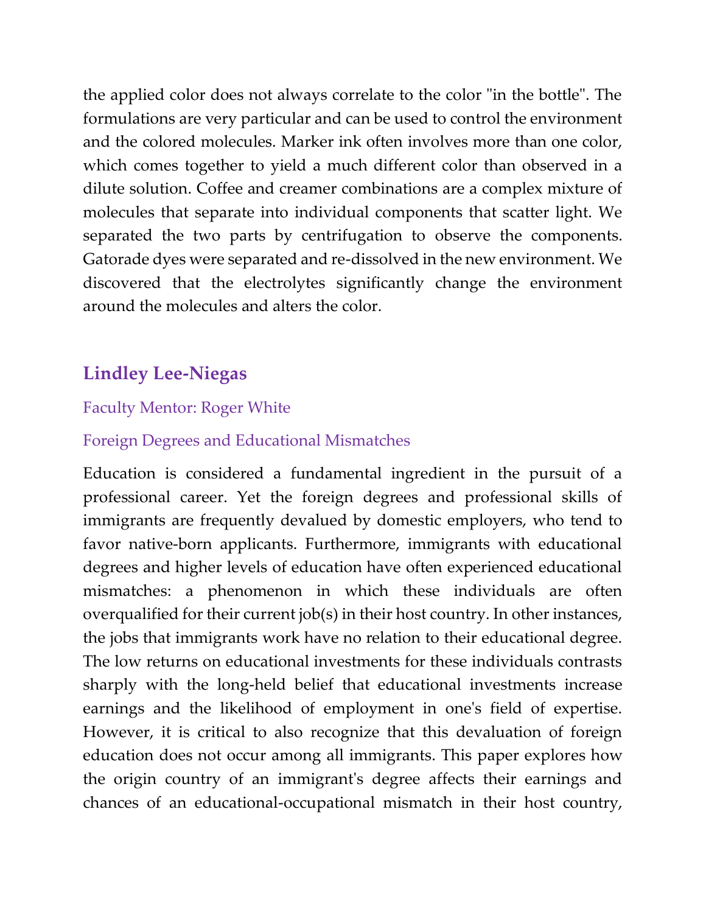the applied color does not always correlate to the color "in the bottle". The formulations are very particular and can be used to control the environment and the colored molecules. Marker ink often involves more than one color, which comes together to yield a much different color than observed in a dilute solution. Coffee and creamer combinations are a complex mixture of molecules that separate into individual components that scatter light. We separated the two parts by centrifugation to observe the components. Gatorade dyes were separated and re-dissolved in the new environment. We discovered that the electrolytes significantly change the environment around the molecules and alters the color.

## Lindley Lee-Niegas

Faculty Mentor: Roger White

Foreign Degrees and Educational Mismatches

Education is considered a fundamental ingredient in the pursuit of a professional career. Yet the foreign degrees and professional skills of immigrants are frequently devalued by domestic employers, who tend to favor native-born applicants. Furthermore, immigrants with educational degrees and higher levels of education have often experienced educational mismatches: a phenomenon in which these individuals are often overqualified for their current job(s) in their host country. In other instances, the jobs that immigrants work have no relation to their educational degree. The low returns on educational investments for these individuals contrasts sharply with the long-held belief that educational investments increase earnings and the likelihood of employment in one's field of expertise. However, it is critical to also recognize that this devaluation of foreign education does not occur among all immigrants. This paper explores how the origin country of an immigrant's degree affects their earnings and chances of an educational-occupational mismatch in their host country,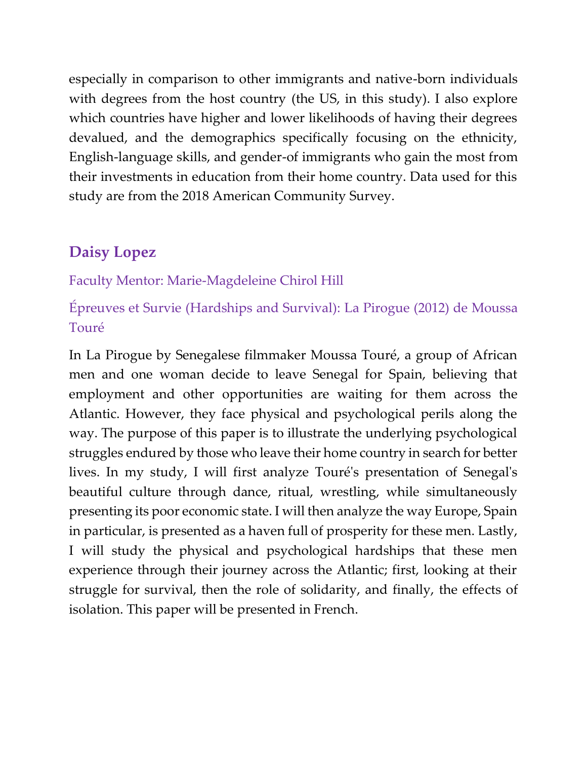especially in comparison to other immigrants and native-born individuals with degrees from the host country (the US, in this study). I also explore which countries have higher and lower likelihoods of having their degrees devalued, and the demographics specifically focusing on the ethnicity, English-language skills, and gender-of immigrants who gain the most from their investments in education from their home country. Data used for this study are from the 2018 American Community Survey.

## Daisy Lopez

Faculty Mentor: Marie-Magdeleine Chirol Hill

Épreuves et Survie (Hardships and Survival): La Pirogue (2012) de Moussa Touré

In La Pirogue by Senegalese filmmaker Moussa Touré, a group of African men and one woman decide to leave Senegal for Spain, believing that employment and other opportunities are waiting for them across the Atlantic. However, they face physical and psychological perils along the way. The purpose of this paper is to illustrate the underlying psychological struggles endured by those who leave their home country in search for better lives. In my study, I will first analyze Touré's presentation of Senegal's beautiful culture through dance, ritual, wrestling, while simultaneously presenting its poor economic state. I will then analyze the way Europe, Spain in particular, is presented as a haven full of prosperity for these men. Lastly, I will study the physical and psychological hardships that these men experience through their journey across the Atlantic; first, looking at their struggle for survival, then the role of solidarity, and finally, the effects of isolation. This paper will be presented in French.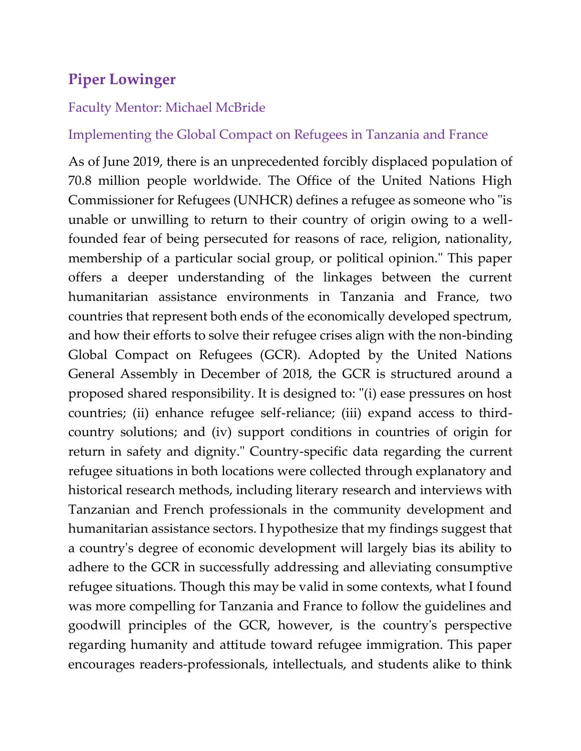## Piper Lowinger

### Faculty Mentor: Michael McBride

### Implementing the Global Compact on Refugees in Tanzania and France

As of June 2019, there is an unprecedented forcibly displaced population of 70.8 million people worldwide. The Office of the United Nations High Commissioner for Refugees (UNHCR) defines a refugee as someone who "is unable or unwilling to return to their country of origin owing to a well-founded fear of being persecuted for reasons of race, religion, nationality, membership of a particular social group, or political opinion." This paper offers a deeper understanding of the linkages between the current humanitarian assistance environments in Tanzania and France, two countries that represent both ends of the economically developed spectrum, and how their efforts to solve their refugee crises align with the non-binding Global Compact on Refugees (GCR). Adopted by the United Nations General Assembly in December of 2018, the GCR is structured around a proposed shared responsibility. It is designed to: "(i) ease pressures on host countries; (ii) enhance refugee self-reliance; (iii) expand access to third-country solutions; and (iv) support conditions in countries of origin for return in safety and dignity." Country-specific data regarding the current refugee situations in both locations were collected through explanatory and historical research methods, including literary research and interviews with Tanzanian and French professionals in the community development and humanitarian assistance sectors. I hypothesize that my findings suggest that a country's degree of economic development will largely bias its ability to adhere to the GCR in successfully addressing and alleviating consumptive refugee situations. Though this may be valid in some contexts, what I found was more compelling for Tanzania and France to follow the guidelines and goodwill principles of the GCR, however, is the country's perspective regarding humanity and attitude toward refugee immigration. This paper encourages readers-professionals, intellectuals, and students alike to think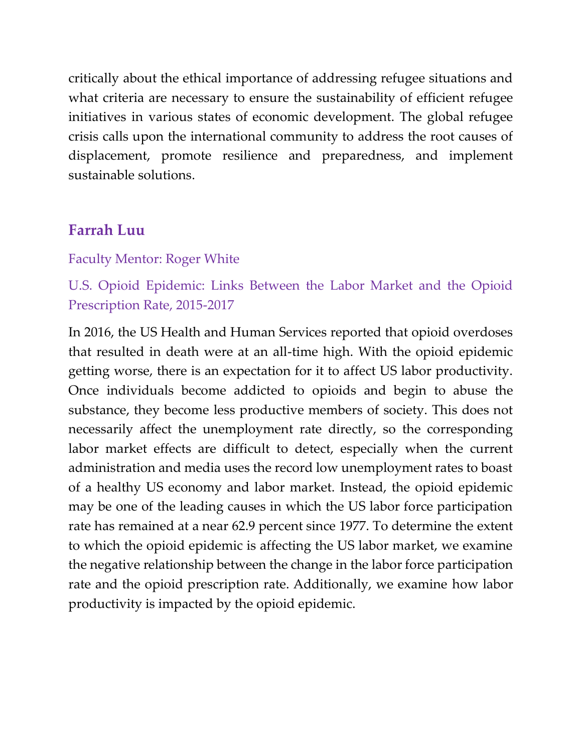critically about the ethical importance of addressing refugee situations and what criteria are necessary to ensure the sustainability of efficient refugee initiatives in various states of economic development. The global refugee crisis calls upon the international community to address the root causes of displacement, promote resilience and preparedness, and implement sustainable solutions.

## Farrah Luu

Faculty Mentor: Roger White

U.S. Opioid Epidemic: Links Between the Labor Market and the Opioid Prescription Rate, 2015-2017

In 2016, the US Health and Human Services reported that opioid overdoses that resulted in death were at an all-time high. With the opioid epidemic getting worse, there is an expectation for it to affect US labor productivity. Once individuals become addicted to opioids and begin to abuse the substance, they become less productive members of society. This does not necessarily affect the unemployment rate directly, so the corresponding labor market effects are difficult to detect, especially when the current administration and media uses the record low unemployment rates to boast of a healthy US economy and labor market. Instead, the opioid epidemic may be one of the leading causes in which the US labor force participation rate has remained at a near 62.9 percent since 1977. To determine the extent to which the opioid epidemic is affecting the US labor market, we examine the negative relationship between the change in the labor force participation rate and the opioid prescription rate. Additionally, we examine how labor productivity is impacted by the opioid epidemic.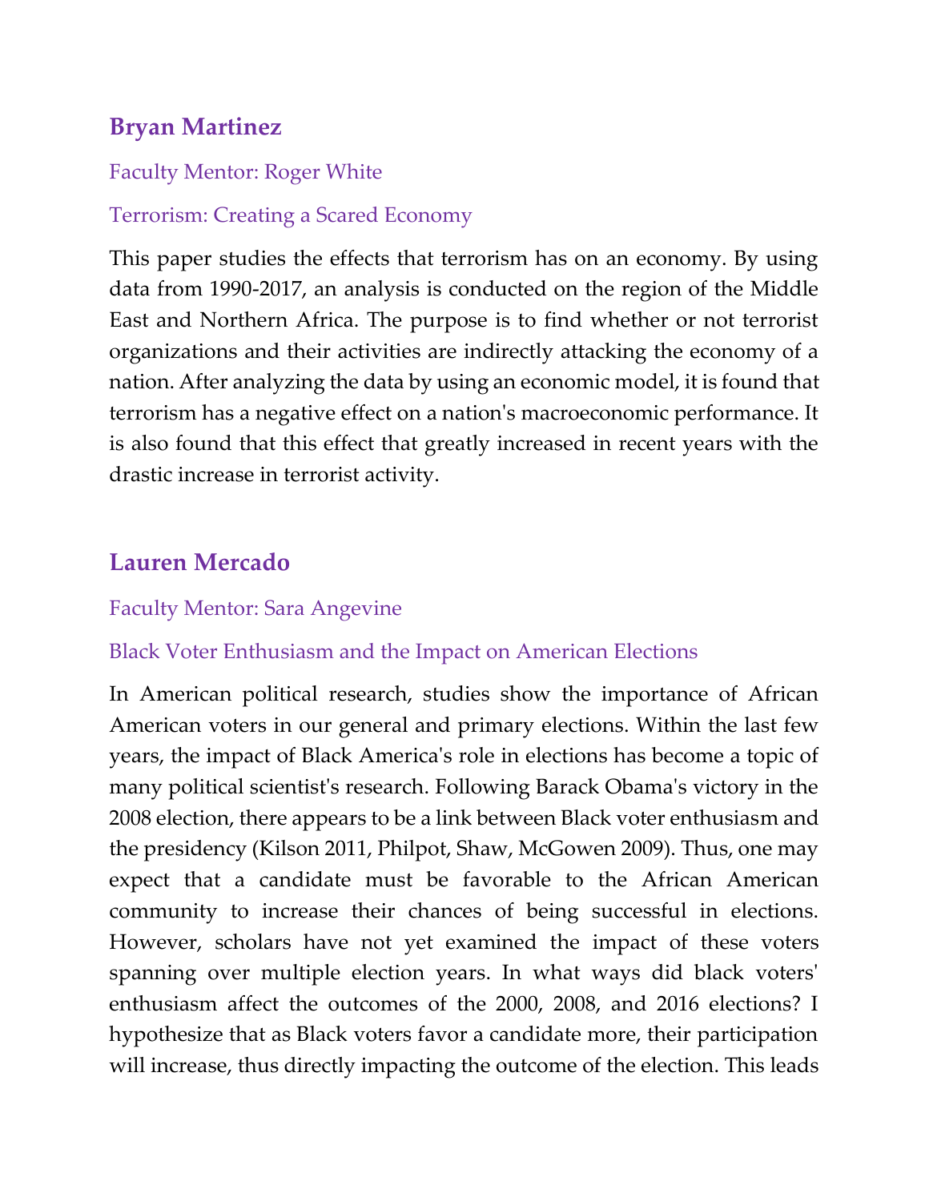## Bryan Martinez

Faculty Mentor: Roger White

Terrorism: Creating a Scared Economy

This paper studies the effects that terrorism has on an economy. By using data from 1990-2017, an analysis is conducted on the region of the Middle East and Northern Africa. The purpose is to find whether or not terrorist organizations and their activities are indirectly attacking the economy of a nation. After analyzing the data by using an economic model, it is found that terrorism has a negative effect on a nation's macroeconomic performance. It is also found that this effect that greatly increased in recent years with the drastic increase in terrorist activity.

## Lauren Mercado

Faculty Mentor: Sara Angevine

Black Voter Enthusiasm and the Impact on American Elections

In American political research, studies show the importance of African American voters in our general and primary elections. Within the last few years, the impact of Black America's role in elections has become a topic of many political scientist's research. Following Barack Obama's victory in the 2008 election, there appears to be a link between Black voter enthusiasm and the presidency (Kilson 2011, Philpot, Shaw, McGowen 2009). Thus, one may expect that a candidate must be favorable to the African American community to increase their chances of being successful in elections. However, scholars have not yet examined the impact of these voters spanning over multiple election years. In what ways did black voters' enthusiasm affect the outcomes of the 2000, 2008, and 2016 elections? I hypothesize that as Black voters favor a candidate more, their participation will increase, thus directly impacting the outcome of the election. This leads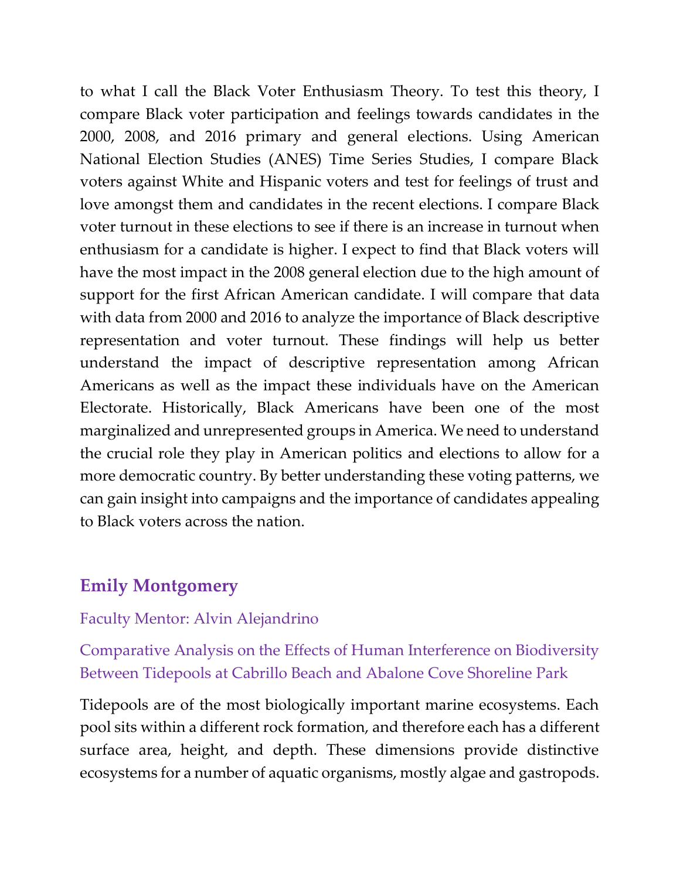to what I call the Black Voter Enthusiasm Theory. To test this theory, I compare Black voter participation and feelings towards candidates in the 2000, 2008, and 2016 primary and general elections. Using American National Election Studies (ANES) Time Series Studies, I compare Black voters against White and Hispanic voters and test for feelings of trust and love amongst them and candidates in the recent elections. I compare Black voter turnout in these elections to see if there is an increase in turnout when enthusiasm for a candidate is higher. I expect to find that Black voters will have the most impact in the 2008 general election due to the high amount of support for the first African American candidate. I will compare that data with data from 2000 and 2016 to analyze the importance of Black descriptive representation and voter turnout. These findings will help us better understand the impact of descriptive representation among African Americans as well as the impact these individuals have on the American Electorate. Historically, Black Americans have been one of the most marginalized and unrepresented groups in America. We need to understand the crucial role they play in American politics and elections to allow for a more democratic country. By better understanding these voting patterns, we can gain insight into campaigns and the importance of candidates appealing to Black voters across the nation.

## Emily Montgomery

Faculty Mentor: Alvin Alejandrino

Comparative Analysis on the Effects of Human Interference on Biodiversity Between Tidepools at Cabrillo Beach and Abalone Cove Shoreline Park

Tidepools are of the most biologically important marine ecosystems. Each pool sits within a different rock formation, and therefore each has a different surface area, height, and depth. These dimensions provide distinctive ecosystems for a number of aquatic organisms, mostly algae and gastropods.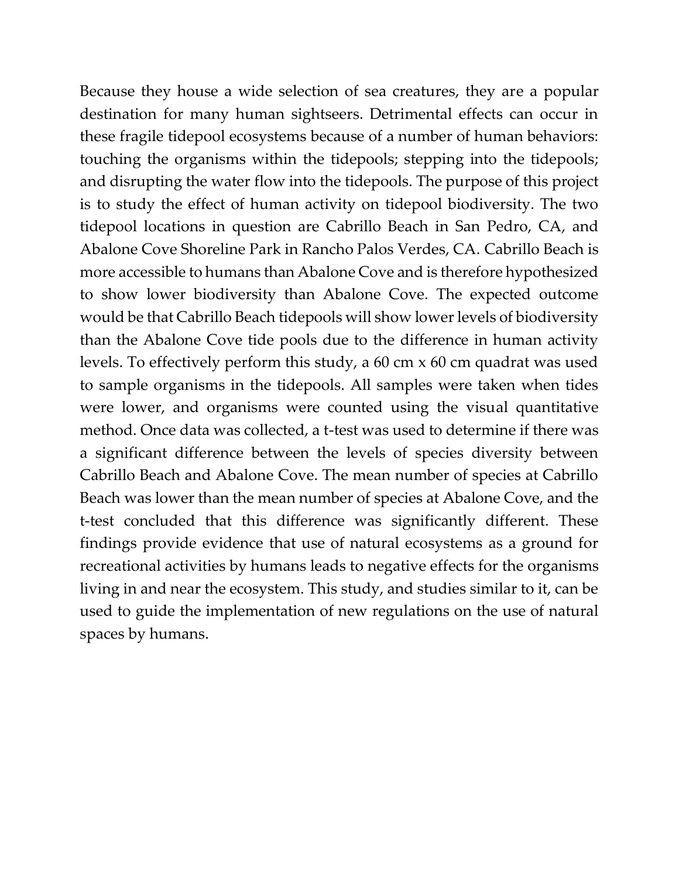Because they house a wide selection of sea creatures, they are a popular destination for many human sightseers. Detrimental effects can occur in these fragile tidepool ecosystems because of a number of human behaviors: touching the organisms within the tidepools; stepping into the tidepools; and disrupting the water flow into the tidepools. The purpose of this project is to study the effect of human activity on tidepool biodiversity. The two tidepool locations in question are Cabrillo Beach in San Pedro, CA, and Abalone Cove Shoreline Park in Rancho Palos Verdes, CA. Cabrillo Beach is more accessible to humans than Abalone Cove and is therefore hypothesized to show lower biodiversity than Abalone Cove. The expected outcome would be that Cabrillo Beach tidepools will show lower levels of biodiversity than the Abalone Cove tide pools due to the difference in human activity levels. To effectively perform this study, a 60 cm x 60 cm quadrat was used to sample organisms in the tidepools. All samples were taken when tides were lower, and organisms were counted using the visual quantitative method. Once data was collected, a t-test was used to determine if there was a significant difference between the levels of species diversity between Cabrillo Beach and Abalone Cove. The mean number of species at Cabrillo Beach was lower than the mean number of species at Abalone Cove, and the t-test concluded that this difference was significantly different. These findings provide evidence that use of natural ecosystems as a ground for recreational activities by humans leads to negative effects for the organisms living in and near the ecosystem. This study, and studies similar to it, can be used to guide the implementation of new regulations on the use of natural spaces by humans.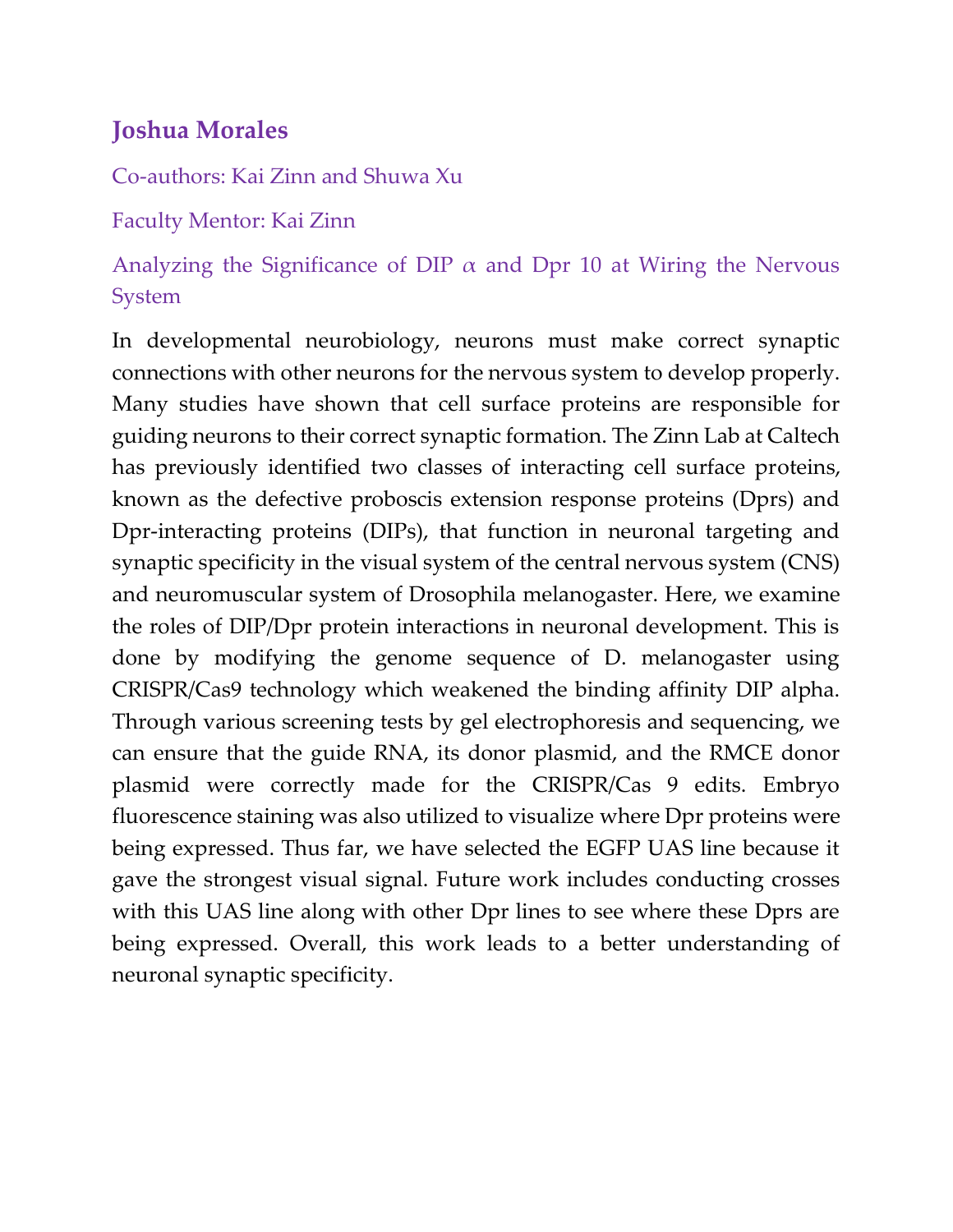## Joshua Morales

Co-authors: Kai Zinn and Shuwa Xu

Faculty Mentor: Kai Zinn

### Analyzing the Significance of DIP $\alpha$ and Dpr 10 at Wiring the Nervous System

In developmental neurobiology, neurons must make correct synaptic connections with other neurons for the nervous system to develop properly. Many studies have shown that cell surface proteins are responsible for guiding neurons to their correct synaptic formation. The Zinn Lab at Caltech has previously identified two classes of interacting cell surface proteins, known as the defective proboscis extension response proteins (Dprs) and Dpr-interacting proteins (DIPs), that function in neuronal targeting and synaptic specificity in the visual system of the central nervous system (CNS) and neuromuscular system of Drosophila melanogaster. Here, we examine the roles of DIP/Dpr protein interactions in neuronal development. This is done by modifying the genome sequence of D. melanogaster using CRISPR/Cas9 technology which weakened the binding affinity DIP alpha. Through various screening tests by gel electrophoresis and sequencing, we can ensure that the guide RNA, its donor plasmid, and the RMCE donor plasmid were correctly made for the CRISPR/Cas 9 edits. Embryo fluorescence staining was also utilized to visualize where Dpr proteins were being expressed. Thus far, we have selected the EGFP UAS line because it gave the strongest visual signal. Future work includes conducting crosses with this UAS line along with other Dpr lines to see where these Dprs are being expressed. Overall, this work leads to a better understanding of neuronal synaptic specificity.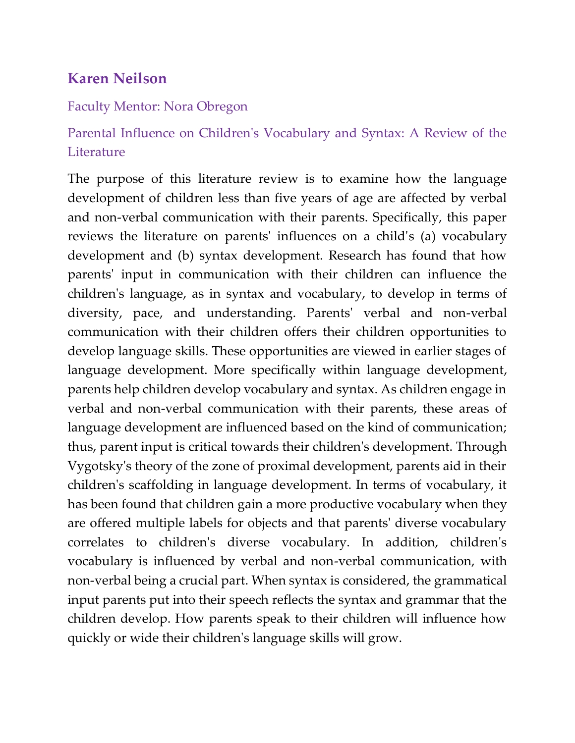## Karen Neilson

Faculty Mentor: Nora Obregon

### Parental Influence on Children's Vocabulary and Syntax: A Review of the Literature

The purpose of this literature review is to examine how the language development of children less than five years of age are affected by verbal and non-verbal communication with their parents. Specifically, this paper reviews the literature on parents' influences on a child's (a) vocabulary development and (b) syntax development. Research has found that how parents' input in communication with their children can influence the children's language, as in syntax and vocabulary, to develop in terms of diversity, pace, and understanding. Parents' verbal and non-verbal communication with their children offers their children opportunities to develop language skills. These opportunities are viewed in earlier stages of language development. More specifically within language development, parents help children develop vocabulary and syntax. As children engage in verbal and non-verbal communication with their parents, these areas of language development are influenced based on the kind of communication; thus, parent input is critical towards their children's development. Through Vygotsky's theory of the zone of proximal development, parents aid in their children's scaffolding in language development. In terms of vocabulary, it has been found that children gain a more productive vocabulary when they are offered multiple labels for objects and that parents' diverse vocabulary correlates to children's diverse vocabulary. In addition, children's vocabulary is influenced by verbal and non-verbal communication, with non-verbal being a crucial part. When syntax is considered, the grammatical input parents put into their speech reflects the syntax and grammar that the children develop. How parents speak to their children will influence how quickly or wide their children's language skills will grow.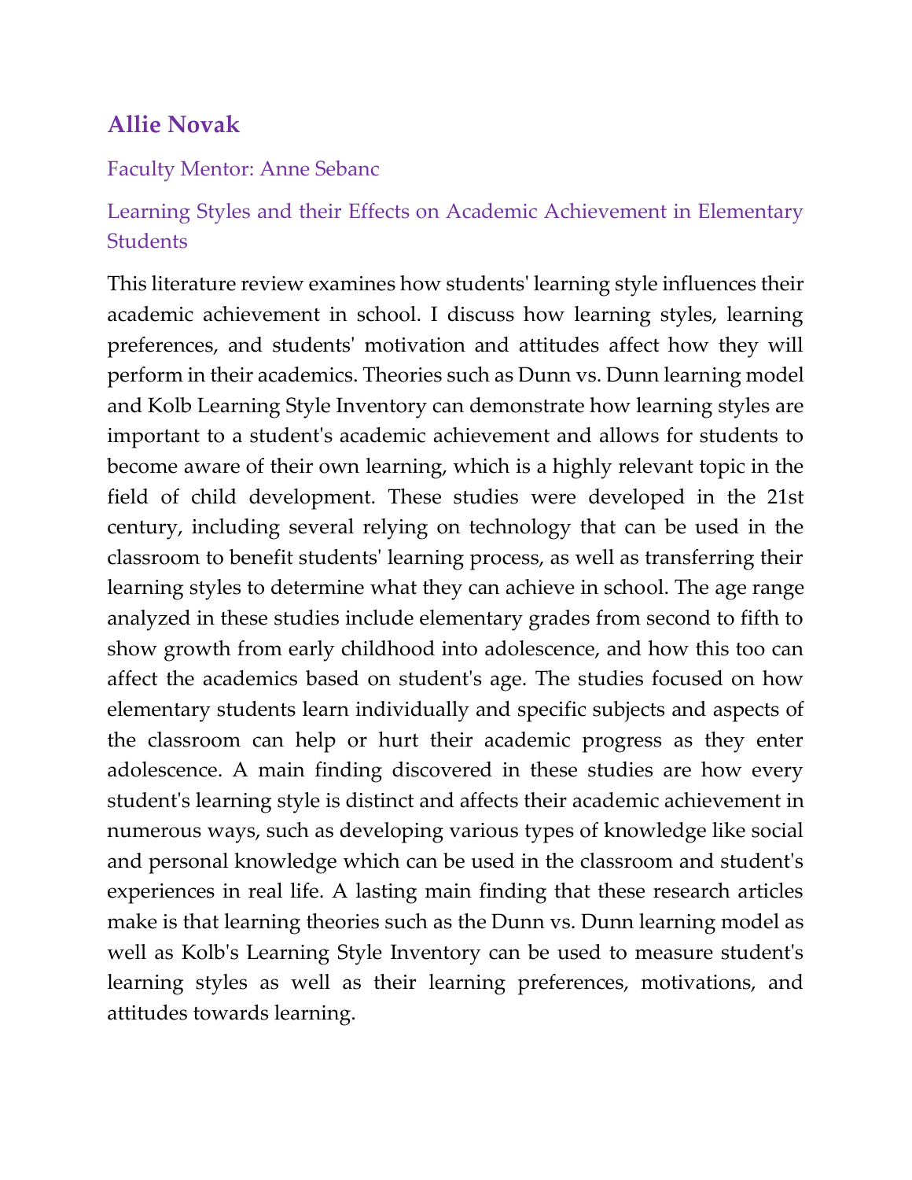## Allie Novak

Faculty Mentor: Anne Sebanc

### Learning Styles and their Effects on Academic Achievement in Elementary Students

This literature review examines how students' learning style influences their academic achievement in school. I discuss how learning styles, learning preferences, and students' motivation and attitudes affect how they will perform in their academics. Theories such as Dunn vs. Dunn learning model and Kolb Learning Style Inventory can demonstrate how learning styles are important to a student's academic achievement and allows for students to become aware of their own learning, which is a highly relevant topic in the field of child development. These studies were developed in the 21st century, including several relying on technology that can be used in the classroom to benefit students' learning process, as well as transferring their learning styles to determine what they can achieve in school. The age range analyzed in these studies include elementary grades from second to fifth to show growth from early childhood into adolescence, and how this too can affect the academics based on student's age. The studies focused on how elementary students learn individually and specific subjects and aspects of the classroom can help or hurt their academic progress as they enter adolescence. A main finding discovered in these studies are how every student's learning style is distinct and affects their academic achievement in numerous ways, such as developing various types of knowledge like social and personal knowledge which can be used in the classroom and student's experiences in real life. A lasting main finding that these research articles make is that learning theories such as the Dunn vs. Dunn learning model as well as Kolb's Learning Style Inventory can be used to measure student's learning styles as well as their learning preferences, motivations, and attitudes towards learning.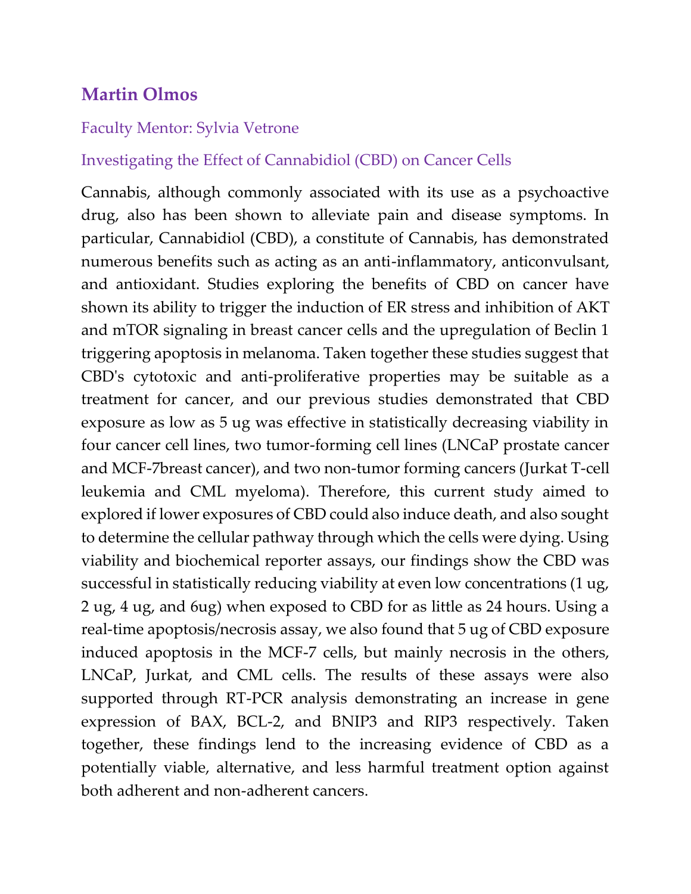## Martin Olmos

Faculty Mentor: Sylvia Vetrone

### Investigating the Effect of Cannabidiol (CBD) on Cancer Cells

Cannabis, although commonly associated with its use as a psychoactive drug, also has been shown to alleviate pain and disease symptoms. In particular, Cannabidiol (CBD), a constitute of Cannabis, has demonstrated numerous benefits such as acting as an anti-inflammatory, anticonvulsant, and antioxidant. Studies exploring the benefits of CBD on cancer have shown its ability to trigger the induction of ER stress and inhibition of AKT and mTOR signaling in breast cancer cells and the upregulation of Beclin 1 triggering apoptosis in melanoma. Taken together these studies suggest that CBD's cytotoxic and anti-proliferative properties may be suitable as a treatment for cancer, and our previous studies demonstrated that CBD exposure as low as 5 ug was effective in statistically decreasing viability in four cancer cell lines, two tumor-forming cell lines (LNCaP prostate cancer and MCF-7breast cancer), and two non-tumor forming cancers (Jurkat T-cell leukemia and CML myeloma). Therefore, this current study aimed to explored if lower exposures of CBD could also induce death, and also sought to determine the cellular pathway through which the cells were dying. Using viability and biochemical reporter assays, our findings show the CBD was successful in statistically reducing viability at even low concentrations (1 ug, 2 ug, 4 ug, and 6ug) when exposed to CBD for as little as 24 hours. Using a real-time apoptosis/necrosis assay, we also found that 5 ug of CBD exposure induced apoptosis in the MCF-7 cells, but mainly necrosis in the others, LNCaP, Jurkat, and CML cells. The results of these assays were also supported through RT-PCR analysis demonstrating an increase in gene expression of BAX, BCL-2, and BNIP3 and RIP3 respectively. Taken together, these findings lend to the increasing evidence of CBD as a potentially viable, alternative, and less harmful treatment option against both adherent and non-adherent cancers.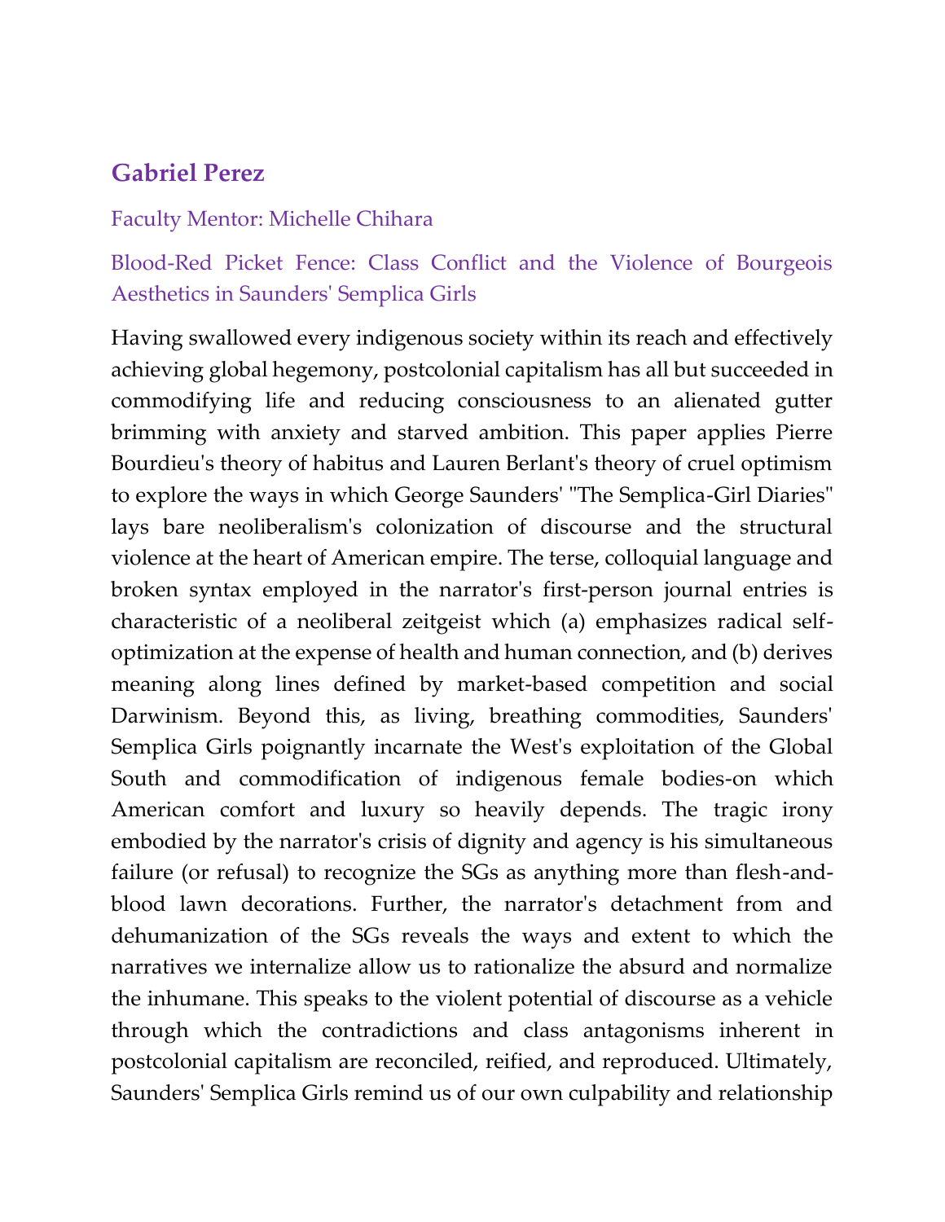## Gabriel Perez

Faculty Mentor: Michelle Chihara

Blood-Red Picket Fence: Class Conflict and the Violence of Bourgeois Aesthetics in Saunders' Semplica Girls

Having swallowed every indigenous society within its reach and effectively achieving global hegemony, postcolonial capitalism has all but succeeded in commodifying life and reducing consciousness to an alienated gutter brimming with anxiety and starved ambition. This paper applies Pierre Bourdieu's theory of habitus and Lauren Berlant's theory of cruel optimism to explore the ways in which George Saunders' "The Semplica-Girl Diaries" lays bare neoliberalism's colonization of discourse and the structural violence at the heart of American empire. The terse, colloquial language and broken syntax employed in the narrator's first-person journal entries is characteristic of a neoliberal zeitgeist which (a) emphasizes radical self-optimization at the expense of health and human connection, and (b) derives meaning along lines defined by market-based competition and social Darwinism. Beyond this, as living, breathing commodities, Saunders' Semplica Girls poignantly incarnate the West's exploitation of the Global South and commodification of indigenous female bodies-on which American comfort and luxury so heavily depends. The tragic irony embodied by the narrator's crisis of dignity and agency is his simultaneous failure (or refusal) to recognize the SGs as anything more than flesh-and-blood lawn decorations. Further, the narrator's detachment from and dehumanization of the SGs reveals the ways and extent to which the narratives we internalize allow us to rationalize the absurd and normalize the inhumane. This speaks to the violent potential of discourse as a vehicle through which the contradictions and class antagonisms inherent in postcolonial capitalism are reconciled, reified, and reproduced. Ultimately, Saunders' Semplica Girls remind us of our own culpability and relationship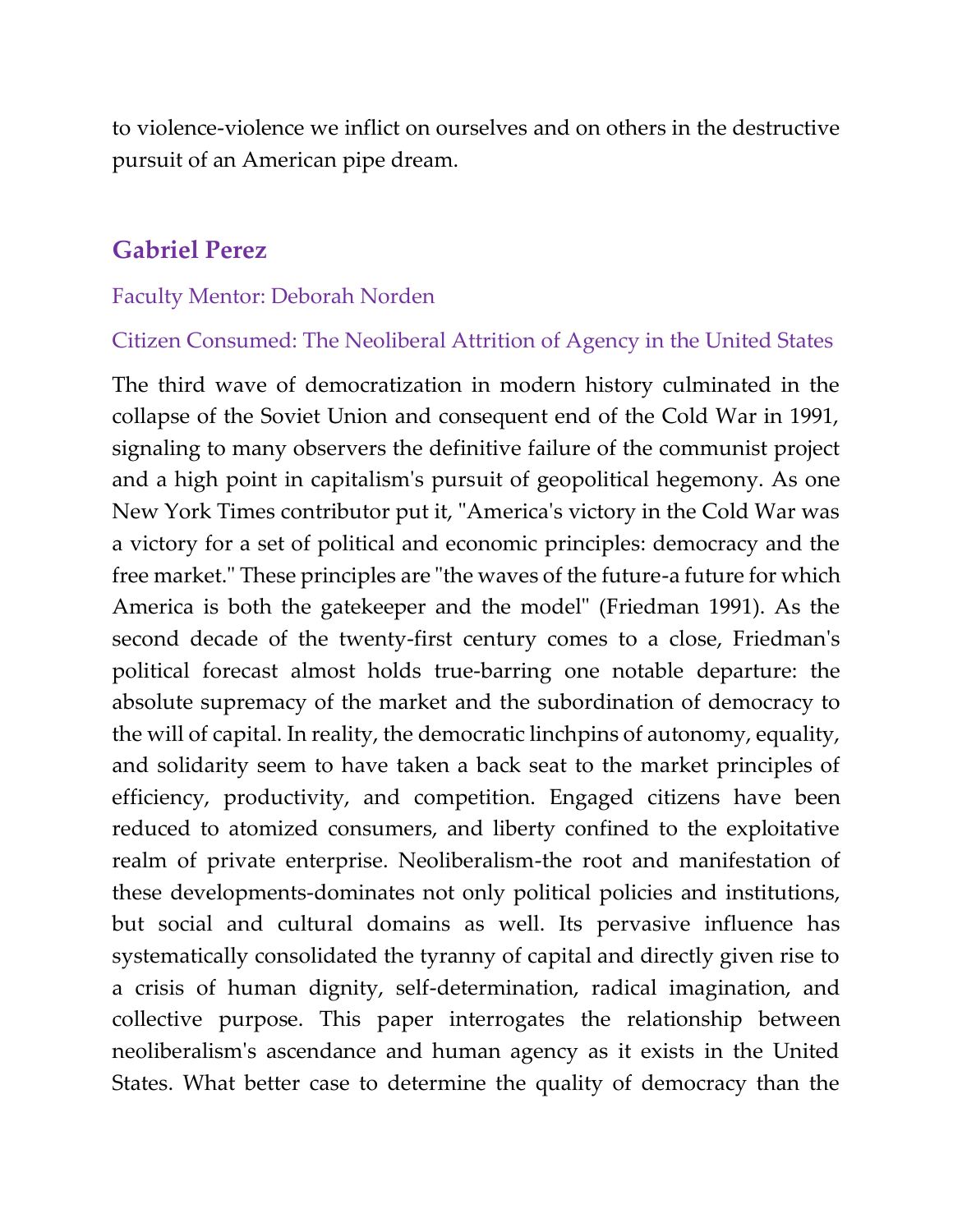to violence-violence we inflict on ourselves and on others in the destructive pursuit of an American pipe dream.

## Gabriel Perez

Faculty Mentor: Deborah Norden

Citizen Consumed: The Neoliberal Attrition of Agency in the United States

The third wave of democratization in modern history culminated in the collapse of the Soviet Union and consequent end of the Cold War in 1991, signaling to many observers the definitive failure of the communist project and a high point in capitalism's pursuit of geopolitical hegemony. As one New York Times contributor put it, "America's victory in the Cold War was a victory for a set of political and economic principles: democracy and the free market." These principles are "the waves of the future-a future for which America is both the gatekeeper and the model" (Friedman 1991). As the second decade of the twenty-first century comes to a close, Friedman's political forecast almost holds true-barring one notable departure: the absolute supremacy of the market and the subordination of democracy to the will of capital. In reality, the democratic linchpins of autonomy, equality, and solidarity seem to have taken a back seat to the market principles of efficiency, productivity, and competition. Engaged citizens have been reduced to atomized consumers, and liberty confined to the exploitative realm of private enterprise. Neoliberalism-the root and manifestation of these developments-dominates not only political policies and institutions, but social and cultural domains as well. Its pervasive influence has systematically consolidated the tyranny of capital and directly given rise to a crisis of human dignity, self-determination, radical imagination, and collective purpose. This paper interrogates the relationship between neoliberalism's ascendance and human agency as it exists in the United States. What better case to determine the quality of democracy than the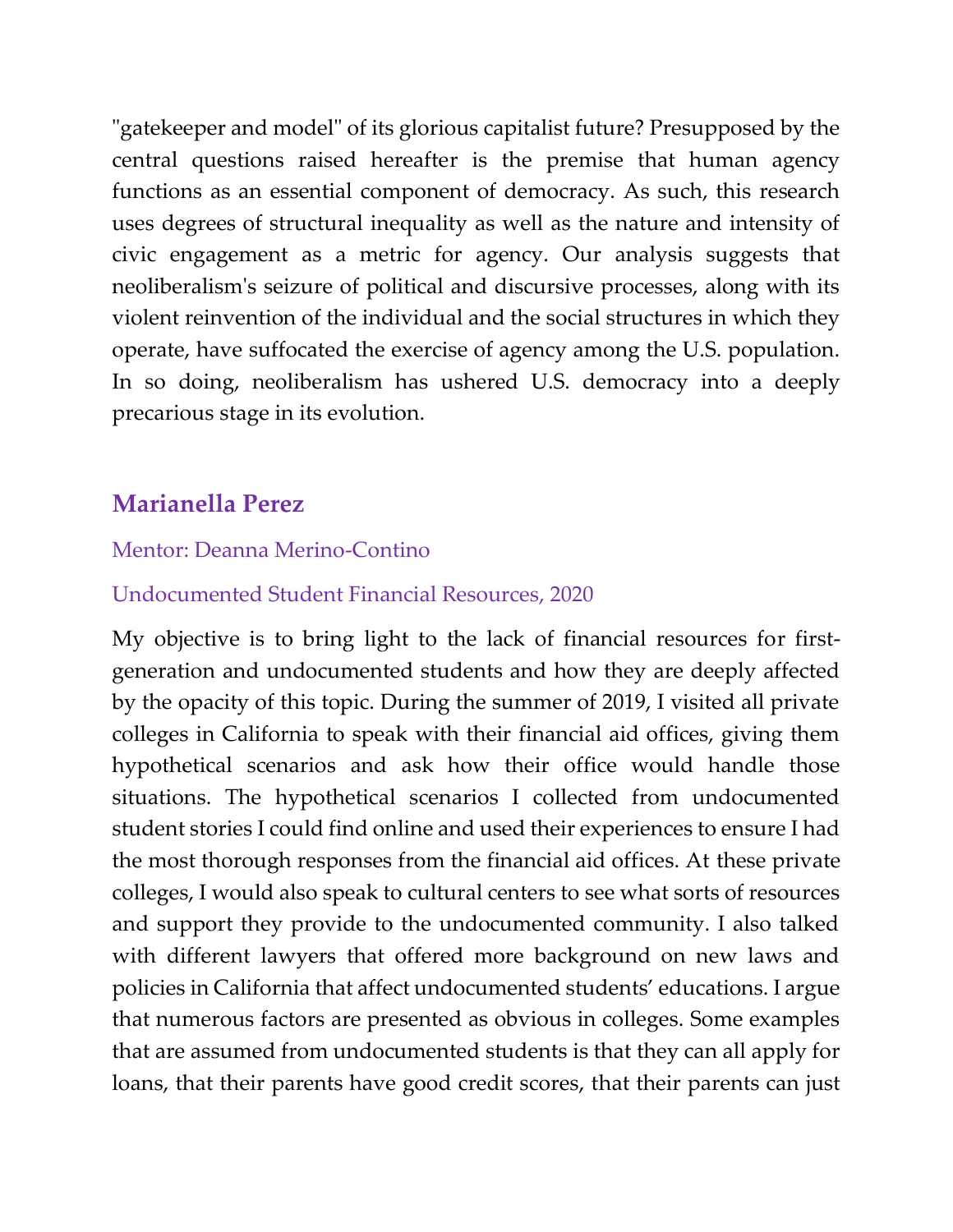"gatekeeper and model" of its glorious capitalist future? Presupposed by the central questions raised hereafter is the premise that human agency functions as an essential component of democracy. As such, this research uses degrees of structural inequality as well as the nature and intensity of civic engagement as a metric for agency. Our analysis suggests that neoliberalism's seizure of political and discursive processes, along with its violent reinvention of the individual and the social structures in which they operate, have suffocated the exercise of agency among the U.S. population. In so doing, neoliberalism has ushered U.S. democracy into a deeply precarious stage in its evolution.

## Marianella Perez

Mentor: Deanna Merino-Contino

Undocumented Student Financial Resources, 2020

My objective is to bring light to the lack of financial resources for first-generation and undocumented students and how they are deeply affected by the opacity of this topic. During the summer of 2019, I visited all private colleges in California to speak with their financial aid offices, giving them hypothetical scenarios and ask how their office would handle those situations. The hypothetical scenarios I collected from undocumented student stories I could find online and used their experiences to ensure I had the most thorough responses from the financial aid offices. At these private colleges, I would also speak to cultural centers to see what sorts of resources and support they provide to the undocumented community. I also talked with different lawyers that offered more background on new laws and policies in California that affect undocumented students' educations. I argue that numerous factors are presented as obvious in colleges. Some examples that are assumed from undocumented students is that they can all apply for loans, that their parents have good credit scores, that their parents can just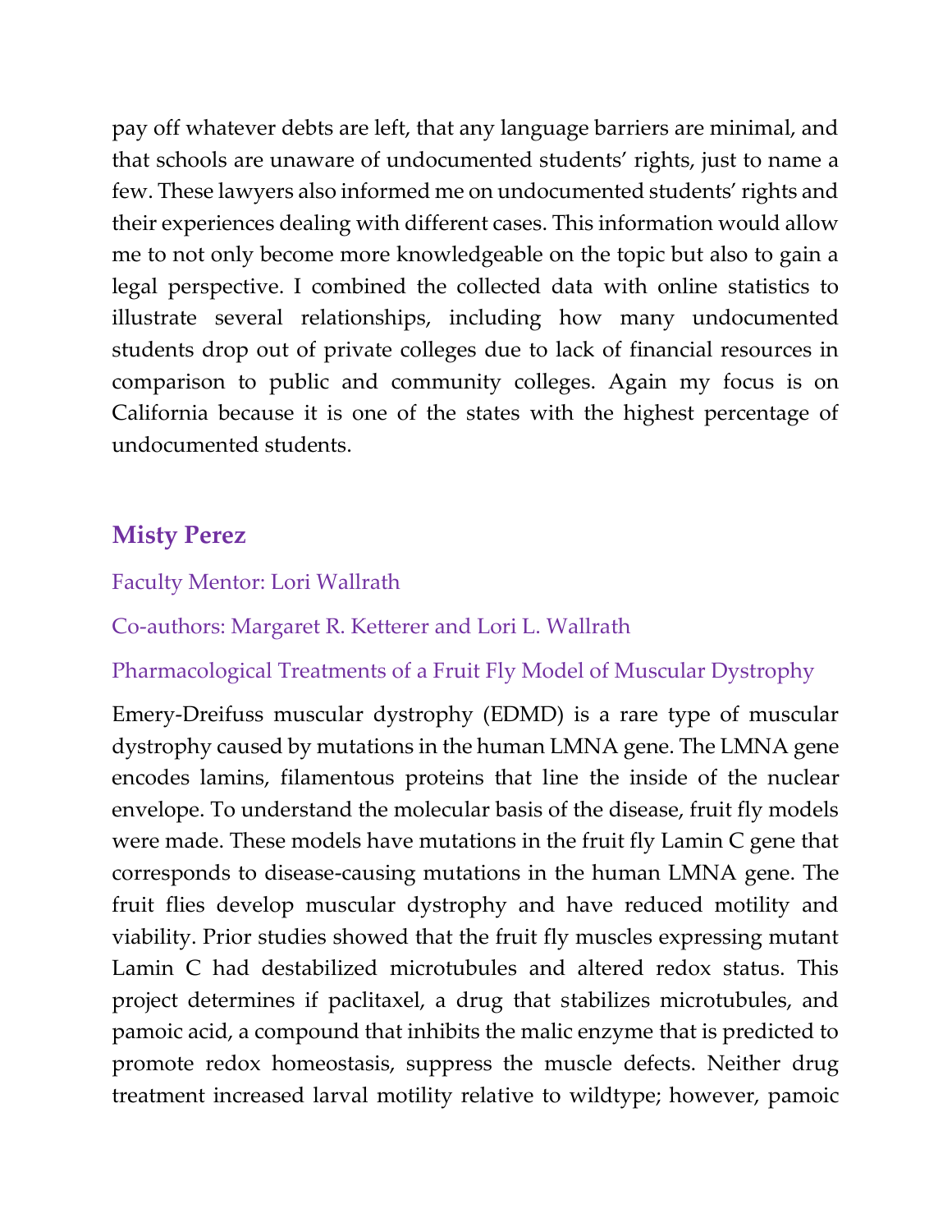pay off whatever debts are left, that any language barriers are minimal, and that schools are unaware of undocumented students' rights, just to name a few. These lawyers also informed me on undocumented students' rights and their experiences dealing with different cases. This information would allow me to not only become more knowledgeable on the topic but also to gain a legal perspective. I combined the collected data with online statistics to illustrate several relationships, including how many undocumented students drop out of private colleges due to lack of financial resources in comparison to public and community colleges. Again my focus is on California because it is one of the states with the highest percentage of undocumented students.

## Misty Perez

Faculty Mentor: Lori Wallrath

Co-authors: Margaret R. Ketterer and Lori L. Wallrath

Pharmacological Treatments of a Fruit Fly Model of Muscular Dystrophy

Emery-Dreifuss muscular dystrophy (EDMD) is a rare type of muscular dystrophy caused by mutations in the human LMNA gene. The LMNA gene encodes lamins, filamentous proteins that line the inside of the nuclear envelope. To understand the molecular basis of the disease, fruit fly models were made. These models have mutations in the fruit fly Lamin C gene that corresponds to disease-causing mutations in the human LMNA gene. The fruit flies develop muscular dystrophy and have reduced motility and viability. Prior studies showed that the fruit fly muscles expressing mutant Lamin C had destabilized microtubules and altered redox status. This project determines if paclitaxel, a drug that stabilizes microtubules, and pamoic acid, a compound that inhibits the malic enzyme that is predicted to promote redox homeostasis, suppress the muscle defects. Neither drug treatment increased larval motility relative to wildtype; however, pamoic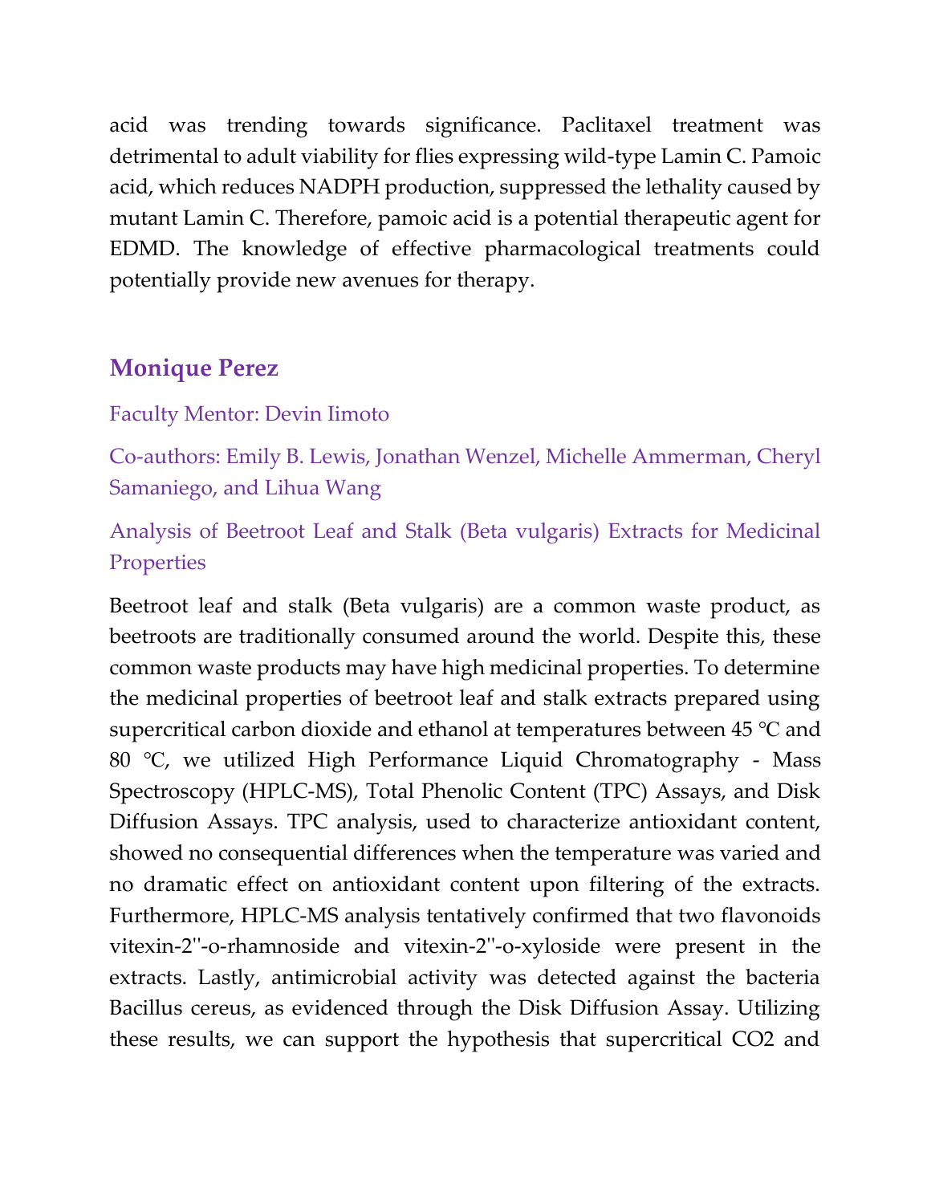acid was trending towards significance. Paclitaxel treatment was detrimental to adult viability for flies expressing wild-type Lamin C. Pamoic acid, which reduces NADPH production, suppressed the lethality caused by mutant Lamin C. Therefore, pamoic acid is a potential therapeutic agent for EDMD. The knowledge of effective pharmacological treatments could potentially provide new avenues for therapy.

## Monique Perez

Faculty Mentor: Devin Iimoto

Co-authors: Emily B. Lewis, Jonathan Wenzel, Michelle Ammerman, Cheryl Samaniego, and Lihua Wang

Analysis of Beetroot Leaf and Stalk (Beta vulgaris) Extracts for Medicinal Properties

Beetroot leaf and stalk (Beta vulgaris) are a common waste product, as beetroots are traditionally consumed around the world. Despite this, these common waste products may have high medicinal properties. To determine the medicinal properties of beetroot leaf and stalk extracts prepared using supercritical carbon dioxide and ethanol at temperatures between 45 ℃ and 80 ℃, we utilized High Performance Liquid Chromatography - Mass Spectroscopy (HPLC-MS), Total Phenolic Content (TPC) Assays, and Disk Diffusion Assays. TPC analysis, used to characterize antioxidant content, showed no consequential differences when the temperature was varied and no dramatic effect on antioxidant content upon filtering of the extracts. Furthermore, HPLC-MS analysis tentatively confirmed that two flavonoids vitexin-2''-o-rhamnoside and vitexin-2''-o-xyloside were present in the extracts. Lastly, antimicrobial activity was detected against the bacteria Bacillus cereus, as evidenced through the Disk Diffusion Assay. Utilizing these results, we can support the hypothesis that supercritical $CO_2$ and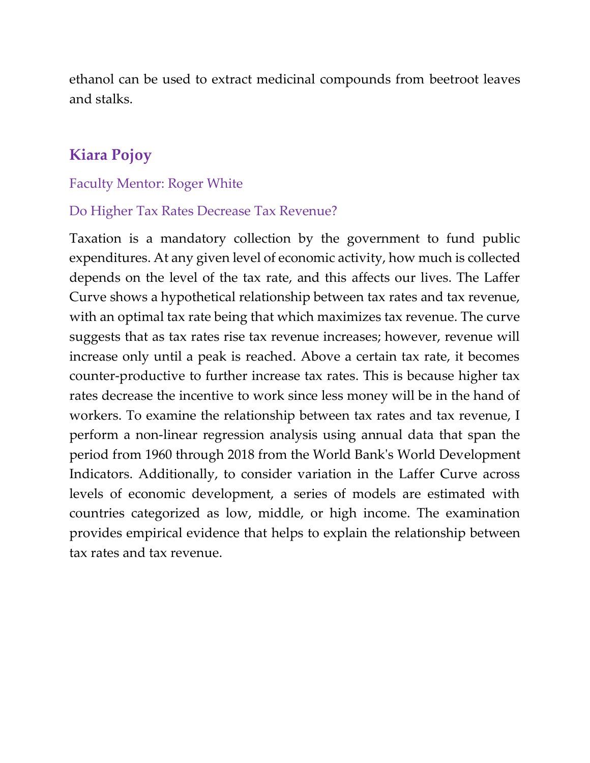ethanol can be used to extract medicinal compounds from beetroot leaves and stalks.

## Kiara Pojoy

Faculty Mentor: Roger White

Do Higher Tax Rates Decrease Tax Revenue?

Taxation is a mandatory collection by the government to fund public expenditures. At any given level of economic activity, how much is collected depends on the level of the tax rate, and this affects our lives. The Laffer Curve shows a hypothetical relationship between tax rates and tax revenue, with an optimal tax rate being that which maximizes tax revenue. The curve suggests that as tax rates rise tax revenue increases; however, revenue will increase only until a peak is reached. Above a certain tax rate, it becomes counter-productive to further increase tax rates. This is because higher tax rates decrease the incentive to work since less money will be in the hand of workers. To examine the relationship between tax rates and tax revenue, I perform a non-linear regression analysis using annual data that span the period from 1960 through 2018 from the World Bank's World Development Indicators. Additionally, to consider variation in the Laffer Curve across levels of economic development, a series of models are estimated with countries categorized as low, middle, or high income. The examination provides empirical evidence that helps to explain the relationship between tax rates and tax revenue.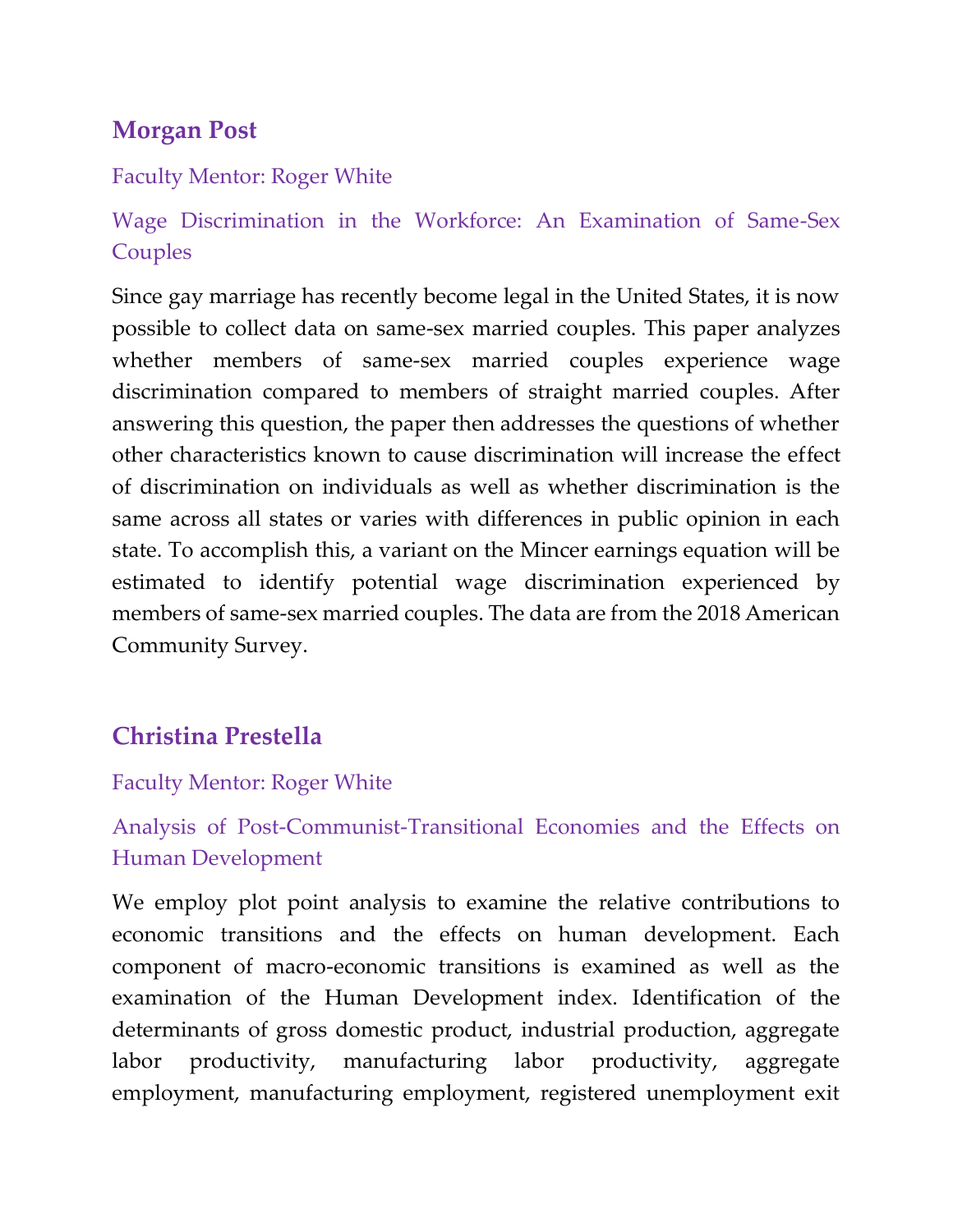## Morgan Post

Faculty Mentor: Roger White

### Wage Discrimination in the Workforce: An Examination of Same-Sex Couples

Since gay marriage has recently become legal in the United States, it is now possible to collect data on same-sex married couples. This paper analyzes whether members of same-sex married couples experience wage discrimination compared to members of straight married couples. After answering this question, the paper then addresses the questions of whether other characteristics known to cause discrimination will increase the effect of discrimination on individuals as well as whether discrimination is the same across all states or varies with differences in public opinion in each state. To accomplish this, a variant on the Mincer earnings equation will be estimated to identify potential wage discrimination experienced by members of same-sex married couples. The data are from the 2018 American Community Survey.

## Christina Prestella

Faculty Mentor: Roger White

### Analysis of Post-Communist-Transitional Economies and the Effects on Human Development

We employ plot point analysis to examine the relative contributions to economic transitions and the effects on human development. Each component of macro-economic transitions is examined as well as the examination of the Human Development index. Identification of the determinants of gross domestic product, industrial production, aggregate labor productivity, manufacturing labor productivity, aggregate employment, manufacturing employment, registered unemployment exit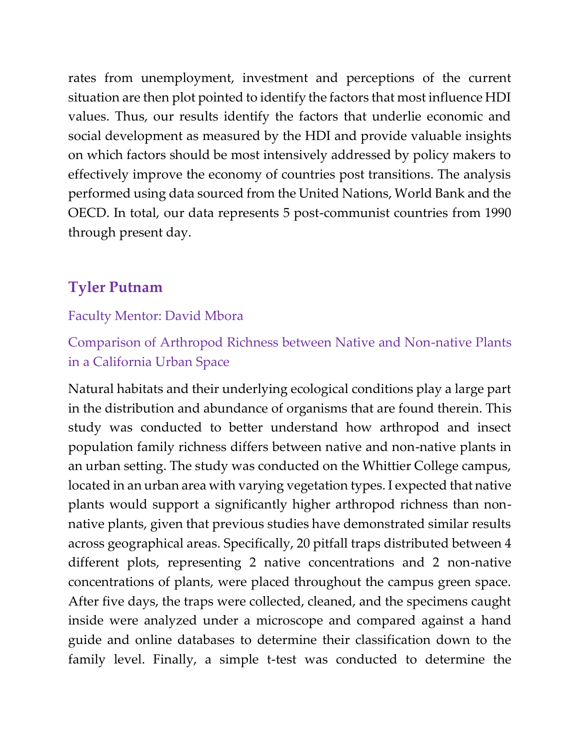rates from unemployment, investment and perceptions of the current situation are then plot pointed to identify the factors that most influence HDI values. Thus, our results identify the factors that underlie economic and social development as measured by the HDI and provide valuable insights on which factors should be most intensively addressed by policy makers to effectively improve the economy of countries post transitions. The analysis performed using data sourced from the United Nations, World Bank and the OECD. In total, our data represents 5 post-communist countries from 1990 through present day.

## Tyler Putnam

Faculty Mentor: David Mbora

### Comparison of Arthropod Richness between Native and Non-native Plants in a California Urban Space

Natural habitats and their underlying ecological conditions play a large part in the distribution and abundance of organisms that are found therein. This study was conducted to better understand how arthropod and insect population family richness differs between native and non-native plants in an urban setting. The study was conducted on the Whittier College campus, located in an urban area with varying vegetation types. I expected that native plants would support a significantly higher arthropod richness than non-native plants, given that previous studies have demonstrated similar results across geographical areas. Specifically, 20 pitfall traps distributed between 4 different plots, representing 2 native concentrations and 2 non-native concentrations of plants, were placed throughout the campus green space. After five days, the traps were collected, cleaned, and the specimens caught inside were analyzed under a microscope and compared against a hand guide and online databases to determine their classification down to the family level. Finally, a simple t-test was conducted to determine the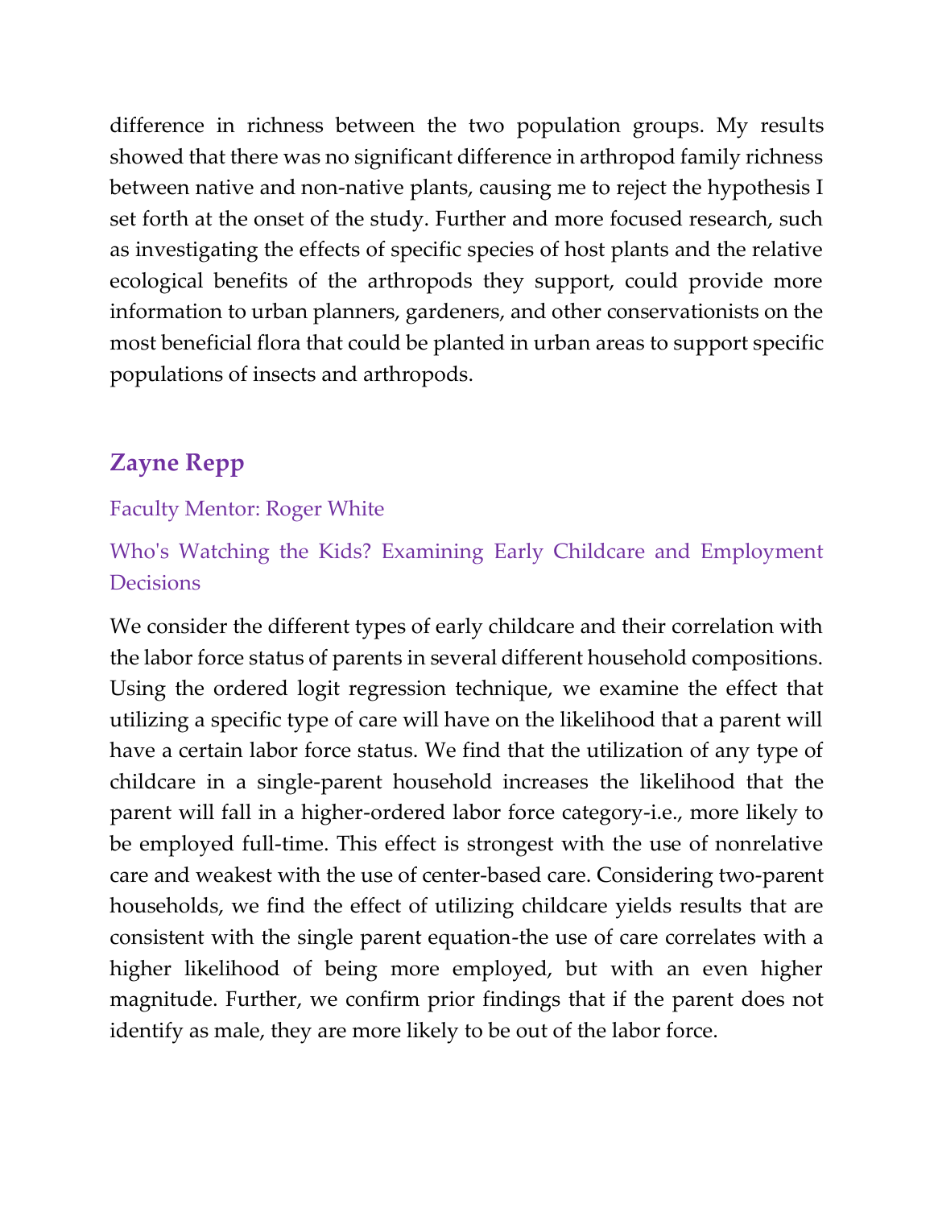difference in richness between the two population groups. My results showed that there was no significant difference in arthropod family richness between native and non-native plants, causing me to reject the hypothesis I set forth at the onset of the study. Further and more focused research, such as investigating the effects of specific species of host plants and the relative ecological benefits of the arthropods they support, could provide more information to urban planners, gardeners, and other conservationists on the most beneficial flora that could be planted in urban areas to support specific populations of insects and arthropods.

## Zayne Repp

Faculty Mentor: Roger White

### Who's Watching the Kids? Examining Early Childcare and Employment Decisions

We consider the different types of early childcare and their correlation with the labor force status of parents in several different household compositions. Using the ordered logit regression technique, we examine the effect that utilizing a specific type of care will have on the likelihood that a parent will have a certain labor force status. We find that the utilization of any type of childcare in a single-parent household increases the likelihood that the parent will fall in a higher-ordered labor force category-i.e., more likely to be employed full-time. This effect is strongest with the use of nonrelative care and weakest with the use of center-based care. Considering two-parent households, we find the effect of utilizing childcare yields results that are consistent with the single parent equation-the use of care correlates with a higher likelihood of being more employed, but with an even higher magnitude. Further, we confirm prior findings that if the parent does not identify as male, they are more likely to be out of the labor force.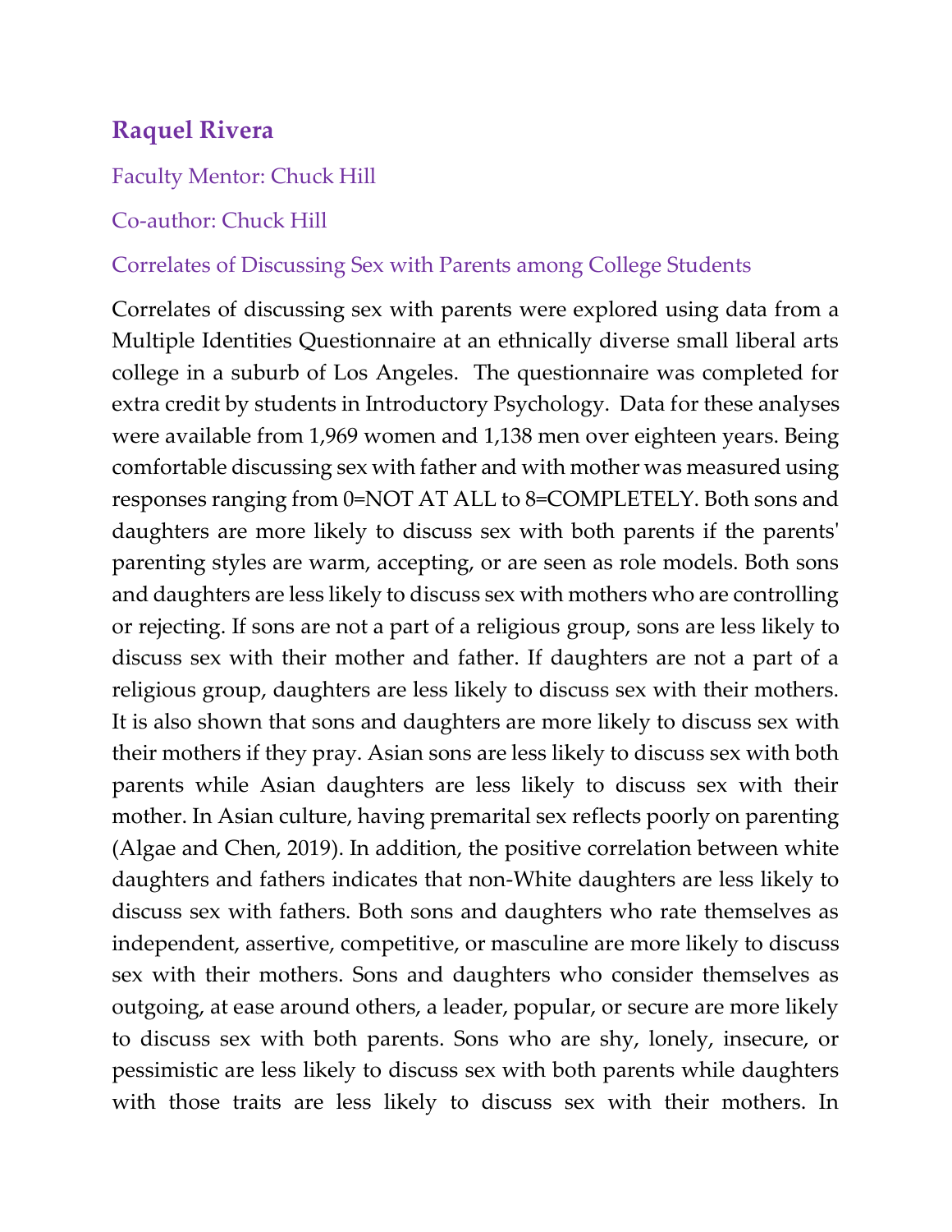## Raquel Rivera

Faculty Mentor: Chuck Hill

Co-author: Chuck Hill

Correlates of Discussing Sex with Parents among College Students

Correlates of discussing sex with parents were explored using data from a Multiple Identities Questionnaire at an ethnically diverse small liberal arts college in a suburb of Los Angeles. The questionnaire was completed for extra credit by students in Introductory Psychology. Data for these analyses were available from 1,969 women and 1,138 men over eighteen years. Being comfortable discussing sex with father and with mother was measured using responses ranging from 0=NOT AT ALL to 8=COMPLETELY. Both sons and daughters are more likely to discuss sex with both parents if the parents' parenting styles are warm, accepting, or are seen as role models. Both sons and daughters are less likely to discuss sex with mothers who are controlling or rejecting. If sons are not a part of a religious group, sons are less likely to discuss sex with their mother and father. If daughters are not a part of a religious group, daughters are less likely to discuss sex with their mothers. It is also shown that sons and daughters are more likely to discuss sex with their mothers if they pray. Asian sons are less likely to discuss sex with both parents while Asian daughters are less likely to discuss sex with their mother. In Asian culture, having premarital sex reflects poorly on parenting (Algae and Chen, 2019). In addition, the positive correlation between white daughters and fathers indicates that non-White daughters are less likely to discuss sex with fathers. Both sons and daughters who rate themselves as independent, assertive, competitive, or masculine are more likely to discuss sex with their mothers. Sons and daughters who consider themselves as outgoing, at ease around others, a leader, popular, or secure are more likely to discuss sex with both parents. Sons who are shy, lonely, insecure, or pessimistic are less likely to discuss sex with both parents while daughters with those traits are less likely to discuss sex with their mothers. In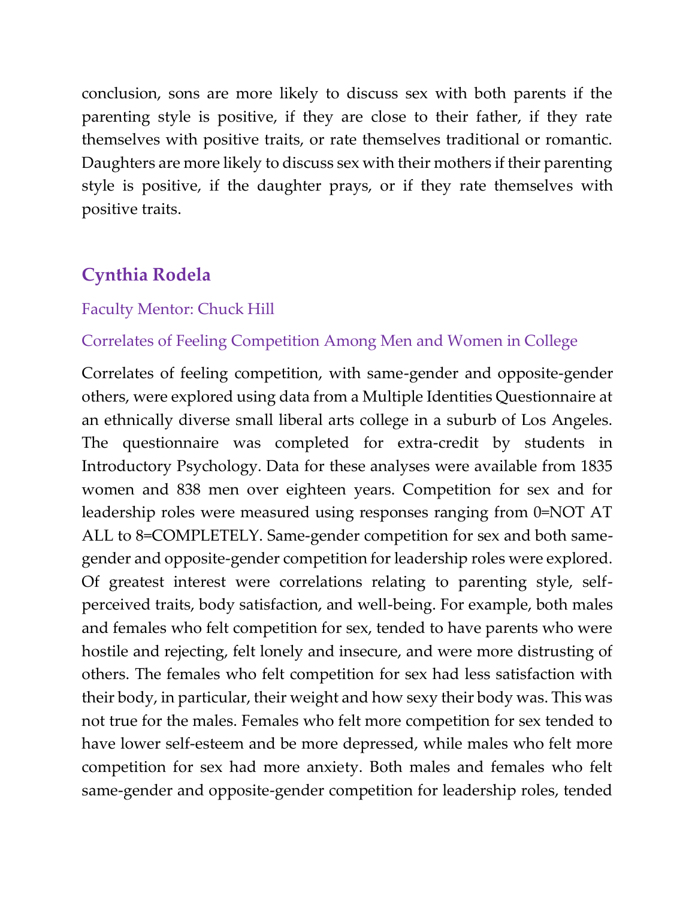conclusion, sons are more likely to discuss sex with both parents if the parenting style is positive, if they are close to their father, if they rate themselves with positive traits, or rate themselves traditional or romantic. Daughters are more likely to discuss sex with their mothers if their parenting style is positive, if the daughter prays, or if they rate themselves with positive traits.

## Cynthia Rodela

Faculty Mentor: Chuck Hill

### Correlates of Feeling Competition Among Men and Women in College

Correlates of feeling competition, with same-gender and opposite-gender others, were explored using data from a Multiple Identities Questionnaire at an ethnically diverse small liberal arts college in a suburb of Los Angeles. The questionnaire was completed for extra-credit by students in Introductory Psychology. Data for these analyses were available from 1835 women and 838 men over eighteen years. Competition for sex and for leadership roles were measured using responses ranging from 0=NOT AT ALL to 8=COMPLETELY. Same-gender competition for sex and both same-gender and opposite-gender competition for leadership roles were explored. Of greatest interest were correlations relating to parenting style, self-perceived traits, body satisfaction, and well-being. For example, both males and females who felt competition for sex, tended to have parents who were hostile and rejecting, felt lonely and insecure, and were more distrusting of others. The females who felt competition for sex had less satisfaction with their body, in particular, their weight and how sexy their body was. This was not true for the males. Females who felt more competition for sex tended to have lower self-esteem and be more depressed, while males who felt more competition for sex had more anxiety. Both males and females who felt same-gender and opposite-gender competition for leadership roles, tended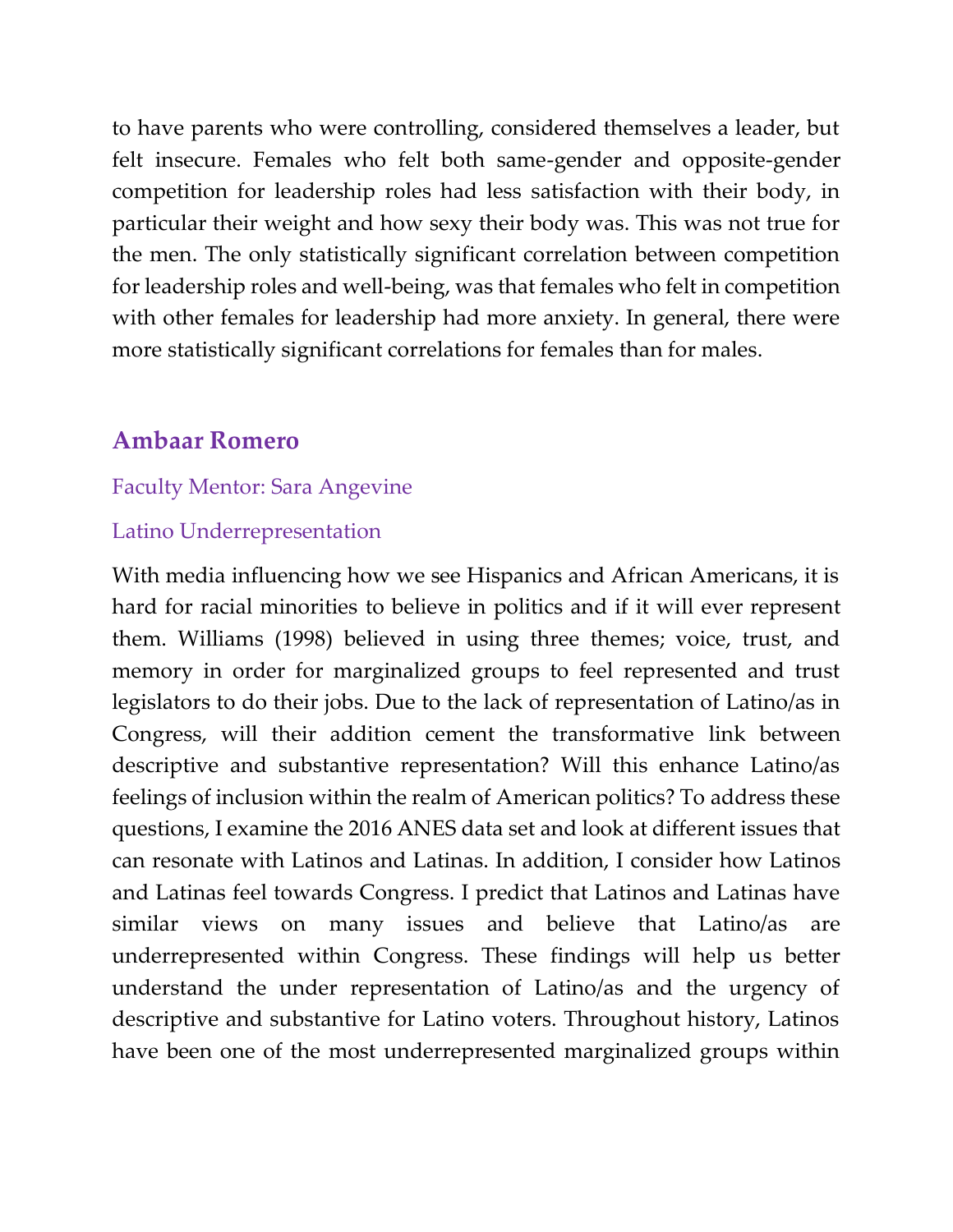to have parents who were controlling, considered themselves a leader, but felt insecure. Females who felt both same-gender and opposite-gender competition for leadership roles had less satisfaction with their body, in particular their weight and how sexy their body was. This was not true for the men. The only statistically significant correlation between competition for leadership roles and well-being, was that females who felt in competition with other females for leadership had more anxiety. In general, there were more statistically significant correlations for females than for males.

## Ambaar Romero

Faculty Mentor: Sara Angevine

### Latino Underrepresentation

With media influencing how we see Hispanics and African Americans, it is hard for racial minorities to believe in politics and if it will ever represent them. Williams (1998) believed in using three themes; voice, trust, and memory in order for marginalized groups to feel represented and trust legislators to do their jobs. Due to the lack of representation of Latino/as in Congress, will their addition cement the transformative link between descriptive and substantive representation? Will this enhance Latino/as feelings of inclusion within the realm of American politics? To address these questions, I examine the 2016 ANES data set and look at different issues that can resonate with Latinos and Latinas. In addition, I consider how Latinos and Latinas feel towards Congress. I predict that Latinos and Latinas have similar views on many issues and believe that Latino/as are underrepresented within Congress. These findings will help us better understand the under representation of Latino/as and the urgency of descriptive and substantive for Latino voters. Throughout history, Latinos have been one of the most underrepresented marginalized groups within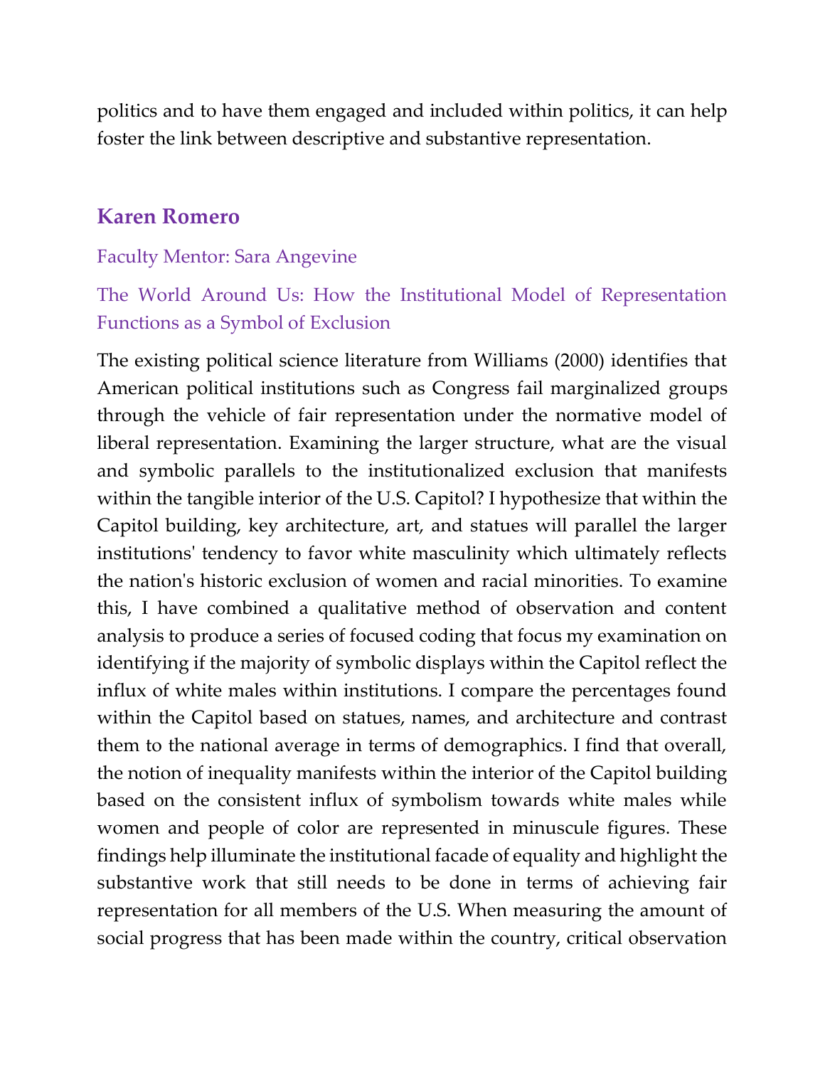politics and to have them engaged and included within politics, it can help foster the link between descriptive and substantive representation.

## Karen Romero

Faculty Mentor: Sara Angevine

The World Around Us: How the Institutional Model of Representation Functions as a Symbol of Exclusion

The existing political science literature from Williams (2000) identifies that American political institutions such as Congress fail marginalized groups through the vehicle of fair representation under the normative model of liberal representation. Examining the larger structure, what are the visual and symbolic parallels to the institutionalized exclusion that manifests within the tangible interior of the U.S. Capitol? I hypothesize that within the Capitol building, key architecture, art, and statues will parallel the larger institutions' tendency to favor white masculinity which ultimately reflects the nation's historic exclusion of women and racial minorities. To examine this, I have combined a qualitative method of observation and content analysis to produce a series of focused coding that focus my examination on identifying if the majority of symbolic displays within the Capitol reflect the influx of white males within institutions. I compare the percentages found within the Capitol based on statues, names, and architecture and contrast them to the national average in terms of demographics. I find that overall, the notion of inequality manifests within the interior of the Capitol building based on the consistent influx of symbolism towards white males while women and people of color are represented in minuscule figures. These findings help illuminate the institutional facade of equality and highlight the substantive work that still needs to be done in terms of achieving fair representation for all members of the U.S. When measuring the amount of social progress that has been made within the country, critical observation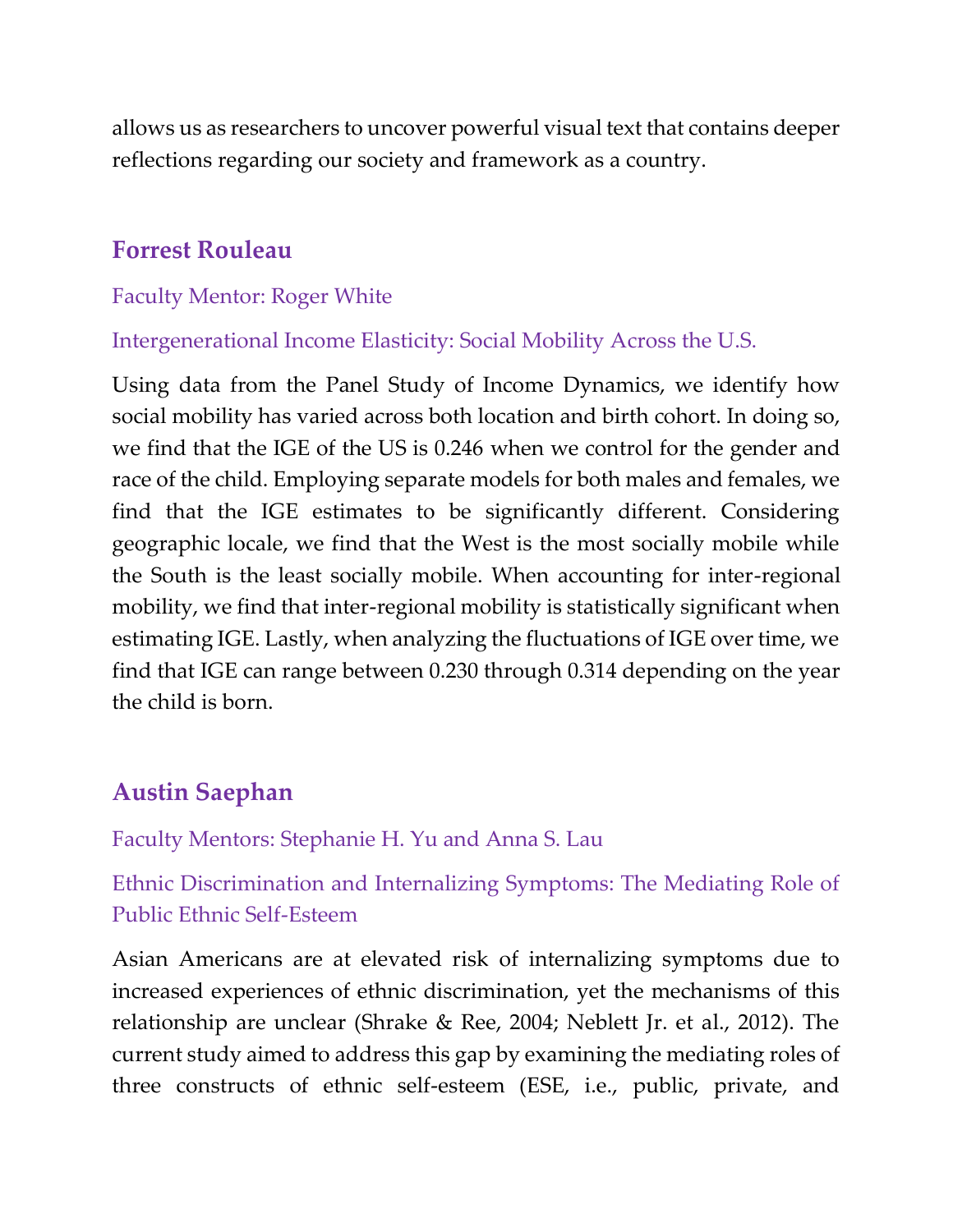allows us as researchers to uncover powerful visual text that contains deeper reflections regarding our society and framework as a country.

## Forrest Rouleau

Faculty Mentor: Roger White

Intergenerational Income Elasticity: Social Mobility Across the U.S.

Using data from the Panel Study of Income Dynamics, we identify how social mobility has varied across both location and birth cohort. In doing so, we find that the IGE of the US is 0.246 when we control for the gender and race of the child. Employing separate models for both males and females, we find that the IGE estimates to be significantly different. Considering geographic locale, we find that the West is the most socially mobile while the South is the least socially mobile. When accounting for inter-regional mobility, we find that inter-regional mobility is statistically significant when estimating IGE. Lastly, when analyzing the fluctuations of IGE over time, we find that IGE can range between 0.230 through 0.314 depending on the year the child is born.

## Austin Saephan

Faculty Mentors: Stephanie H. Yu and Anna S. Lau

Ethnic Discrimination and Internalizing Symptoms: The Mediating Role of Public Ethnic Self-Esteem

Asian Americans are at elevated risk of internalizing symptoms due to increased experiences of ethnic discrimination, yet the mechanisms of this relationship are unclear (Shrake & Ree, 2004; Neblett Jr. et al., 2012). The current study aimed to address this gap by examining the mediating roles of three constructs of ethnic self-esteem (ESE, i.e., public, private, and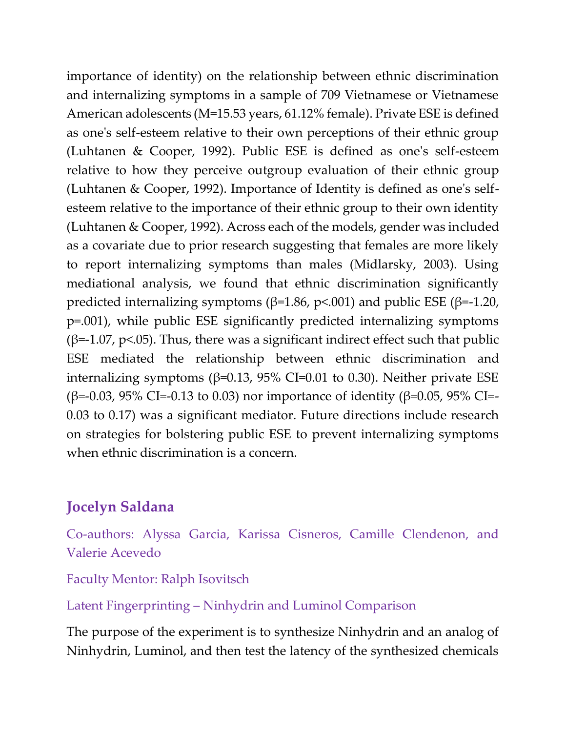importance of identity) on the relationship between ethnic discrimination and internalizing symptoms in a sample of 709 Vietnamese or Vietnamese American adolescents (M=15.53 years, 61.12% female). Private ESE is defined as one's self-esteem relative to their own perceptions of their ethnic group (Luhtanen & Cooper, 1992). Public ESE is defined as one's self-esteem relative to how they perceive outgroup evaluation of their ethnic group (Luhtanen & Cooper, 1992). Importance of Identity is defined as one's self-esteem relative to the importance of their ethnic group to their own identity (Luhtanen & Cooper, 1992). Across each of the models, gender was included as a covariate due to prior research suggesting that females are more likely to report internalizing symptoms than males (Midlarsky, 2003). Using mediational analysis, we found that ethnic discrimination significantly predicted internalizing symptoms ($\beta=1.86$, $p<.001$) and public ESE ($\beta=-1.20$, $p=.001$), while public ESE significantly predicted internalizing symptoms ($\beta=-1.07$, $p<.05$). Thus, there was a significant indirect effect such that public ESE mediated the relationship between ethnic discrimination and internalizing symptoms ($\beta=0.13$, 95% CI=0.01 to 0.30). Neither private ESE ($\beta=-0.03$, 95% CI=-0.13 to 0.03) nor importance of identity ($\beta=0.05$, 95% CI=-0.03 to 0.17) was a significant mediator. Future directions include research on strategies for bolstering public ESE to prevent internalizing symptoms when ethnic discrimination is a concern.

## Jocelyn Saldana

Co-authors: Alyssa Garcia, Karissa Cisneros, Camille Clendenon, and Valerie Acevedo

Faculty Mentor: Ralph Isovitsch

Latent Fingerprinting – Ninhydrin and Luminol Comparison

The purpose of the experiment is to synthesize Ninhydrin and an analog of Ninhydrin, Luminol, and then test the latency of the synthesized chemicals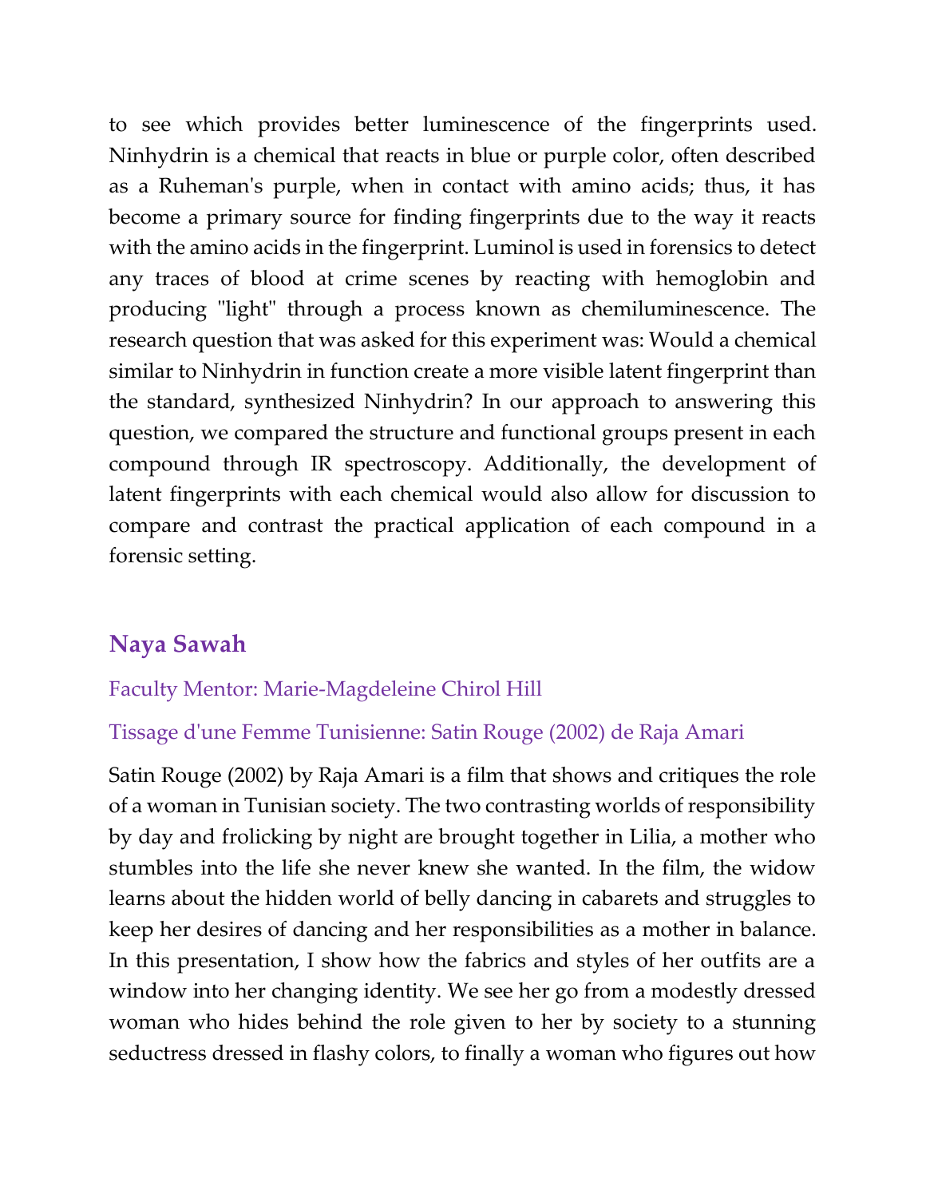to see which provides better luminescence of the fingerprints used. Ninhydrin is a chemical that reacts in blue or purple color, often described as a Ruheman's purple, when in contact with amino acids; thus, it has become a primary source for finding fingerprints due to the way it reacts with the amino acids in the fingerprint. Luminol is used in forensics to detect any traces of blood at crime scenes by reacting with hemoglobin and producing "light" through a process known as chemiluminescence. The research question that was asked for this experiment was: Would a chemical similar to Ninhydrin in function create a more visible latent fingerprint than the standard, synthesized Ninhydrin? In our approach to answering this question, we compared the structure and functional groups present in each compound through IR spectroscopy. Additionally, the development of latent fingerprints with each chemical would also allow for discussion to compare and contrast the practical application of each compound in a forensic setting.

## Naya Sawah

Faculty Mentor: Marie-Magdeleine Chirol Hill

Tissage d'une Femme Tunisienne: Satin Rouge (2002) de Raja Amari

Satin Rouge (2002) by Raja Amari is a film that shows and critiques the role of a woman in Tunisian society. The two contrasting worlds of responsibility by day and frolicking by night are brought together in Lilia, a mother who stumbles into the life she never knew she wanted. In the film, the widow learns about the hidden world of belly dancing in cabarets and struggles to keep her desires of dancing and her responsibilities as a mother in balance. In this presentation, I show how the fabrics and styles of her outfits are a window into her changing identity. We see her go from a modestly dressed woman who hides behind the role given to her by society to a stunning seductress dressed in flashy colors, to finally a woman who figures out how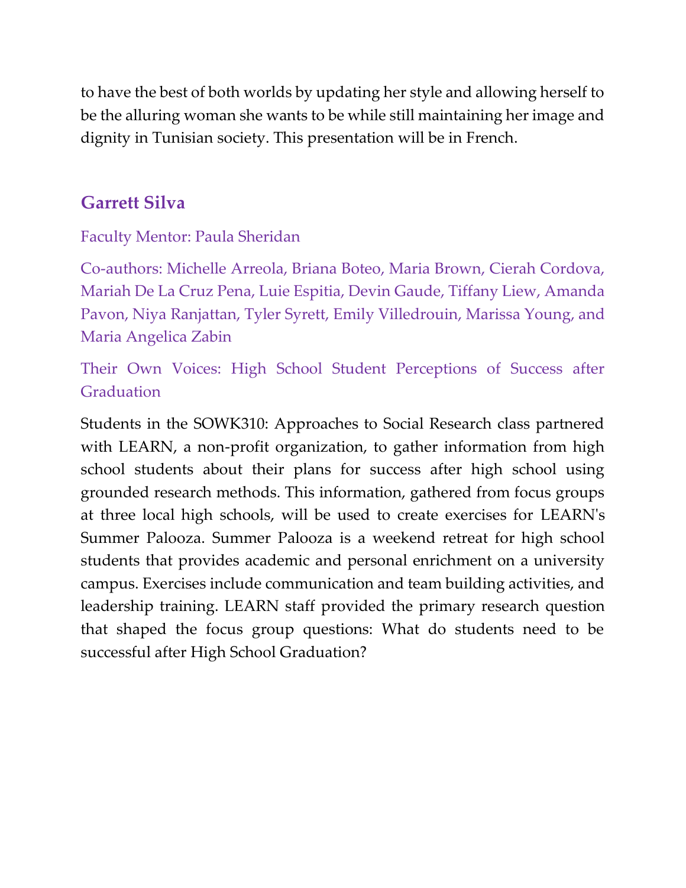to have the best of both worlds by updating her style and allowing herself to be the alluring woman she wants to be while still maintaining her image and dignity in Tunisian society. This presentation will be in French.

### Garrett Silva

Faculty Mentor: Paula Sheridan

Co-authors: Michelle Arreola, Briana Boteo, Maria Brown, Cierah Cordova, Mariah De La Cruz Pena, Luie Espitia, Devin Gaude, Tiffany Liew, Amanda Pavon, Niya Ranjattan, Tyler Syrett, Emily Villedrouin, Marissa Young, and Maria Angelica Zabin

Their Own Voices: High School Student Perceptions of Success after Graduation

Students in the SOWK310: Approaches to Social Research class partnered with LEARN, a non-profit organization, to gather information from high school students about their plans for success after high school using grounded research methods. This information, gathered from focus groups at three local high schools, will be used to create exercises for LEARN's Summer Palooza. Summer Palooza is a weekend retreat for high school students that provides academic and personal enrichment on a university campus. Exercises include communication and team building activities, and leadership training. LEARN staff provided the primary research question that shaped the focus group questions: What do students need to be successful after High School Graduation?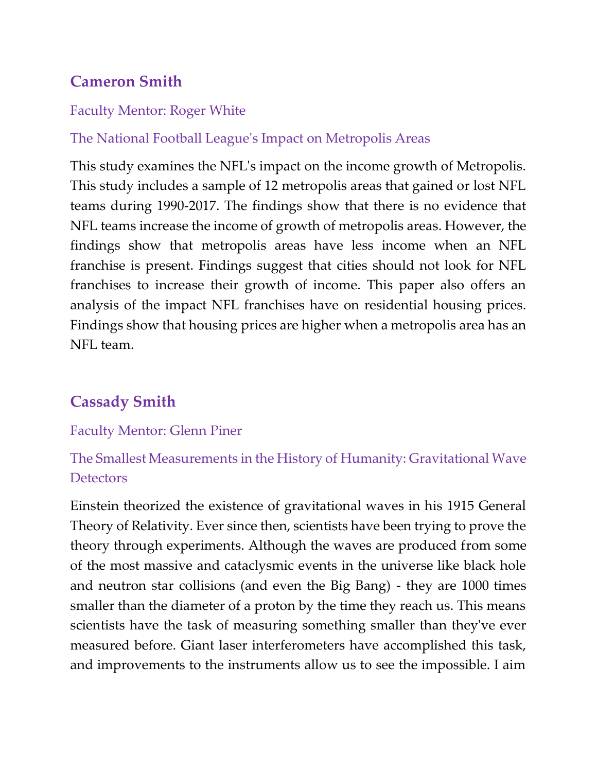## Cameron Smith

Faculty Mentor: Roger White

The National Football League's Impact on Metropolis Areas

This study examines the NFL's impact on the income growth of Metropolis. This study includes a sample of 12 metropolis areas that gained or lost NFL teams during 1990-2017. The findings show that there is no evidence that NFL teams increase the income of growth of metropolis areas. However, the findings show that metropolis areas have less income when an NFL franchise is present. Findings suggest that cities should not look for NFL franchises to increase their growth of income. This paper also offers an analysis of the impact NFL franchises have on residential housing prices. Findings show that housing prices are higher when a metropolis area has an NFL team.

## Cassady Smith

Faculty Mentor: Glenn Piner

The Smallest Measurements in the History of Humanity: Gravitational Wave Detectors

Einstein theorized the existence of gravitational waves in his 1915 General Theory of Relativity. Ever since then, scientists have been trying to prove the theory through experiments. Although the waves are produced from some of the most massive and cataclysmic events in the universe like black hole and neutron star collisions (and even the Big Bang) - they are 1000 times smaller than the diameter of a proton by the time they reach us. This means scientists have the task of measuring something smaller than they've ever measured before. Giant laser interferometers have accomplished this task, and improvements to the instruments allow us to see the impossible. I aim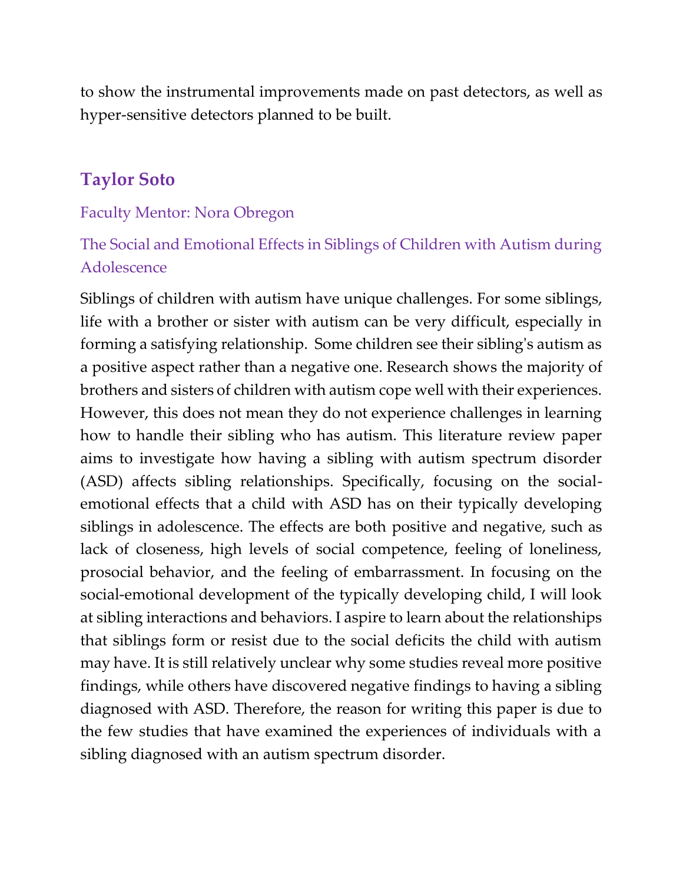to show the instrumental improvements made on past detectors, as well as hyper-sensitive detectors planned to be built.

## Taylor Soto

Faculty Mentor: Nora Obregon

### The Social and Emotional Effects in Siblings of Children with Autism during Adolescence

Siblings of children with autism have unique challenges. For some siblings, life with a brother or sister with autism can be very difficult, especially in forming a satisfying relationship. Some children see their sibling's autism as a positive aspect rather than a negative one. Research shows the majority of brothers and sisters of children with autism cope well with their experiences. However, this does not mean they do not experience challenges in learning how to handle their sibling who has autism. This literature review paper aims to investigate how having a sibling with autism spectrum disorder (ASD) affects sibling relationships. Specifically, focusing on the social-emotional effects that a child with ASD has on their typically developing siblings in adolescence. The effects are both positive and negative, such as lack of closeness, high levels of social competence, feeling of loneliness, prosocial behavior, and the feeling of embarrassment. In focusing on the social-emotional development of the typically developing child, I will look at sibling interactions and behaviors. I aspire to learn about the relationships that siblings form or resist due to the social deficits the child with autism may have. It is still relatively unclear why some studies reveal more positive findings, while others have discovered negative findings to having a sibling diagnosed with ASD. Therefore, the reason for writing this paper is due to the few studies that have examined the experiences of individuals with a sibling diagnosed with an autism spectrum disorder.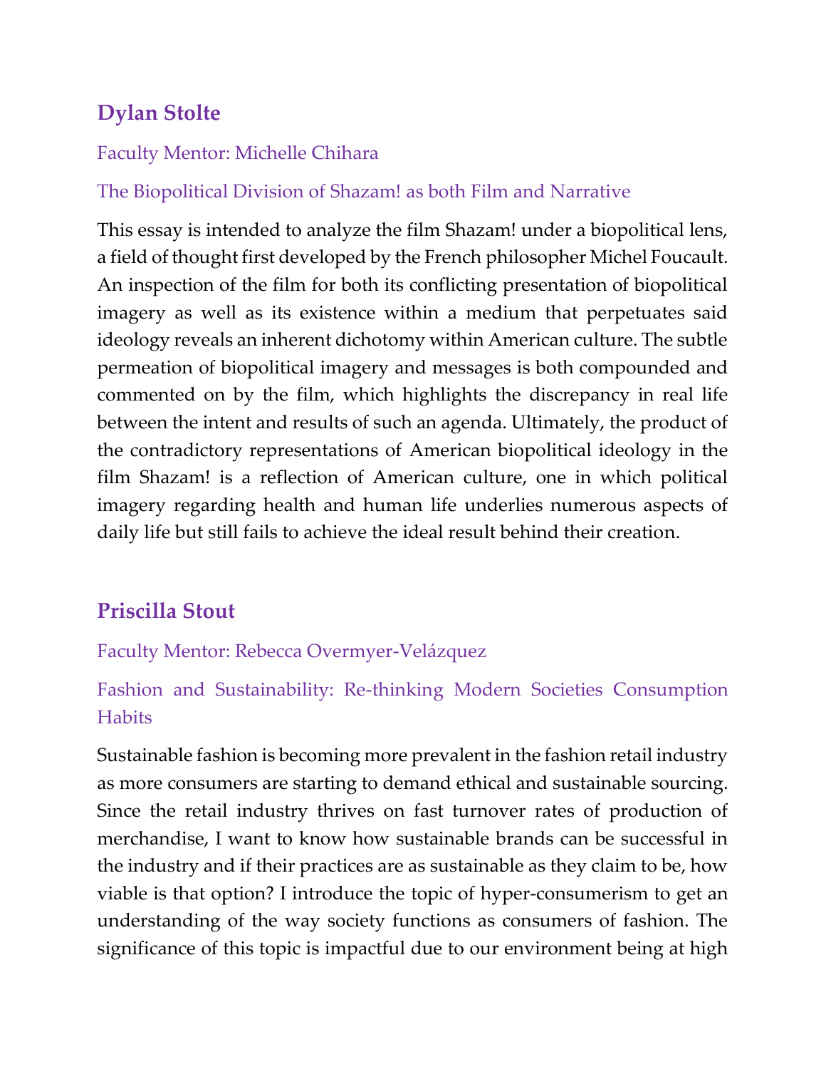## Dylan Stolte

Faculty Mentor: Michelle Chihara

### The Biopolitical Division of Shazam! as both Film and Narrative

This essay is intended to analyze the film Shazam! under a biopolitical lens, a field of thought first developed by the French philosopher Michel Foucault. An inspection of the film for both its conflicting presentation of biopolitical imagery as well as its existence within a medium that perpetuates said ideology reveals an inherent dichotomy within American culture. The subtle permeation of biopolitical imagery and messages is both compounded and commented on by the film, which highlights the discrepancy in real life between the intent and results of such an agenda. Ultimately, the product of the contradictory representations of American biopolitical ideology in the film Shazam! is a reflection of American culture, one in which political imagery regarding health and human life underlies numerous aspects of daily life but still fails to achieve the ideal result behind their creation.

## Priscilla Stout

Faculty Mentor: Rebecca Overmyer-Velázquez

### Fashion and Sustainability: Re-thinking Modern Societies Consumption Habits

Sustainable fashion is becoming more prevalent in the fashion retail industry as more consumers are starting to demand ethical and sustainable sourcing. Since the retail industry thrives on fast turnover rates of production of merchandise, I want to know how sustainable brands can be successful in the industry and if their practices are as sustainable as they claim to be, how viable is that option? I introduce the topic of hyper-consumerism to get an understanding of the way society functions as consumers of fashion. The significance of this topic is impactful due to our environment being at high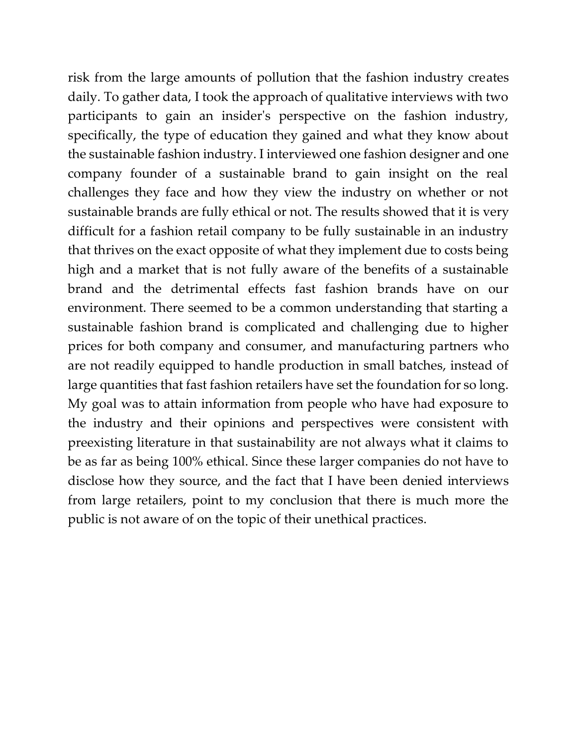risk from the large amounts of pollution that the fashion industry creates daily. To gather data, I took the approach of qualitative interviews with two participants to gain an insider's perspective on the fashion industry, specifically, the type of education they gained and what they know about the sustainable fashion industry. I interviewed one fashion designer and one company founder of a sustainable brand to gain insight on the real challenges they face and how they view the industry on whether or not sustainable brands are fully ethical or not. The results showed that it is very difficult for a fashion retail company to be fully sustainable in an industry that thrives on the exact opposite of what they implement due to costs being high and a market that is not fully aware of the benefits of a sustainable brand and the detrimental effects fast fashion brands have on our environment. There seemed to be a common understanding that starting a sustainable fashion brand is complicated and challenging due to higher prices for both company and consumer, and manufacturing partners who are not readily equipped to handle production in small batches, instead of large quantities that fast fashion retailers have set the foundation for so long. My goal was to attain information from people who have had exposure to the industry and their opinions and perspectives were consistent with preexisting literature in that sustainability are not always what it claims to be as far as being 100% ethical. Since these larger companies do not have to disclose how they source, and the fact that I have been denied interviews from large retailers, point to my conclusion that there is much more the public is not aware of on the topic of their unethical practices.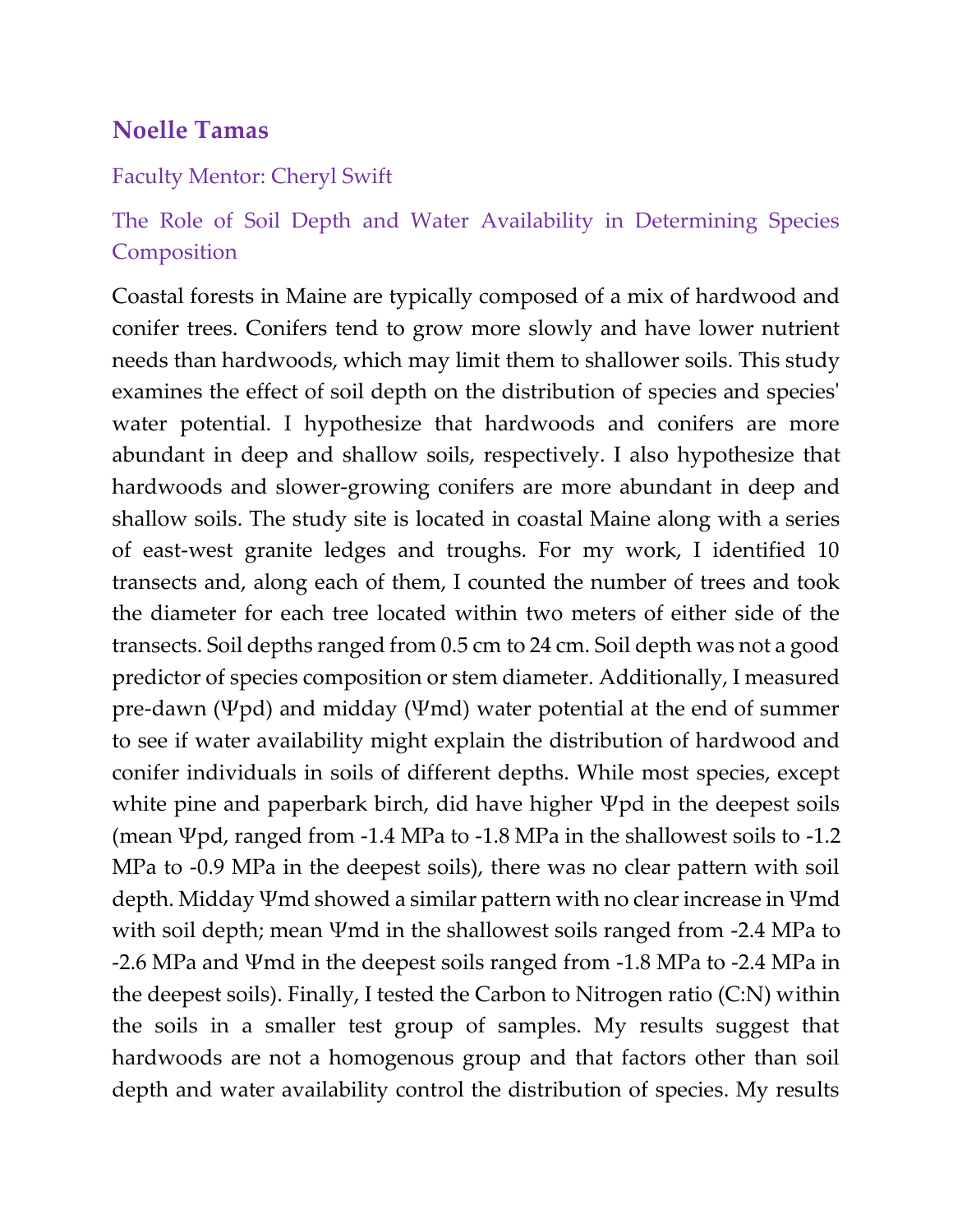## Noelle Tamas

### Faculty Mentor: Cheryl Swift

### The Role of Soil Depth and Water Availability in Determining Species Composition

Coastal forests in Maine are typically composed of a mix of hardwood and conifer trees. Conifers tend to grow more slowly and have lower nutrient needs than hardwoods, which may limit them to shallower soils. This study examines the effect of soil depth on the distribution of species and species' water potential. I hypothesize that hardwoods and conifers are more abundant in deep and shallow soils, respectively. I also hypothesize that hardwoods and slower-growing conifers are more abundant in deep and shallow soils. The study site is located in coastal Maine along with a series of east-west granite ledges and troughs. For my work, I identified 10 transects and, along each of them, I counted the number of trees and took the diameter for each tree located within two meters of either side of the transects. Soil depths ranged from 0.5 cm to 24 cm. Soil depth was not a good predictor of species composition or stem diameter. Additionally, I measured pre-dawn ($\Psi$pd) and midday ($\Psi$md) water potential at the end of summer to see if water availability might explain the distribution of hardwood and conifer individuals in soils of different depths. While most species, except white pine and paperbark birch, did have higher $\Psi$pd in the deepest soils (mean $\Psi$pd, ranged from -1.4 MPa to -1.8 MPa in the shallowest soils to -1.2 MPa to -0.9 MPa in the deepest soils), there was no clear pattern with soil depth. Midday $\Psi$md showed a similar pattern with no clear increase in $\Psi$md with soil depth; mean $\Psi$md in the shallowest soils ranged from -2.4 MPa to -2.6 MPa and $\Psi$md in the deepest soils ranged from -1.8 MPa to -2.4 MPa in the deepest soils). Finally, I tested the Carbon to Nitrogen ratio (C:N) within the soils in a smaller test group of samples. My results suggest that hardwoods are not a homogenous group and that factors other than soil depth and water availability control the distribution of species. My results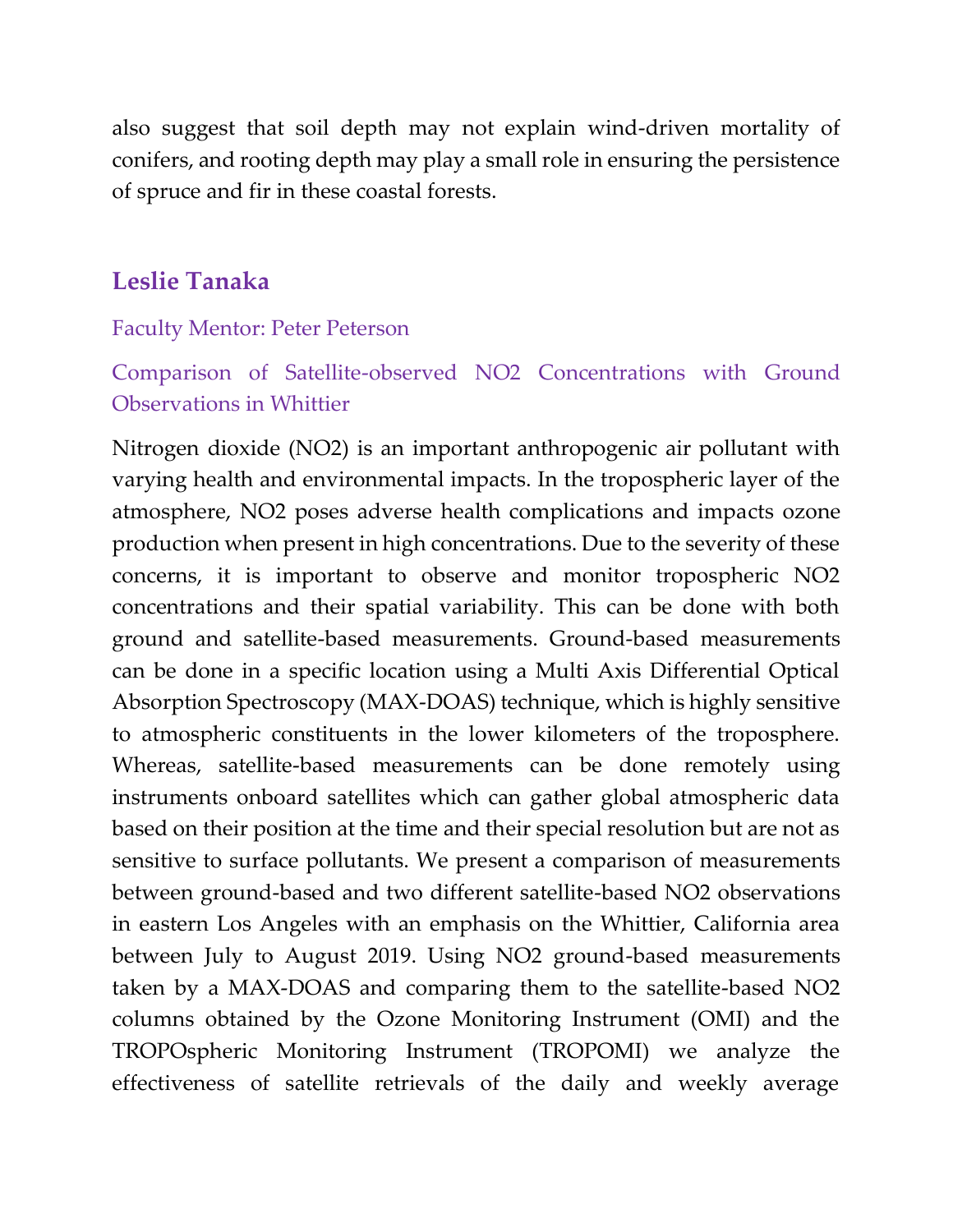also suggest that soil depth may not explain wind-driven mortality of conifers, and rooting depth may play a small role in ensuring the persistence of spruce and fir in these coastal forests.

## Leslie Tanaka

Faculty Mentor: Peter Peterson

### Comparison of Satellite-observed NO2 Concentrations with Ground Observations in Whittier

Nitrogen dioxide ($NO_2$) is an important anthropogenic air pollutant with varying health and environmental impacts. In the tropospheric layer of the atmosphere, $NO_2$ poses adverse health complications and impacts ozone production when present in high concentrations. Due to the severity of these concerns, it is important to observe and monitor tropospheric $NO_2$ concentrations and their spatial variability. This can be done with both ground and satellite-based measurements. Ground-based measurements can be done in a specific location using a Multi Axis Differential Optical Absorption Spectroscopy (MAX-DOAS) technique, which is highly sensitive to atmospheric constituents in the lower kilometers of the troposphere. Whereas, satellite-based measurements can be done remotely using instruments onboard satellites which can gather global atmospheric data based on their position at the time and their special resolution but are not as sensitive to surface pollutants. We present a comparison of measurements between ground-based and two different satellite-based $NO_2$ observations in eastern Los Angeles with an emphasis on the Whittier, California area between July to August 2019. Using $NO_2$ ground-based measurements taken by a MAX-DOAS and comparing them to the satellite-based $NO_2$ columns obtained by the Ozone Monitoring Instrument (OMI) and the TROPOspheric Monitoring Instrument (TROPOMI) we analyze the effectiveness of satellite retrievals of the daily and weekly average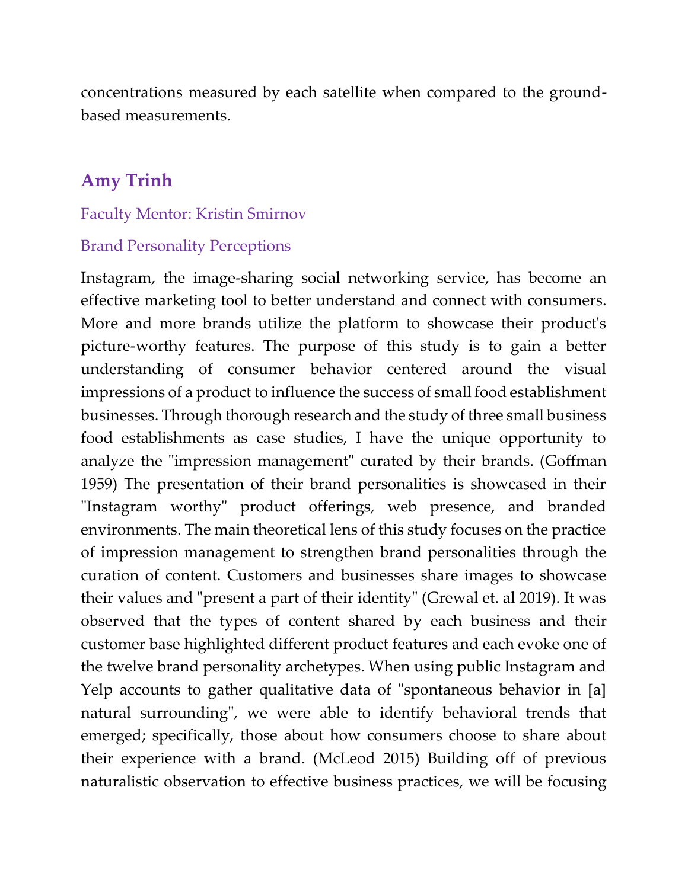concentrations measured by each satellite when compared to the ground-based measurements.

## Amy Trinh

Faculty Mentor: Kristin Smirnov

Brand Personality Perceptions

Instagram, the image-sharing social networking service, has become an effective marketing tool to better understand and connect with consumers. More and more brands utilize the platform to showcase their product's picture-worthy features. The purpose of this study is to gain a better understanding of consumer behavior centered around the visual impressions of a product to influence the success of small food establishment businesses. Through thorough research and the study of three small business food establishments as case studies, I have the unique opportunity to analyze the "impression management" curated by their brands. (Goffman 1959) The presentation of their brand personalities is showcased in their "Instagram worthy" product offerings, web presence, and branded environments. The main theoretical lens of this study focuses on the practice of impression management to strengthen brand personalities through the curation of content. Customers and businesses share images to showcase their values and "present a part of their identity" (Grewal et. al 2019). It was observed that the types of content shared by each business and their customer base highlighted different product features and each evoke one of the twelve brand personality archetypes. When using public Instagram and Yelp accounts to gather qualitative data of "spontaneous behavior in [a] natural surrounding", we were able to identify behavioral trends that emerged; specifically, those about how consumers choose to share about their experience with a brand. (McLeod 2015) Building off of previous naturalistic observation to effective business practices, we will be focusing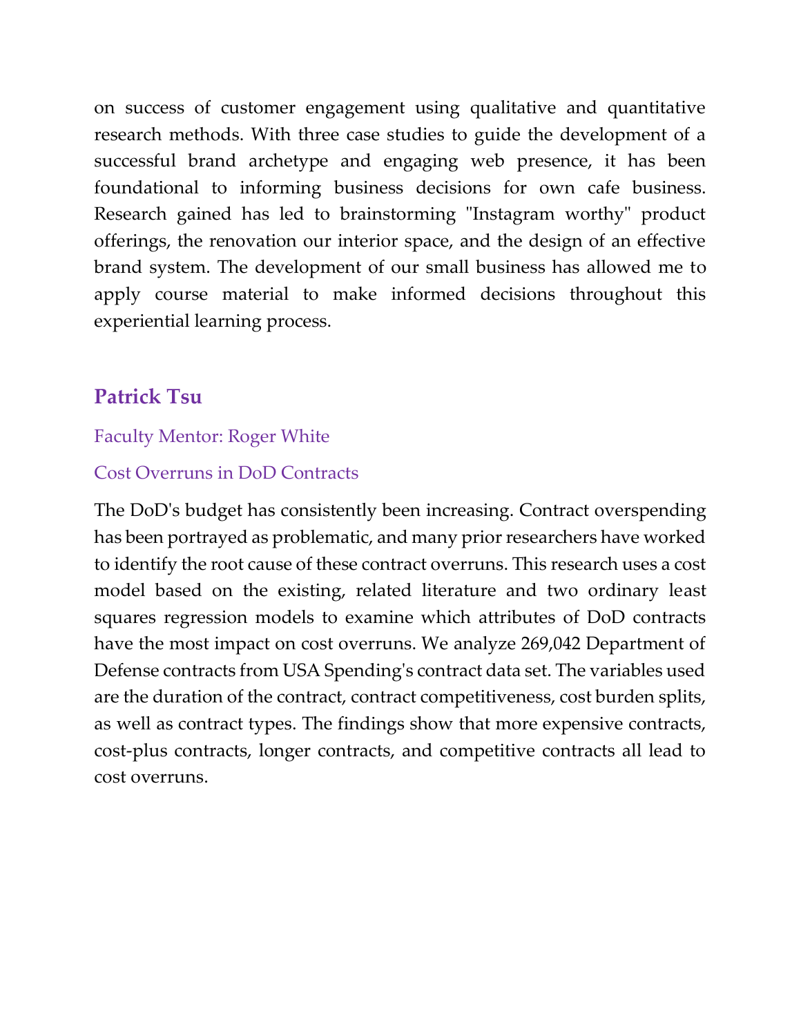on success of customer engagement using qualitative and quantitative research methods. With three case studies to guide the development of a successful brand archetype and engaging web presence, it has been foundational to informing business decisions for own cafe business. Research gained has led to brainstorming "Instagram worthy" product offerings, the renovation our interior space, and the design of an effective brand system. The development of our small business has allowed me to apply course material to make informed decisions throughout this experiential learning process.

## Patrick Tsu

Faculty Mentor: Roger White

Cost Overruns in DoD Contracts

The DoD's budget has consistently been increasing. Contract overspending has been portrayed as problematic, and many prior researchers have worked to identify the root cause of these contract overruns. This research uses a cost model based on the existing, related literature and two ordinary least squares regression models to examine which attributes of DoD contracts have the most impact on cost overruns. We analyze 269,042 Department of Defense contracts from USA Spending's contract data set. The variables used are the duration of the contract, contract competitiveness, cost burden splits, as well as contract types. The findings show that more expensive contracts, cost-plus contracts, longer contracts, and competitive contracts all lead to cost overruns.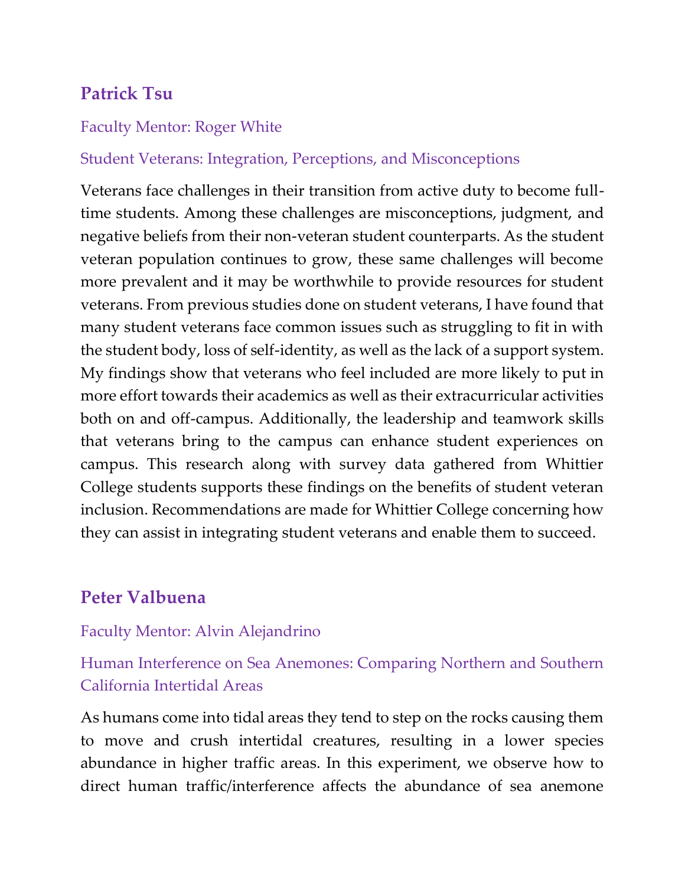## Patrick Tsu

Faculty Mentor: Roger White

Student Veterans: Integration, Perceptions, and Misconceptions

Veterans face challenges in their transition from active duty to become full-time students. Among these challenges are misconceptions, judgment, and negative beliefs from their non-veteran student counterparts. As the student veteran population continues to grow, these same challenges will become more prevalent and it may be worthwhile to provide resources for student veterans. From previous studies done on student veterans, I have found that many student veterans face common issues such as struggling to fit in with the student body, loss of self-identity, as well as the lack of a support system. My findings show that veterans who feel included are more likely to put in more effort towards their academics as well as their extracurricular activities both on and off-campus. Additionally, the leadership and teamwork skills that veterans bring to the campus can enhance student experiences on campus. This research along with survey data gathered from Whittier College students supports these findings on the benefits of student veteran inclusion. Recommendations are made for Whittier College concerning how they can assist in integrating student veterans and enable them to succeed.

## Peter Valbuena

Faculty Mentor: Alvin Alejandrino

Human Interference on Sea Anemones: Comparing Northern and Southern California Intertidal Areas

As humans come into tidal areas they tend to step on the rocks causing them to move and crush intertidal creatures, resulting in a lower species abundance in higher traffic areas. In this experiment, we observe how to direct human traffic/interference affects the abundance of sea anemone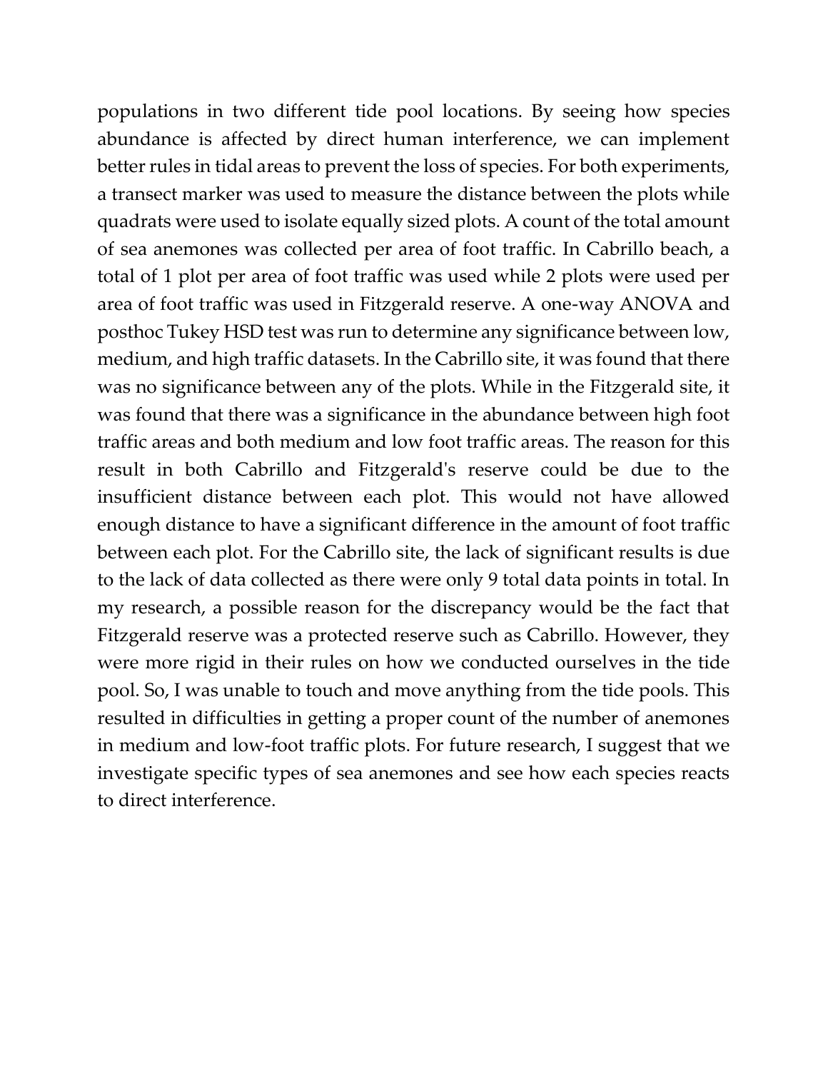populations in two different tide pool locations. By seeing how species abundance is affected by direct human interference, we can implement better rules in tidal areas to prevent the loss of species. For both experiments, a transect marker was used to measure the distance between the plots while quadrats were used to isolate equally sized plots. A count of the total amount of sea anemones was collected per area of foot traffic. In Cabrillo beach, a total of 1 plot per area of foot traffic was used while 2 plots were used per area of foot traffic was used in Fitzgerald reserve. A one-way ANOVA and posthoc Tukey HSD test was run to determine any significance between low, medium, and high traffic datasets. In the Cabrillo site, it was found that there was no significance between any of the plots. While in the Fitzgerald site, it was found that there was a significance in the abundance between high foot traffic areas and both medium and low foot traffic areas. The reason for this result in both Cabrillo and Fitzgerald's reserve could be due to the insufficient distance between each plot. This would not have allowed enough distance to have a significant difference in the amount of foot traffic between each plot. For the Cabrillo site, the lack of significant results is due to the lack of data collected as there were only 9 total data points in total. In my research, a possible reason for the discrepancy would be the fact that Fitzgerald reserve was a protected reserve such as Cabrillo. However, they were more rigid in their rules on how we conducted ourselves in the tide pool. So, I was unable to touch and move anything from the tide pools. This resulted in difficulties in getting a proper count of the number of anemones in medium and low-foot traffic plots. For future research, I suggest that we investigate specific types of sea anemones and see how each species reacts to direct interference.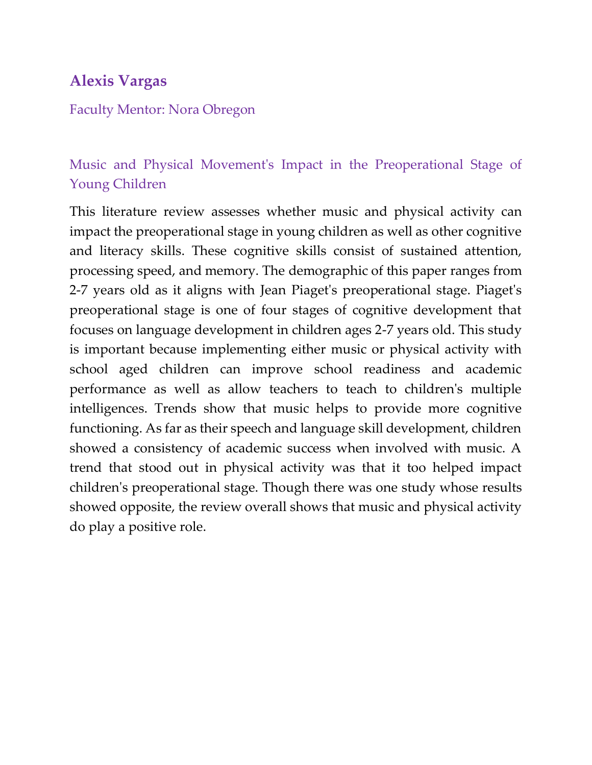## Alexis Vargas

Faculty Mentor: Nora Obregon

### Music and Physical Movement's Impact in the Preoperational Stage of Young Children

This literature review assesses whether music and physical activity can impact the preoperational stage in young children as well as other cognitive and literacy skills. These cognitive skills consist of sustained attention, processing speed, and memory. The demographic of this paper ranges from 2-7 years old as it aligns with Jean Piaget's preoperational stage. Piaget's preoperational stage is one of four stages of cognitive development that focuses on language development in children ages 2-7 years old. This study is important because implementing either music or physical activity with school aged children can improve school readiness and academic performance as well as allow teachers to teach to children's multiple intelligences. Trends show that music helps to provide more cognitive functioning. As far as their speech and language skill development, children showed a consistency of academic success when involved with music. A trend that stood out in physical activity was that it too helped impact children's preoperational stage. Though there was one study whose results showed opposite, the review overall shows that music and physical activity do play a positive role.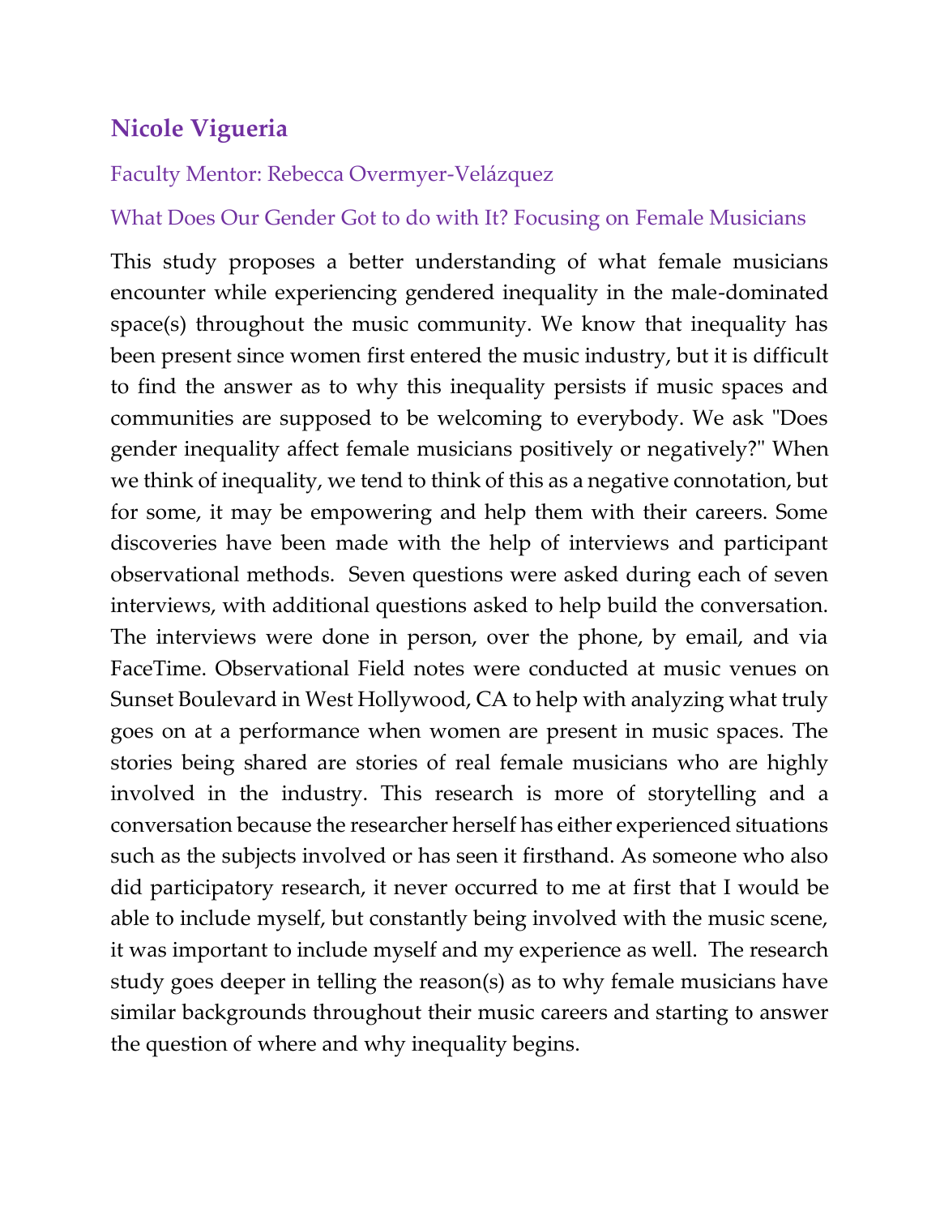## Nicole Vigueria

Faculty Mentor: Rebecca Overmyer-Velázquez

### What Does Our Gender Got to do with It? Focusing on Female Musicians

This study proposes a better understanding of what female musicians encounter while experiencing gendered inequality in the male-dominated space(s) throughout the music community. We know that inequality has been present since women first entered the music industry, but it is difficult to find the answer as to why this inequality persists if music spaces and communities are supposed to be welcoming to everybody. We ask "Does gender inequality affect female musicians positively or negatively?" When we think of inequality, we tend to think of this as a negative connotation, but for some, it may be empowering and help them with their careers. Some discoveries have been made with the help of interviews and participant observational methods. Seven questions were asked during each of seven interviews, with additional questions asked to help build the conversation. The interviews were done in person, over the phone, by email, and via FaceTime. Observational Field notes were conducted at music venues on Sunset Boulevard in West Hollywood, CA to help with analyzing what truly goes on at a performance when women are present in music spaces. The stories being shared are stories of real female musicians who are highly involved in the industry. This research is more of storytelling and a conversation because the researcher herself has either experienced situations such as the subjects involved or has seen it firsthand. As someone who also did participatory research, it never occurred to me at first that I would be able to include myself, but constantly being involved with the music scene, it was important to include myself and my experience as well. The research study goes deeper in telling the reason(s) as to why female musicians have similar backgrounds throughout their music careers and starting to answer the question of where and why inequality begins.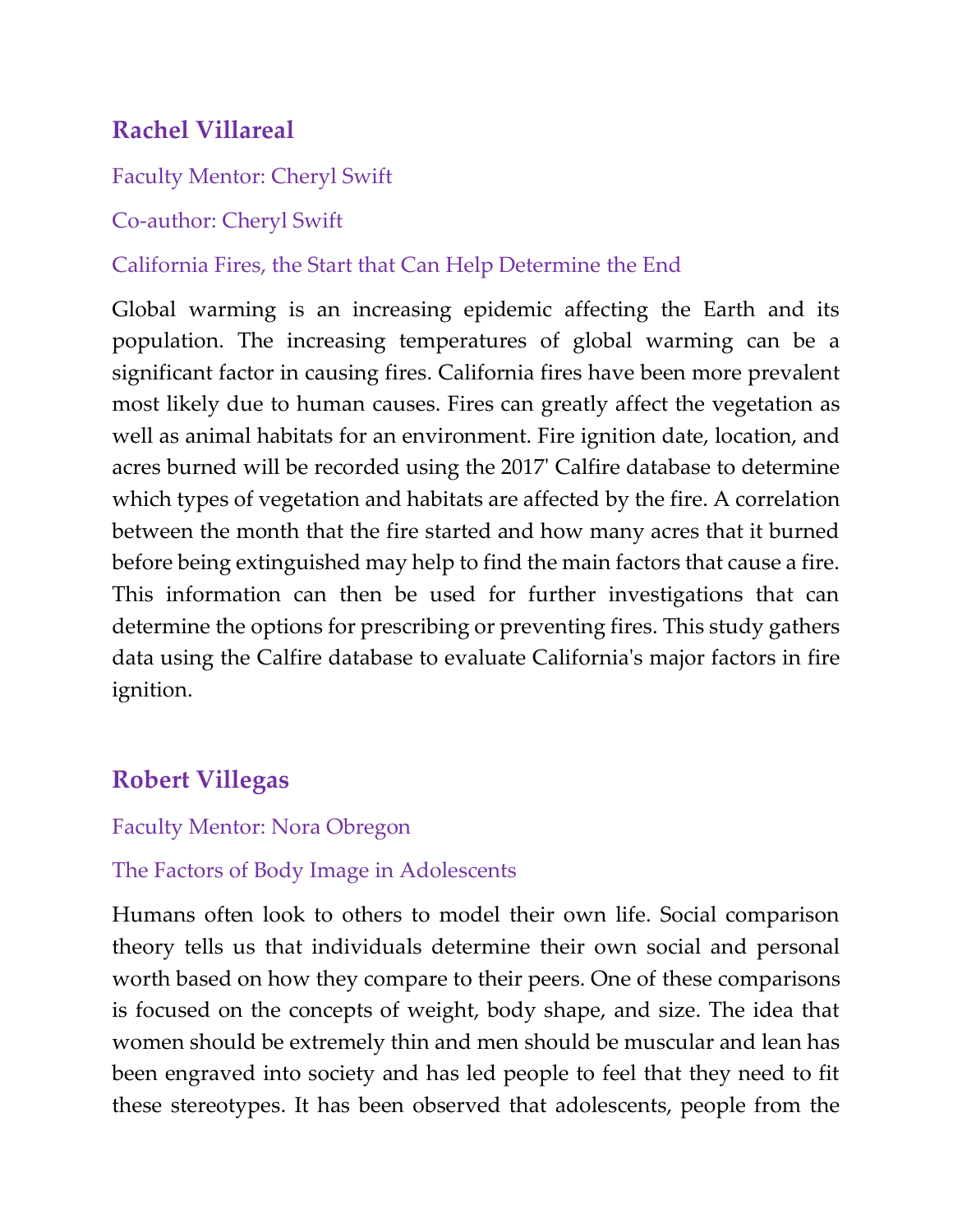## Rachel Villareal

Faculty Mentor: Cheryl Swift

Co-author: Cheryl Swift

California Fires, the Start that Can Help Determine the End

Global warming is an increasing epidemic affecting the Earth and its population. The increasing temperatures of global warming can be a significant factor in causing fires. California fires have been more prevalent most likely due to human causes. Fires can greatly affect the vegetation as well as animal habitats for an environment. Fire ignition date, location, and acres burned will be recorded using the 2017' Calfire database to determine which types of vegetation and habitats are affected by the fire. A correlation between the month that the fire started and how many acres that it burned before being extinguished may help to find the main factors that cause a fire. This information can then be used for further investigations that can determine the options for prescribing or preventing fires. This study gathers data using the Calfire database to evaluate California's major factors in fire ignition.

## Robert Villegas

Faculty Mentor: Nora Obregon

The Factors of Body Image in Adolescents

Humans often look to others to model their own life. Social comparison theory tells us that individuals determine their own social and personal worth based on how they compare to their peers. One of these comparisons is focused on the concepts of weight, body shape, and size. The idea that women should be extremely thin and men should be muscular and lean has been engraved into society and has led people to feel that they need to fit these stereotypes. It has been observed that adolescents, people from the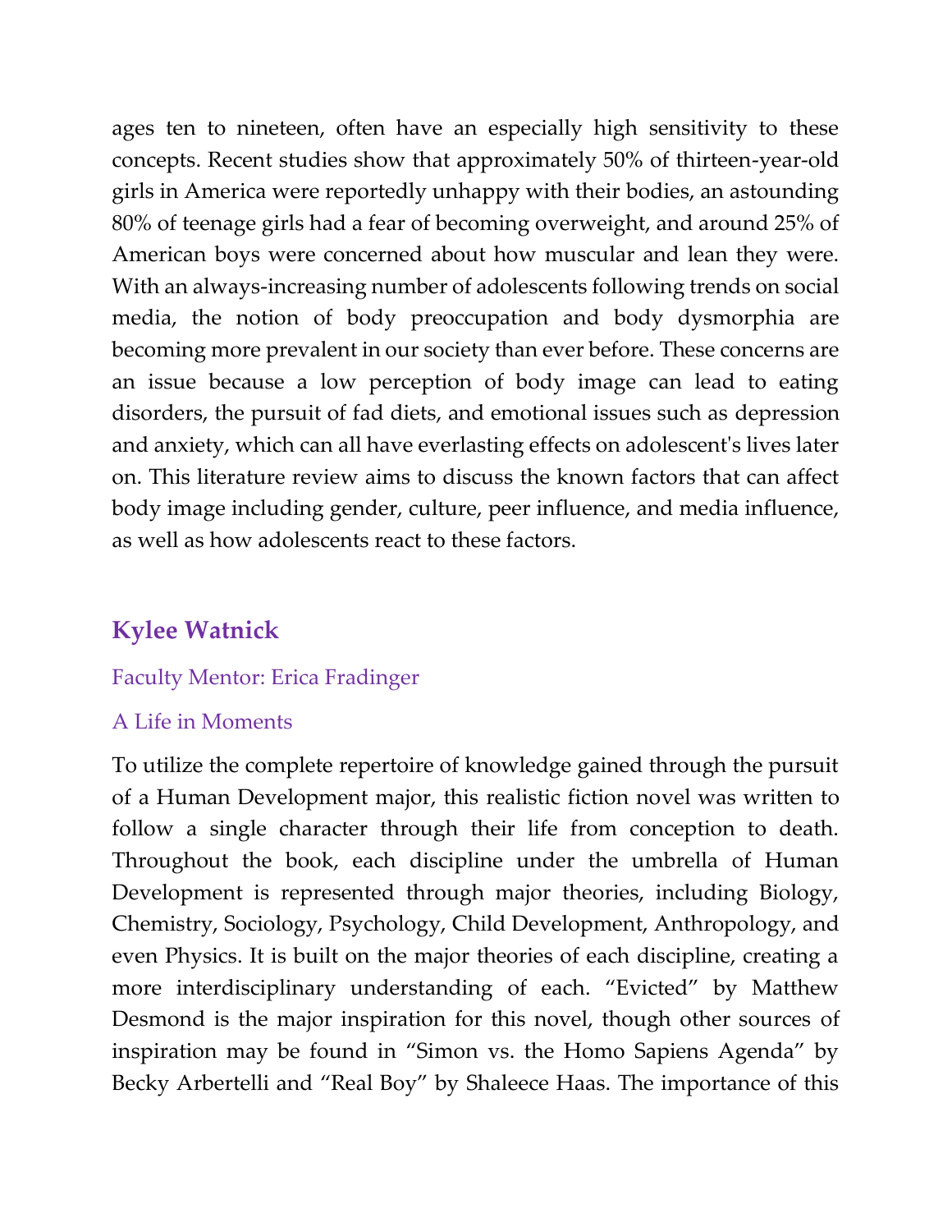ages ten to nineteen, often have an especially high sensitivity to these concepts. Recent studies show that approximately 50% of thirteen-year-old girls in America were reportedly unhappy with their bodies, an astounding 80% of teenage girls had a fear of becoming overweight, and around 25% of American boys were concerned about how muscular and lean they were. With an always-increasing number of adolescents following trends on social media, the notion of body preoccupation and body dysmorphia are becoming more prevalent in our society than ever before. These concerns are an issue because a low perception of body image can lead to eating disorders, the pursuit of fad diets, and emotional issues such as depression and anxiety, which can all have everlasting effects on adolescent's lives later on. This literature review aims to discuss the known factors that can affect body image including gender, culture, peer influence, and media influence, as well as how adolescents react to these factors.

## Kylee Watnick

Faculty Mentor: Erica Fradinger

A Life in Moments

To utilize the complete repertoire of knowledge gained through the pursuit of a Human Development major, this realistic fiction novel was written to follow a single character through their life from conception to death. Throughout the book, each discipline under the umbrella of Human Development is represented through major theories, including Biology, Chemistry, Sociology, Psychology, Child Development, Anthropology, and even Physics. It is built on the major theories of each discipline, creating a more interdisciplinary understanding of each. "Evicted" by Matthew Desmond is the major inspiration for this novel, though other sources of inspiration may be found in "Simon vs. the Homo Sapiens Agenda" by Becky Arbertelli and "Real Boy" by Shaleece Haas. The importance of this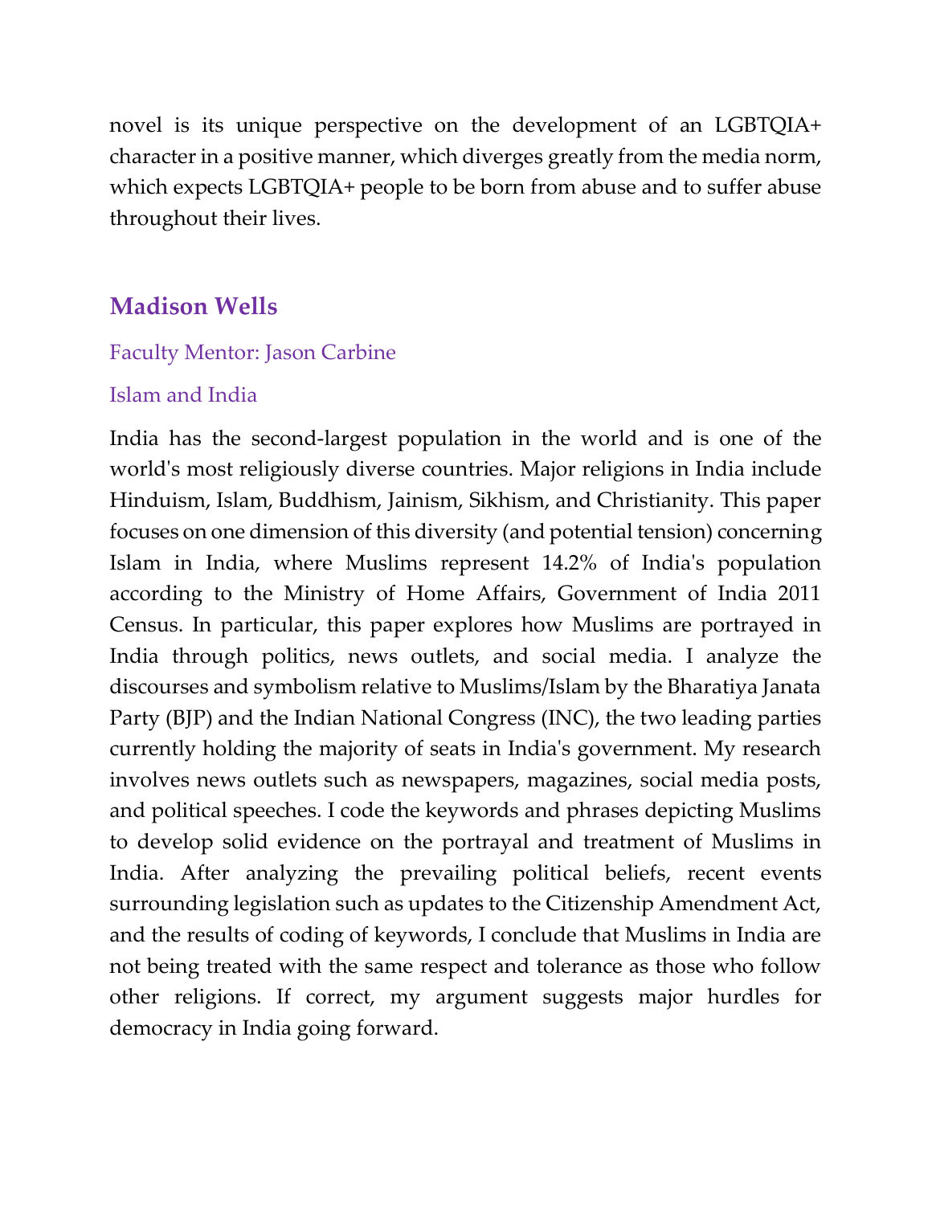novel is its unique perspective on the development of an LGBTQIA+ character in a positive manner, which diverges greatly from the media norm, which expects LGBTQIA+ people to be born from abuse and to suffer abuse throughout their lives.

## Madison Wells

Faculty Mentor: Jason Carbine

Islam and India

India has the second-largest population in the world and is one of the world's most religiously diverse countries. Major religions in India include Hinduism, Islam, Buddhism, Jainism, Sikhism, and Christianity. This paper focuses on one dimension of this diversity (and potential tension) concerning Islam in India, where Muslims represent 14.2% of India's population according to the Ministry of Home Affairs, Government of India 2011 Census. In particular, this paper explores how Muslims are portrayed in India through politics, news outlets, and social media. I analyze the discourses and symbolism relative to Muslims/Islam by the Bharatiya Janata Party (BJP) and the Indian National Congress (INC), the two leading parties currently holding the majority of seats in India's government. My research involves news outlets such as newspapers, magazines, social media posts, and political speeches. I code the keywords and phrases depicting Muslims to develop solid evidence on the portrayal and treatment of Muslims in India. After analyzing the prevailing political beliefs, recent events surrounding legislation such as updates to the Citizenship Amendment Act, and the results of coding of keywords, I conclude that Muslims in India are not being treated with the same respect and tolerance as those who follow other religions. If correct, my argument suggests major hurdles for democracy in India going forward.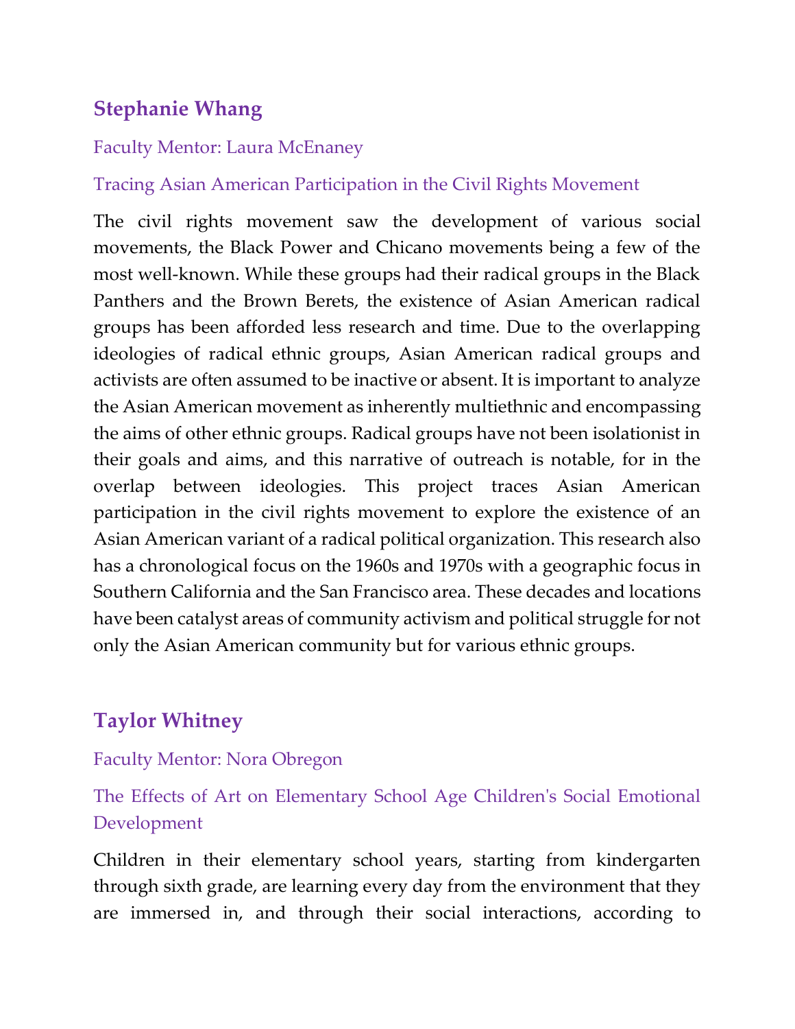## Stephanie Whang

Faculty Mentor: Laura McEnaney

Tracing Asian American Participation in the Civil Rights Movement

The civil rights movement saw the development of various social movements, the Black Power and Chicano movements being a few of the most well-known. While these groups had their radical groups in the Black Panthers and the Brown Berets, the existence of Asian American radical groups has been afforded less research and time. Due to the overlapping ideologies of radical ethnic groups, Asian American radical groups and activists are often assumed to be inactive or absent. It is important to analyze the Asian American movement as inherently multiethnic and encompassing the aims of other ethnic groups. Radical groups have not been isolationist in their goals and aims, and this narrative of outreach is notable, for in the overlap between ideologies. This project traces Asian American participation in the civil rights movement to explore the existence of an Asian American variant of a radical political organization. This research also has a chronological focus on the 1960s and 1970s with a geographic focus in Southern California and the San Francisco area. These decades and locations have been catalyst areas of community activism and political struggle for not only the Asian American community but for various ethnic groups.

## Taylor Whitney

Faculty Mentor: Nora Obregon

The Effects of Art on Elementary School Age Children's Social Emotional Development

Children in their elementary school years, starting from kindergarten through sixth grade, are learning every day from the environment that they are immersed in, and through their social interactions, according to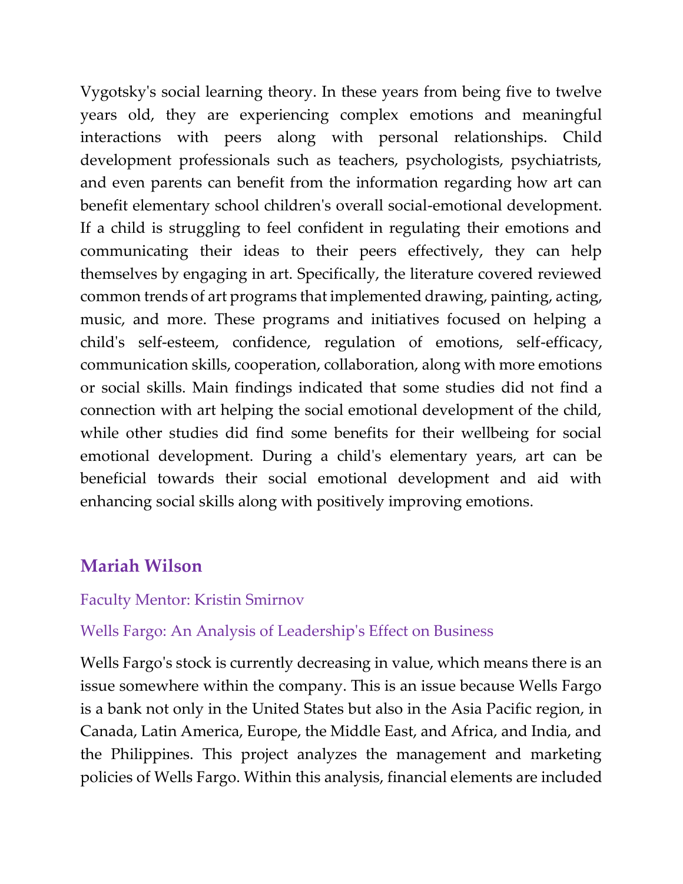Vygotsky's social learning theory. In these years from being five to twelve years old, they are experiencing complex emotions and meaningful interactions with peers along with personal relationships. Child development professionals such as teachers, psychologists, psychiatrists, and even parents can benefit from the information regarding how art can benefit elementary school children's overall social-emotional development. If a child is struggling to feel confident in regulating their emotions and communicating their ideas to their peers effectively, they can help themselves by engaging in art. Specifically, the literature covered reviewed common trends of art programs that implemented drawing, painting, acting, music, and more. These programs and initiatives focused on helping a child's self-esteem, confidence, regulation of emotions, self-efficacy, communication skills, cooperation, collaboration, along with more emotions or social skills. Main findings indicated that some studies did not find a connection with art helping the social emotional development of the child, while other studies did find some benefits for their wellbeing for social emotional development. During a child's elementary years, art can be beneficial towards their social emotional development and aid with enhancing social skills along with positively improving emotions.

## Mariah Wilson

Faculty Mentor: Kristin Smirnov

### Wells Fargo: An Analysis of Leadership's Effect on Business

Wells Fargo's stock is currently decreasing in value, which means there is an issue somewhere within the company. This is an issue because Wells Fargo is a bank not only in the United States but also in the Asia Pacific region, in Canada, Latin America, Europe, the Middle East, and Africa, and India, and the Philippines. This project analyzes the management and marketing policies of Wells Fargo. Within this analysis, financial elements are included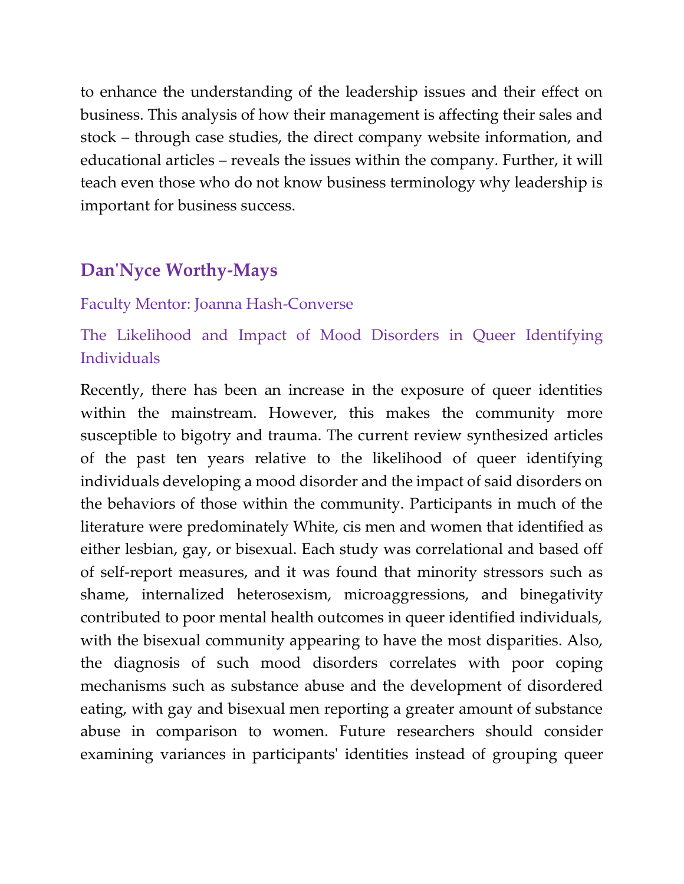to enhance the understanding of the leadership issues and their effect on business. This analysis of how their management is affecting their sales and stock – through case studies, the direct company website information, and educational articles – reveals the issues within the company. Further, it will teach even those who do not know business terminology why leadership is important for business success.

## Dan'Nyce Worthy-Mays

Faculty Mentor: Joanna Hash-Converse

### The Likelihood and Impact of Mood Disorders in Queer Identifying Individuals

Recently, there has been an increase in the exposure of queer identities within the mainstream. However, this makes the community more susceptible to bigotry and trauma. The current review synthesized articles of the past ten years relative to the likelihood of queer identifying individuals developing a mood disorder and the impact of said disorders on the behaviors of those within the community. Participants in much of the literature were predominately White, cis men and women that identified as either lesbian, gay, or bisexual. Each study was correlational and based off of self-report measures, and it was found that minority stressors such as shame, internalized heterosexism, microaggressions, and binegativity contributed to poor mental health outcomes in queer identified individuals, with the bisexual community appearing to have the most disparities. Also, the diagnosis of such mood disorders correlates with poor coping mechanisms such as substance abuse and the development of disordered eating, with gay and bisexual men reporting a greater amount of substance abuse in comparison to women. Future researchers should consider examining variances in participants' identities instead of grouping queer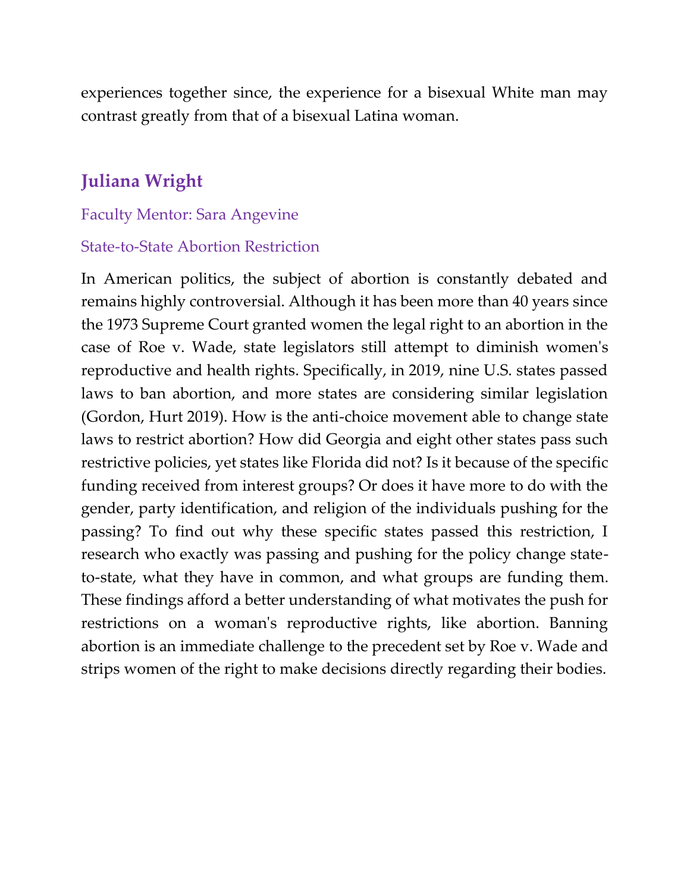experiences together since, the experience for a bisexual White man may contrast greatly from that of a bisexual Latina woman.

## Juliana Wright

Faculty Mentor: Sara Angevine

State-to-State Abortion Restriction

In American politics, the subject of abortion is constantly debated and remains highly controversial. Although it has been more than 40 years since the 1973 Supreme Court granted women the legal right to an abortion in the case of Roe v. Wade, state legislators still attempt to diminish women's reproductive and health rights. Specifically, in 2019, nine U.S. states passed laws to ban abortion, and more states are considering similar legislation (Gordon, Hurt 2019). How is the anti-choice movement able to change state laws to restrict abortion? How did Georgia and eight other states pass such restrictive policies, yet states like Florida did not? Is it because of the specific funding received from interest groups? Or does it have more to do with the gender, party identification, and religion of the individuals pushing for the passing? To find out why these specific states passed this restriction, I research who exactly was passing and pushing for the policy change state-to-state, what they have in common, and what groups are funding them. These findings afford a better understanding of what motivates the push for restrictions on a woman's reproductive rights, like abortion. Banning abortion is an immediate challenge to the precedent set by Roe v. Wade and strips women of the right to make decisions directly regarding their bodies.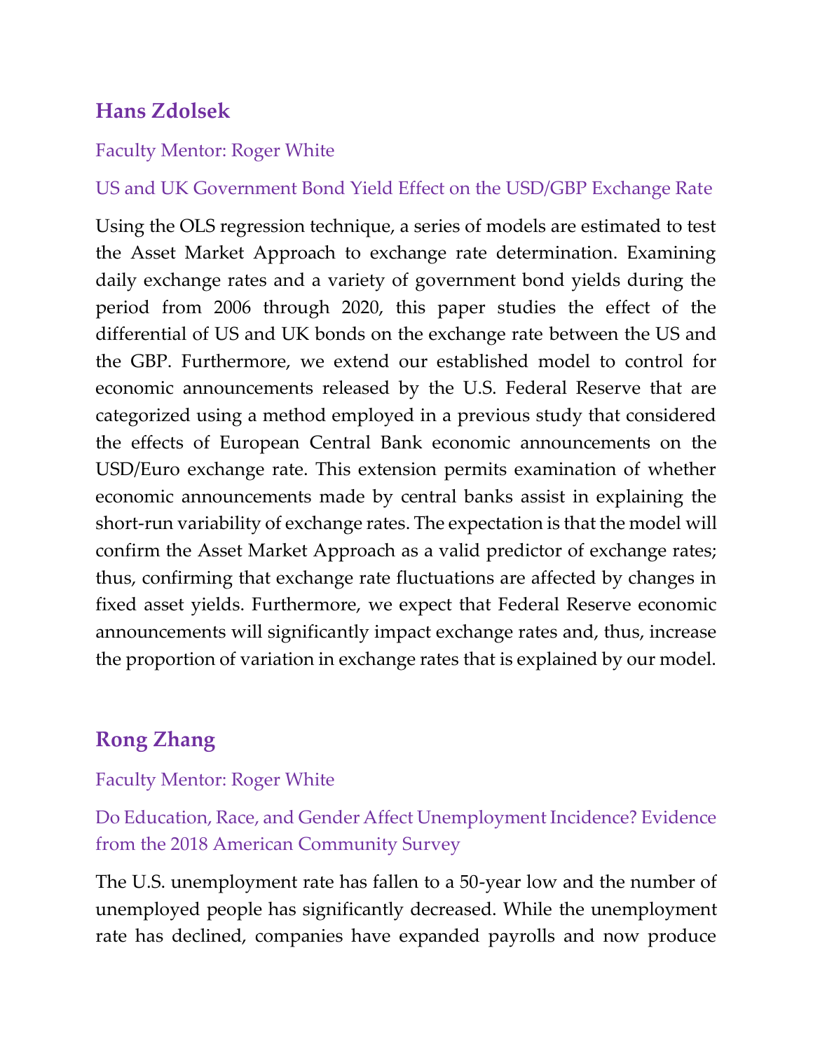## Hans Zdolsek

Faculty Mentor: Roger White

US and UK Government Bond Yield Effect on the USD/GBP Exchange Rate

Using the OLS regression technique, a series of models are estimated to test the Asset Market Approach to exchange rate determination. Examining daily exchange rates and a variety of government bond yields during the period from 2006 through 2020, this paper studies the effect of the differential of US and UK bonds on the exchange rate between the US and the GBP. Furthermore, we extend our established model to control for economic announcements released by the U.S. Federal Reserve that are categorized using a method employed in a previous study that considered the effects of European Central Bank economic announcements on the USD/Euro exchange rate. This extension permits examination of whether economic announcements made by central banks assist in explaining the short-run variability of exchange rates. The expectation is that the model will confirm the Asset Market Approach as a valid predictor of exchange rates; thus, confirming that exchange rate fluctuations are affected by changes in fixed asset yields. Furthermore, we expect that Federal Reserve economic announcements will significantly impact exchange rates and, thus, increase the proportion of variation in exchange rates that is explained by our model.

## Rong Zhang

Faculty Mentor: Roger White

Do Education, Race, and Gender Affect Unemployment Incidence? Evidence from the 2018 American Community Survey

The U.S. unemployment rate has fallen to a 50-year low and the number of unemployed people has significantly decreased. While the unemployment rate has declined, companies have expanded payrolls and now produce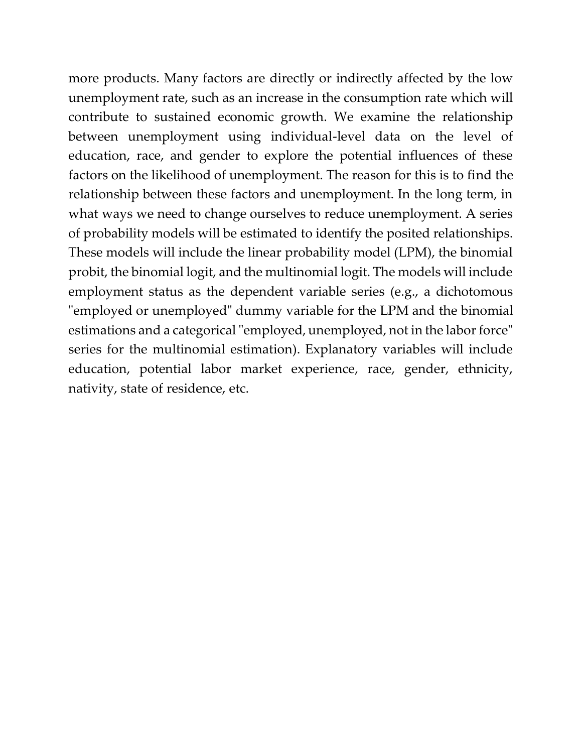more products. Many factors are directly or indirectly affected by the low unemployment rate, such as an increase in the consumption rate which will contribute to sustained economic growth. We examine the relationship between unemployment using individual-level data on the level of education, race, and gender to explore the potential influences of these factors on the likelihood of unemployment. The reason for this is to find the relationship between these factors and unemployment. In the long term, in what ways we need to change ourselves to reduce unemployment. A series of probability models will be estimated to identify the posited relationships. These models will include the linear probability model (LPM), the binomial probit, the binomial logit, and the multinomial logit. The models will include employment status as the dependent variable series (e.g., a dichotomous "employed or unemployed" dummy variable for the LPM and the binomial estimations and a categorical "employed, unemployed, not in the labor force" series for the multinomial estimation). Explanatory variables will include education, potential labor market experience, race, gender, ethnicity, nativity, state of residence, etc.